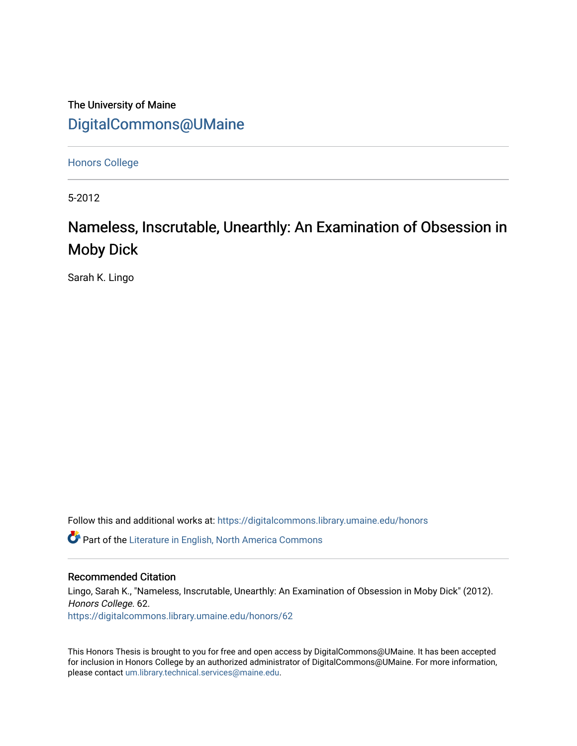The University of Maine

DigitalCommons@UMaine

Honors College

5-2012

# Nameless, Inscrutable, Unearthly: An Examination of Obsession in Moby Dick

Sarah K. Lingo

Follow this and additional works at: https://digitalcommons.library.umaine.edu/honors

Part of the Literature in English, North America Commons

## Recommended Citation

Lingo, Sarah K., "Nameless, Inscrutable, Unearthly: An Examination of Obsession in Moby Dick" (2012). *Honors College*. 62.
https://digitalcommons.library.umaine.edu/honors/62

This Honors Thesis is brought to you for free and open access by DigitalCommons@UMaine. It has been accepted for inclusion in Honors College by an authorized administrator of DigitalCommons@UMaine. For more information, please contact um.library.technical.services@maine.edu.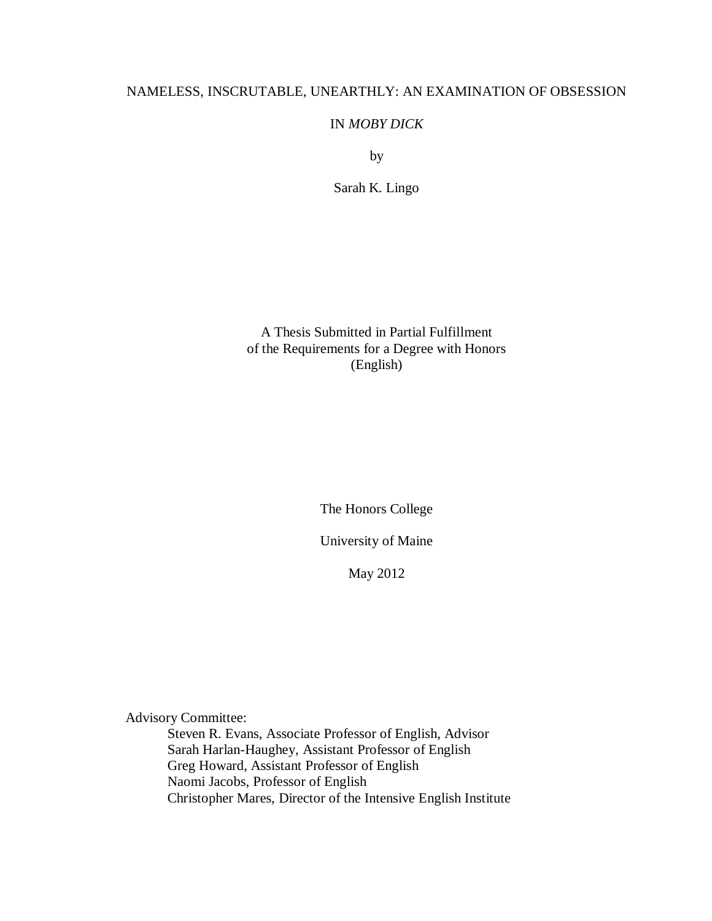# NAMELESS, INSCRUTABLE, UNEARTHLY: AN EXAMINATION OF OBSESSION IN *MOBY DICK*

by

Sarah K. Lingo

A Thesis Submitted in Partial Fulfillment
of the Requirements for a Degree with Honors
(English)

The Honors College

University of Maine

May 2012

Advisory Committee:

Steven R. Evans, Associate Professor of English, Advisor
Sarah Harlan-Haughey, Assistant Professor of English
Greg Howard, Assistant Professor of English
Naomi Jacobs, Professor of English
Christopher Mares, Director of the Intensive English Institute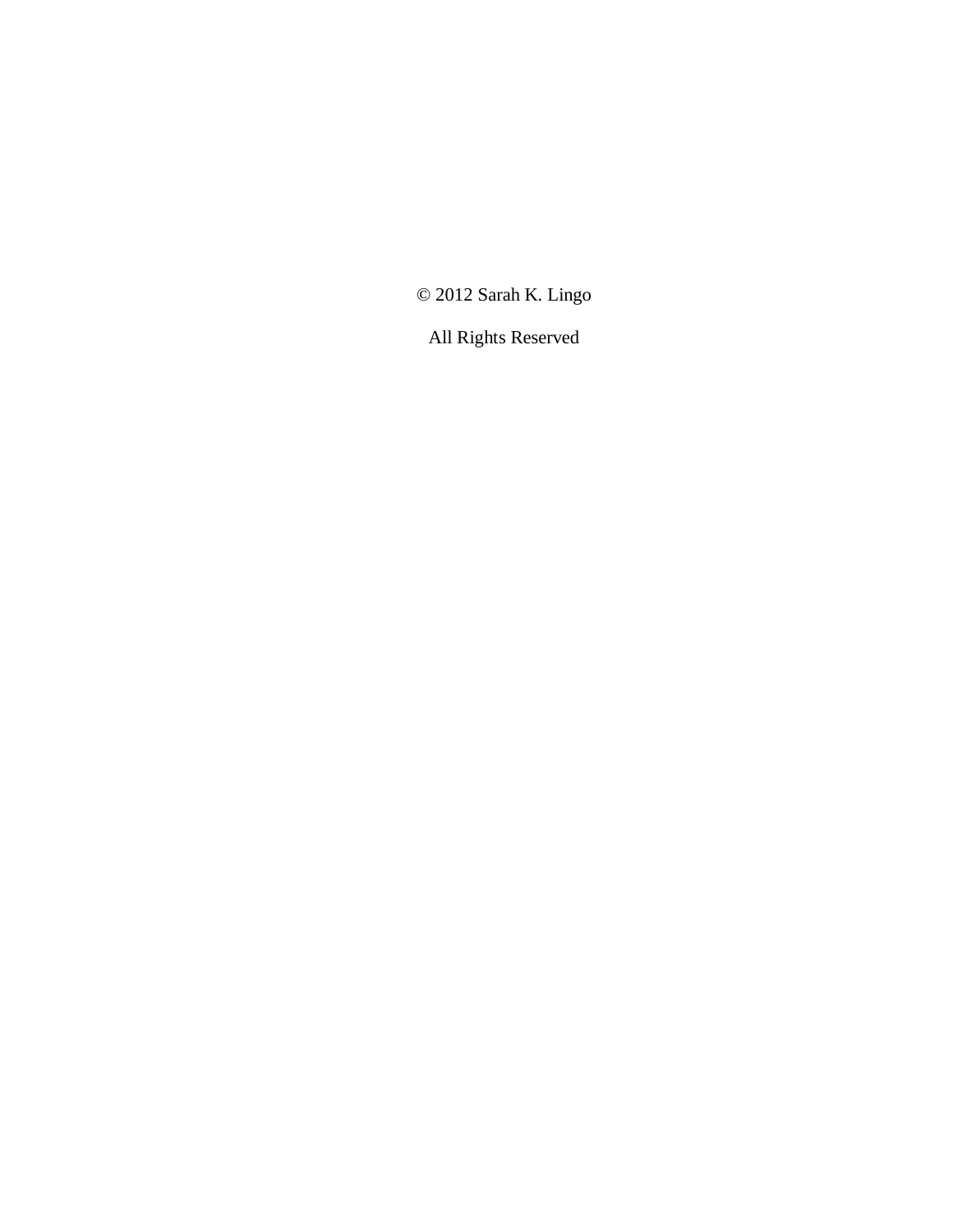© 2012 Sarah K. Lingo

All Rights Reserved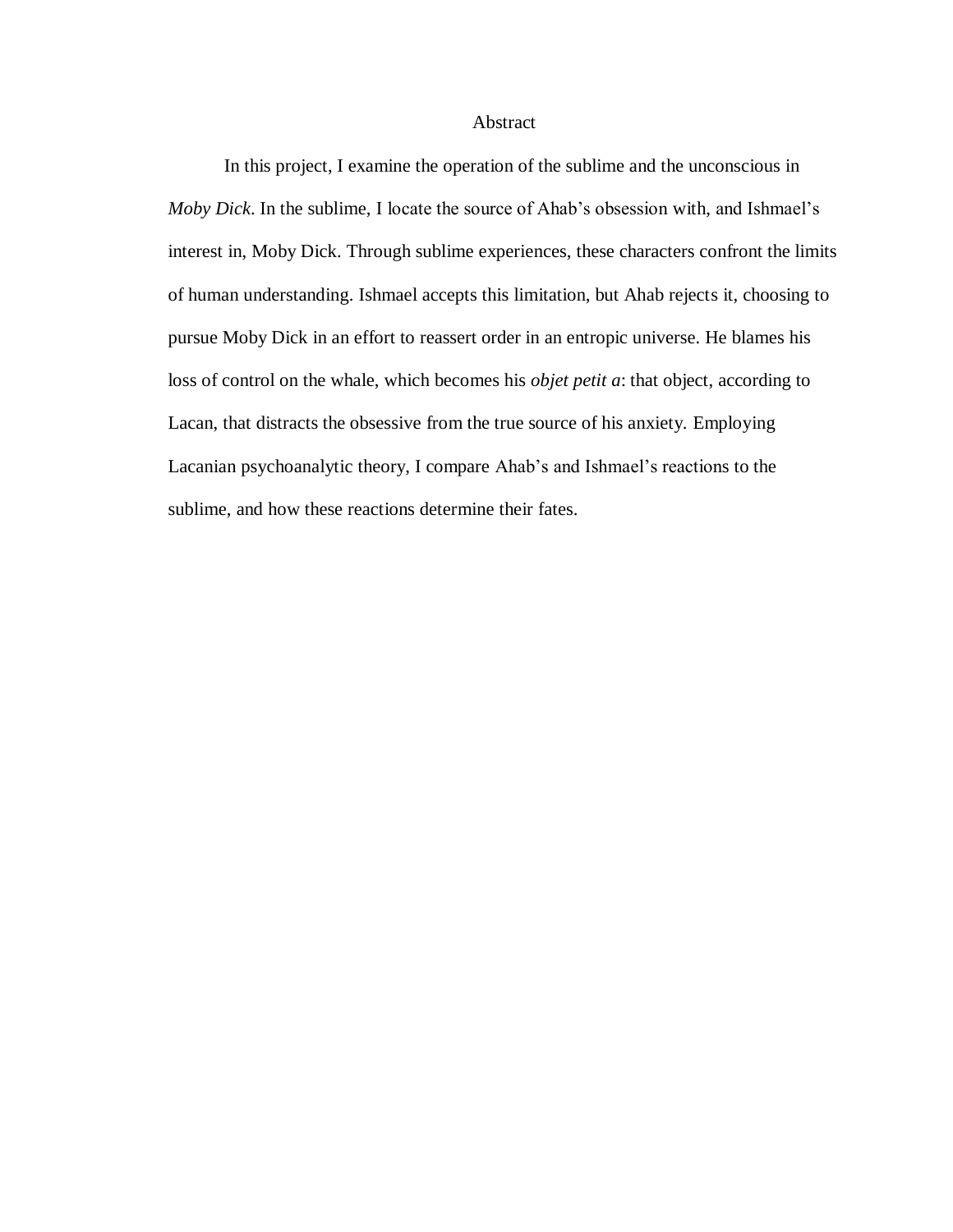# Abstract

In this project, I examine the operation of the sublime and the unconscious in *Moby Dick*. In the sublime, I locate the source of Ahab's obsession with, and Ishmael's interest in, Moby Dick. Through sublime experiences, these characters confront the limits of human understanding. Ishmael accepts this limitation, but Ahab rejects it, choosing to pursue Moby Dick in an effort to reassert order in an entropic universe. He blames his loss of control on the whale, which becomes his *objet petit a*: that object, according to Lacan, that distracts the obsessive from the true source of his anxiety. Employing Lacanian psychoanalytic theory, I compare Ahab's and Ishmael's reactions to the sublime, and how these reactions determine their fates.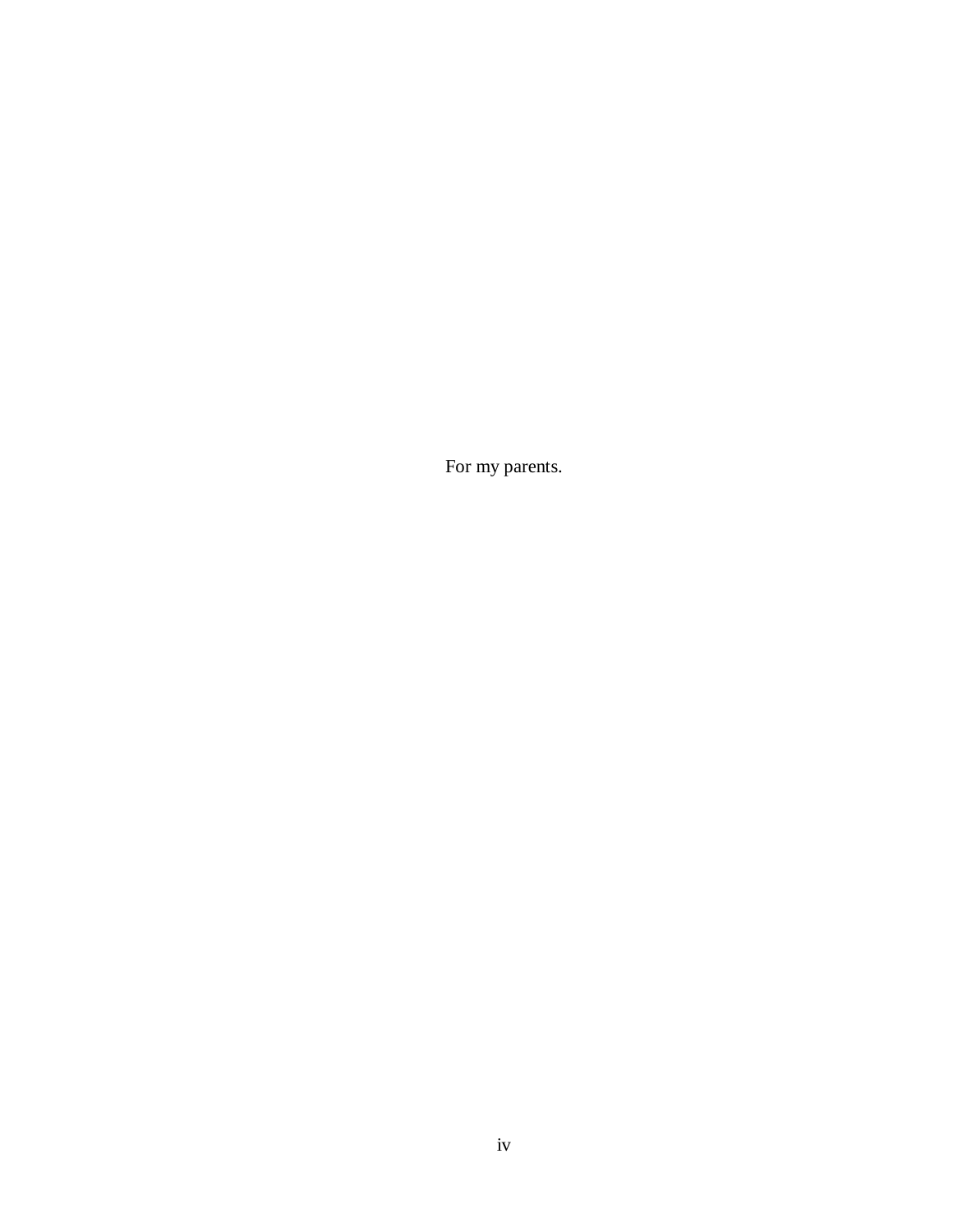For my parents.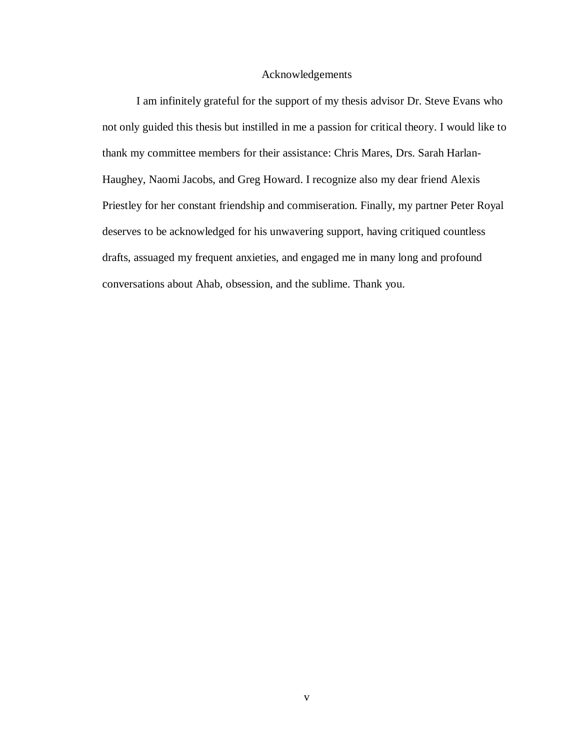# Acknowledgements

I am infinitely grateful for the support of my thesis advisor Dr. Steve Evans who not only guided this thesis but instilled in me a passion for critical theory. I would like to thank my committee members for their assistance: Chris Mares, Drs. Sarah Harlan-Haughey, Naomi Jacobs, and Greg Howard. I recognize also my dear friend Alexis Priestley for her constant friendship and commiseration. Finally, my partner Peter Royal deserves to be acknowledged for his unwavering support, having critiqued countless drafts, assuaged my frequent anxieties, and engaged me in many long and profound conversations about Ahab, obsession, and the sublime. Thank you.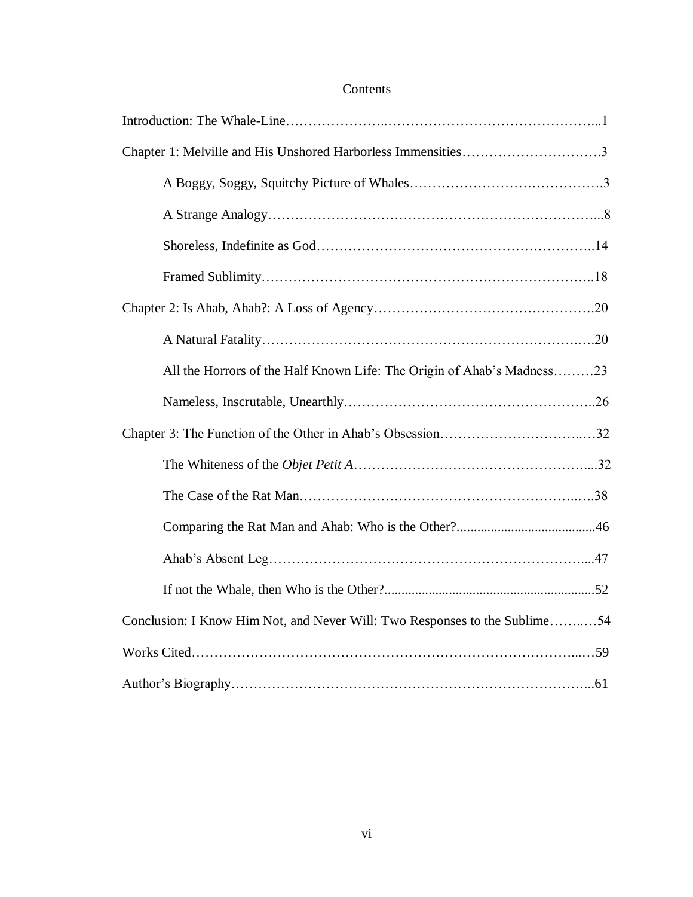# Contents

Introduction: The Whale-Line ..... 1

Chapter 1: Melville and His Unshored Harborless Immensities ..... 3

- A Boggy, Soggy, Squitchy Picture of Whales ..... 3
- A Strange Analogy ..... 8
- Shoreless, Indefinite as God ..... 14
- Framed Sublimity ..... 18

Chapter 2: Is Ahab, Ahab?: A Loss of Agency ..... 20

- A Natural Fatality ..... 20
- All the Horrors of the Half Known Life: The Origin of Ahab's Madness ..... 23
- Nameless, Inscrutable, Unearthly ..... 26

Chapter 3: The Function of the Other in Ahab's Obsession ..... 32

- The Whiteness of the *Objet Petit A* ..... 32
- The Case of the Rat Man ..... 38
- Comparing the Rat Man and Ahab: Who is the Other? ..... 46
- Ahab's Absent Leg ..... 47
- If not the Whale, then Who is the Other? ..... 52

Conclusion: I Know Him Not, and Never Will: Two Responses to the Sublime ..... 54

Works Cited ..... 59

Author's Biography ..... 61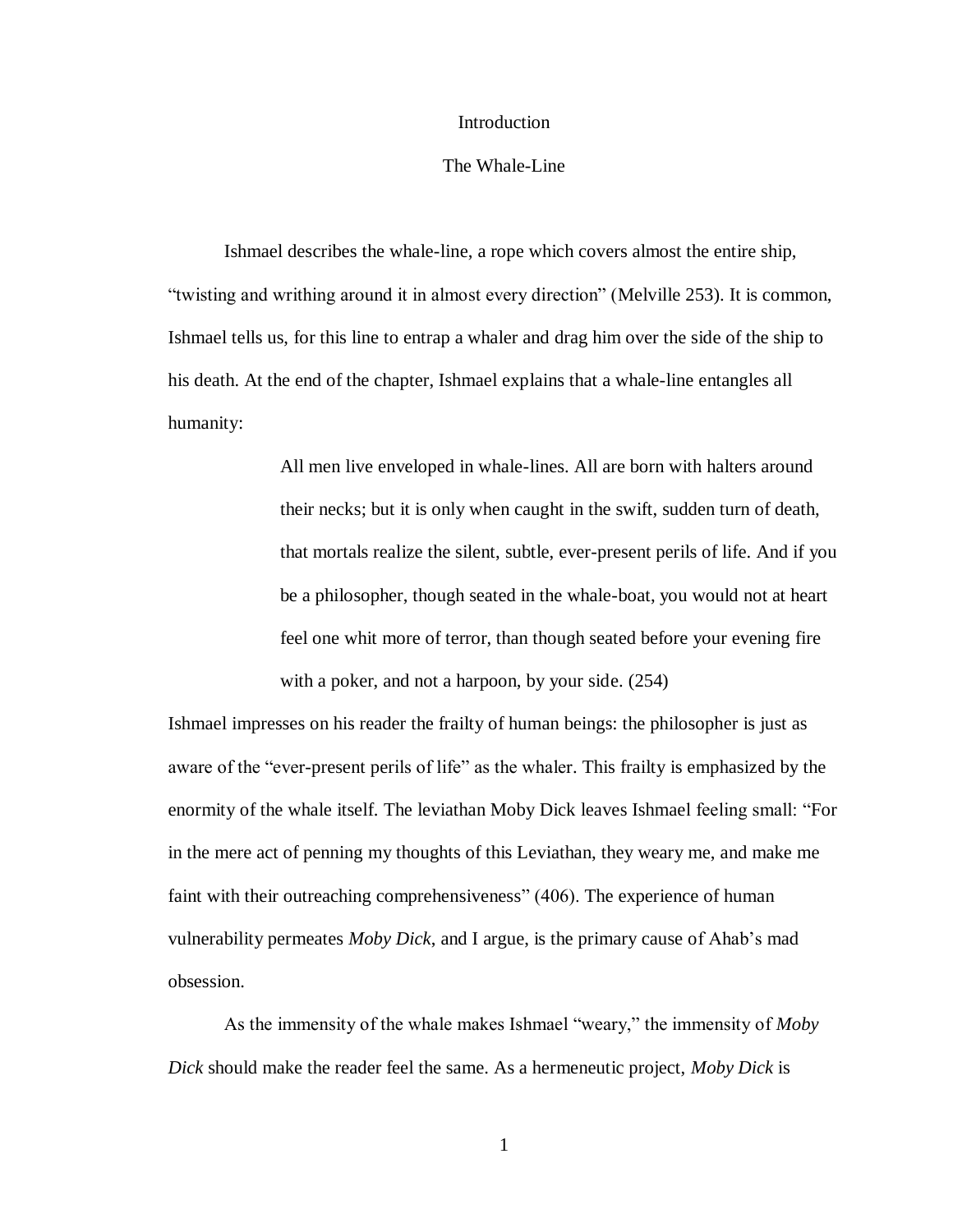# Introduction

## The Whale-Line

Ishmael describes the whale-line, a rope which covers almost the entire ship, "twisting and writhing around it in almost every direction" (Melville 253). It is common, Ishmael tells us, for this line to entrap a whaler and drag him over the side of the ship to his death. At the end of the chapter, Ishmael explains that a whale-line entangles all humanity:

> All men live enveloped in whale-lines. All are born with halters around their necks; but it is only when caught in the swift, sudden turn of death, that mortals realize the silent, subtle, ever-present perils of life. And if you be a philosopher, though seated in the whale-boat, you would not at heart feel one whit more of terror, than though seated before your evening fire with a poker, and not a harpoon, by your side. (254)

Ishmael impresses on his reader the frailty of human beings: the philosopher is just as aware of the "ever-present perils of life" as the whaler. This frailty is emphasized by the enormity of the whale itself. The leviathan Moby Dick leaves Ishmael feeling small: "For in the mere act of penning my thoughts of this Leviathan, they weary me, and make me faint with their outreaching comprehensiveness" (406). The experience of human vulnerability permeates *Moby Dick*, and I argue, is the primary cause of Ahab's mad obsession.

As the immensity of the whale makes Ishmael "weary," the immensity of *Moby Dick* should make the reader feel the same. As a hermeneutic project, *Moby Dick* is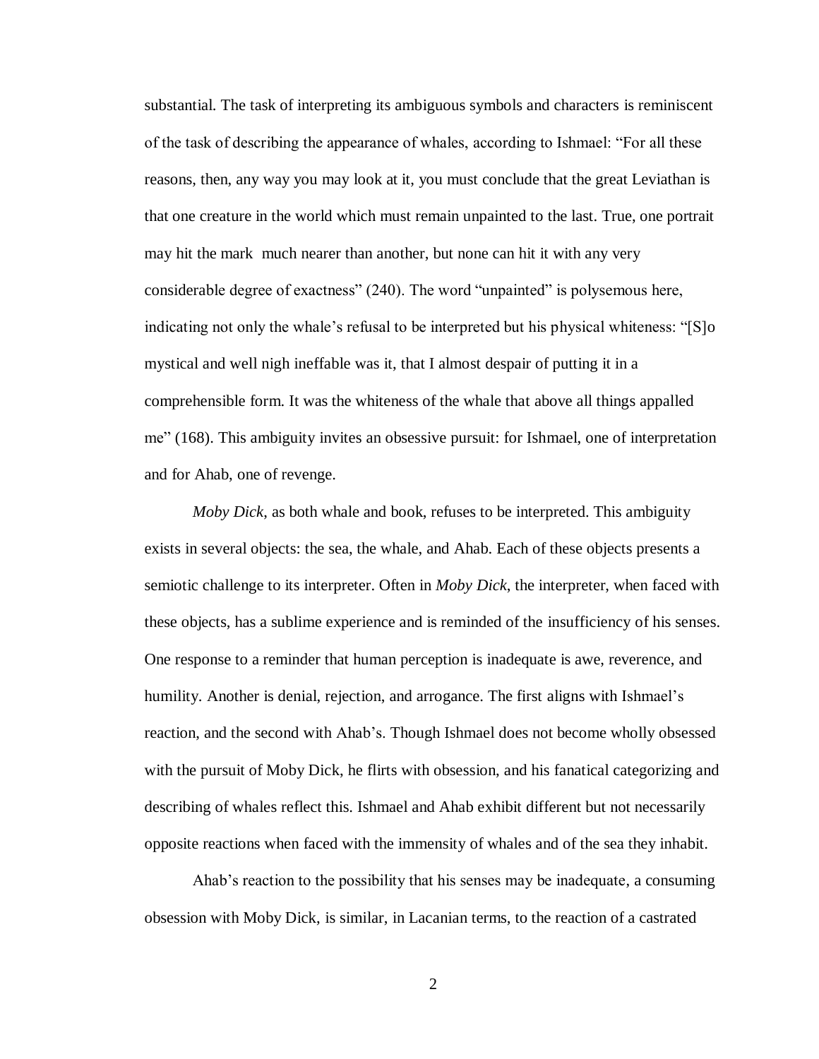substantial. The task of interpreting its ambiguous symbols and characters is reminiscent of the task of describing the appearance of whales, according to Ishmael: "For all these reasons, then, any way you may look at it, you must conclude that the great Leviathan is that one creature in the world which must remain unpainted to the last. True, one portrait may hit the mark much nearer than another, but none can hit it with any very considerable degree of exactness" (240). The word "unpainted" is polysemous here, indicating not only the whale's refusal to be interpreted but his physical whiteness: "[S]o mystical and well nigh ineffable was it, that I almost despair of putting it in a comprehensible form. It was the whiteness of the whale that above all things appalled me" (168). This ambiguity invites an obsessive pursuit: for Ishmael, one of interpretation and for Ahab, one of revenge.

*Moby Dick*, as both whale and book, refuses to be interpreted. This ambiguity exists in several objects: the sea, the whale, and Ahab. Each of these objects presents a semiotic challenge to its interpreter. Often in *Moby Dick*, the interpreter, when faced with these objects, has a sublime experience and is reminded of the insufficiency of his senses. One response to a reminder that human perception is inadequate is awe, reverence, and humility. Another is denial, rejection, and arrogance. The first aligns with Ishmael's reaction, and the second with Ahab's. Though Ishmael does not become wholly obsessed with the pursuit of Moby Dick, he flirts with obsession, and his fanatical categorizing and describing of whales reflect this. Ishmael and Ahab exhibit different but not necessarily opposite reactions when faced with the immensity of whales and of the sea they inhabit.

Ahab's reaction to the possibility that his senses may be inadequate, a consuming obsession with Moby Dick, is similar, in Lacanian terms, to the reaction of a castrated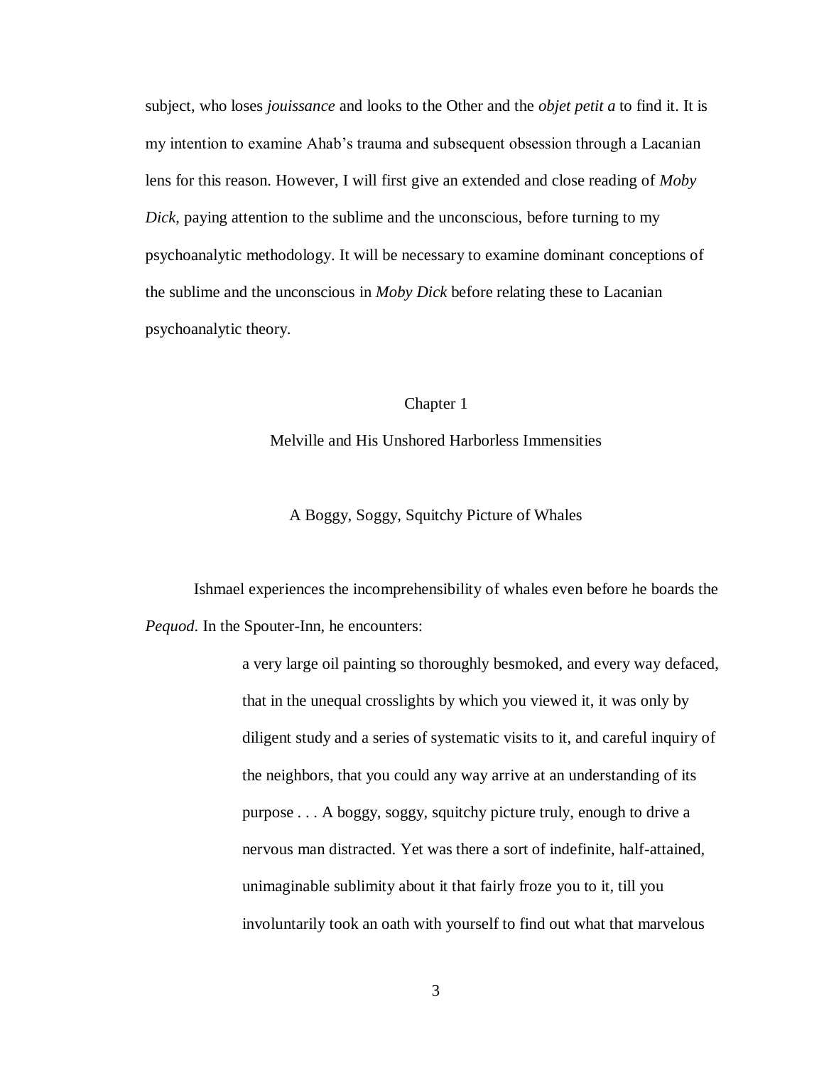subject, who loses *jouissance* and looks to the Other and the *objet petit a* to find it. It is my intention to examine Ahab's trauma and subsequent obsession through a Lacanian lens for this reason. However, I will first give an extended and close reading of *Moby Dick*, paying attention to the sublime and the unconscious, before turning to my psychoanalytic methodology. It will be necessary to examine dominant conceptions of the sublime and the unconscious in *Moby Dick* before relating these to Lacanian psychoanalytic theory.

# Chapter 1

# Melville and His Unshored Harborless Immensities

## A Boggy, Soggy, Squitchy Picture of Whales

Ishmael experiences the incomprehensibility of whales even before he boards the *Pequod*. In the Spouter-Inn, he encounters:

> a very large oil painting so thoroughly besmoked, and every way defaced, that in the unequal crosslights by which you viewed it, it was only by diligent study and a series of systematic visits to it, and careful inquiry of the neighbors, that you could any way arrive at an understanding of its purpose . . . A boggy, soggy, squitchy picture truly, enough to drive a nervous man distracted. Yet was there a sort of indefinite, half-attained, unimaginable sublimity about it that fairly froze you to it, till you involuntarily took an oath with yourself to find out what that marvelous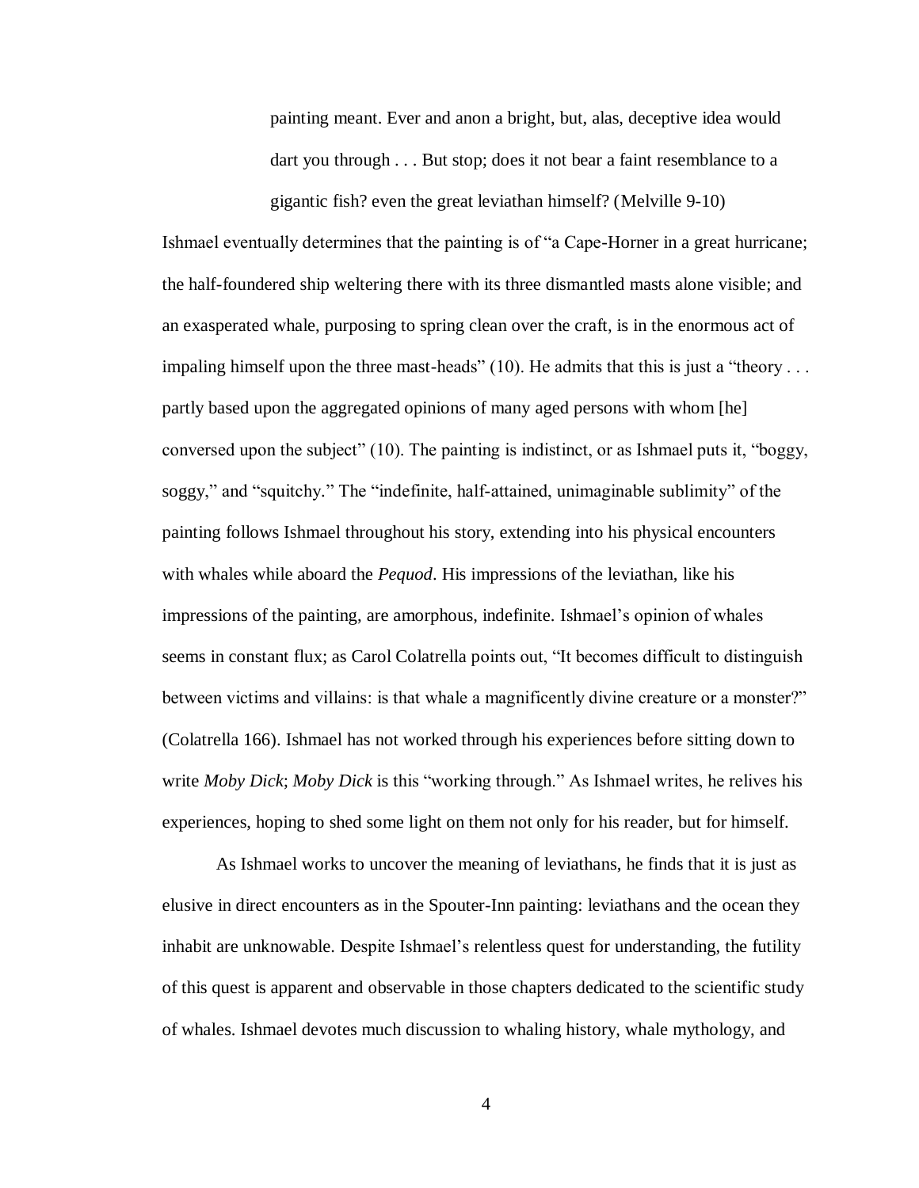> painting meant. Ever and anon a bright, but, alas, deceptive idea would dart you through . . . But stop; does it not bear a faint resemblance to a gigantic fish? even the great leviathan himself? (Melville 9-10)

Ishmael eventually determines that the painting is of "a Cape-Horner in a great hurricane; the half-foundered ship weltering there with its three dismantled masts alone visible; and an exasperated whale, purposing to spring clean over the craft, is in the enormous act of impaling himself upon the three mast-heads" (10). He admits that this is just a "theory . . . partly based upon the aggregated opinions of many aged persons with whom [he] conversed upon the subject" (10). The painting is indistinct, or as Ishmael puts it, "boggy, soggy," and "squitchy." The "indefinite, half-attained, unimaginable sublimity" of the painting follows Ishmael throughout his story, extending into his physical encounters with whales while aboard the *Pequod*. His impressions of the leviathan, like his impressions of the painting, are amorphous, indefinite. Ishmael's opinion of whales seems in constant flux; as Carol Colatrella points out, "It becomes difficult to distinguish between victims and villains: is that whale a magnificently divine creature or a monster?" (Colatrella 166). Ishmael has not worked through his experiences before sitting down to write *Moby Dick*; *Moby Dick* is this "working through." As Ishmael writes, he relives his experiences, hoping to shed some light on them not only for his reader, but for himself.

As Ishmael works to uncover the meaning of leviathans, he finds that it is just as elusive in direct encounters as in the Spouter-Inn painting: leviathans and the ocean they inhabit are unknowable. Despite Ishmael's relentless quest for understanding, the futility of this quest is apparent and observable in those chapters dedicated to the scientific study of whales. Ishmael devotes much discussion to whaling history, whale mythology, and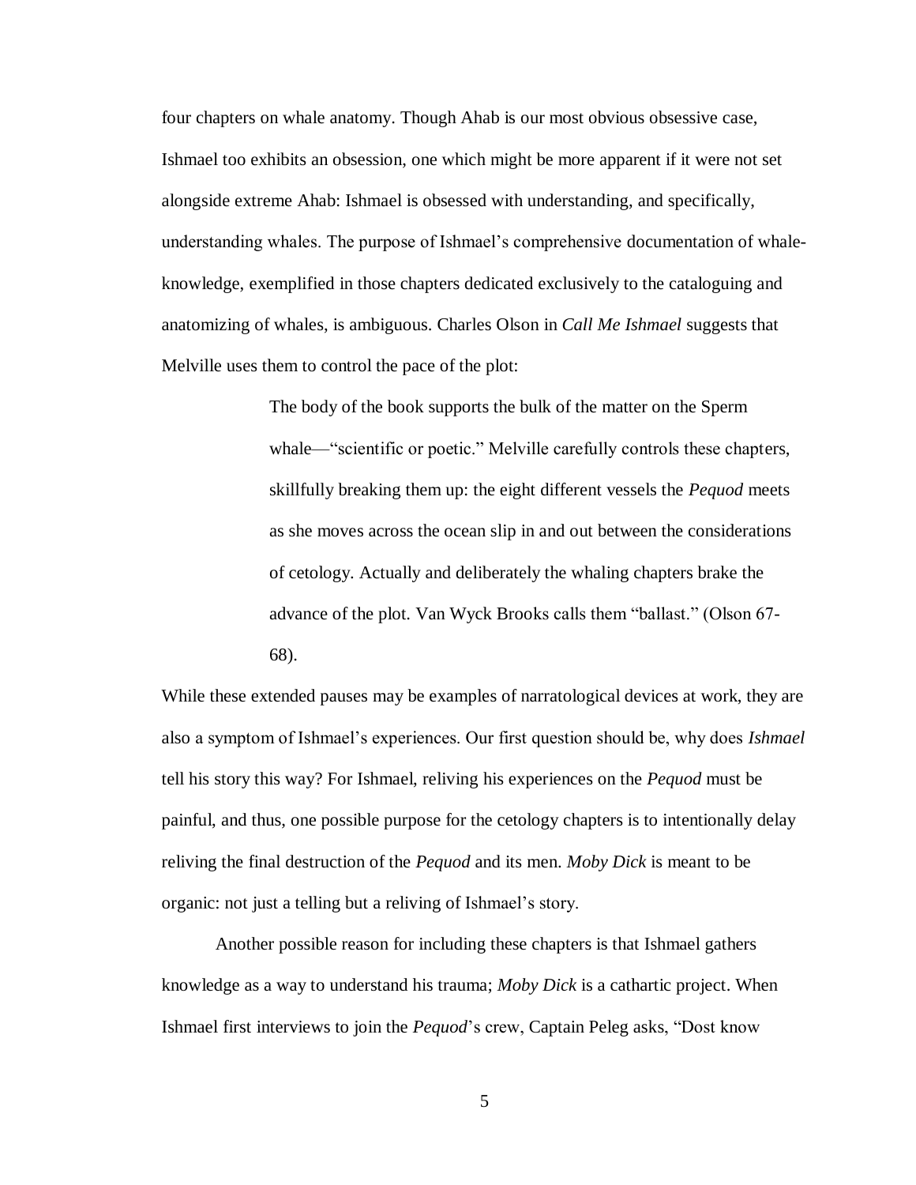four chapters on whale anatomy. Though Ahab is our most obvious obsessive case, Ishmael too exhibits an obsession, one which might be more apparent if it were not set alongside extreme Ahab: Ishmael is obsessed with understanding, and specifically, understanding whales. The purpose of Ishmael's comprehensive documentation of whale-knowledge, exemplified in those chapters dedicated exclusively to the cataloguing and anatomizing of whales, is ambiguous. Charles Olson in *Call Me Ishmael* suggests that Melville uses them to control the pace of the plot:

> The body of the book supports the bulk of the matter on the Sperm whale—"scientific or poetic." Melville carefully controls these chapters, skillfully breaking them up: the eight different vessels the *Pequod* meets as she moves across the ocean slip in and out between the considerations of cetology. Actually and deliberately the whaling chapters brake the advance of the plot. Van Wyck Brooks calls them "ballast." (Olson 67-68).

While these extended pauses may be examples of narratological devices at work, they are also a symptom of Ishmael's experiences. Our first question should be, why does *Ishmael* tell his story this way? For Ishmael, reliving his experiences on the *Pequod* must be painful, and thus, one possible purpose for the cetology chapters is to intentionally delay reliving the final destruction of the *Pequod* and its men. *Moby Dick* is meant to be organic: not just a telling but a reliving of Ishmael's story.

Another possible reason for including these chapters is that Ishmael gathers knowledge as a way to understand his trauma; *Moby Dick* is a cathartic project. When Ishmael first interviews to join the *Pequod*'s crew, Captain Peleg asks, "Dost know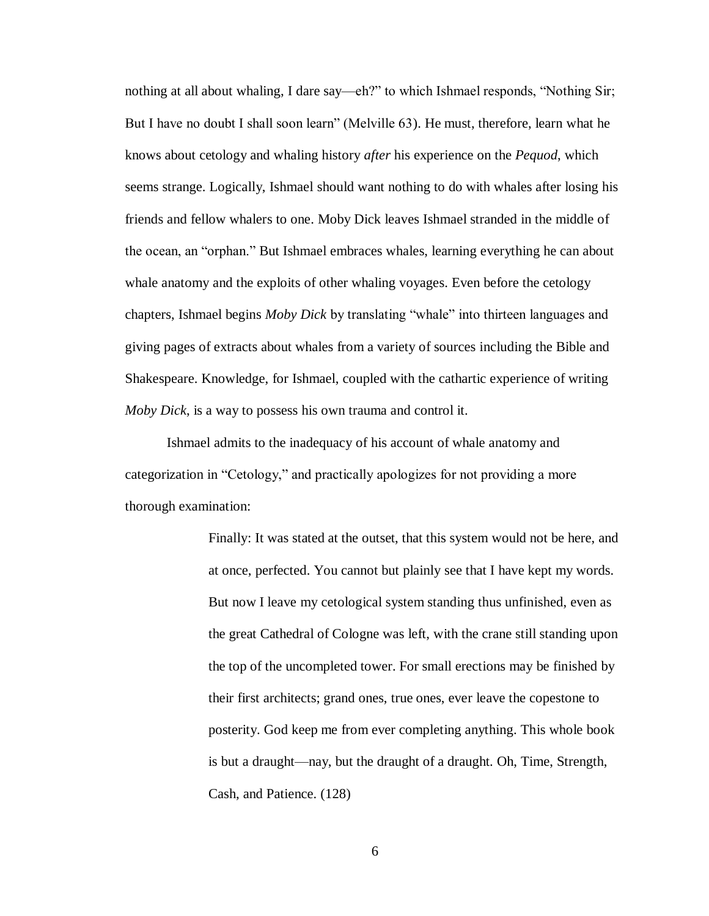nothing at all about whaling, I dare say—eh?" to which Ishmael responds, "Nothing Sir; But I have no doubt I shall soon learn" (Melville 63). He must, therefore, learn what he knows about cetology and whaling history *after* his experience on the *Pequod*, which seems strange. Logically, Ishmael should want nothing to do with whales after losing his friends and fellow whalers to one. Moby Dick leaves Ishmael stranded in the middle of the ocean, an "orphan." But Ishmael embraces whales, learning everything he can about whale anatomy and the exploits of other whaling voyages. Even before the cetology chapters, Ishmael begins *Moby Dick* by translating "whale" into thirteen languages and giving pages of extracts about whales from a variety of sources including the Bible and Shakespeare. Knowledge, for Ishmael, coupled with the cathartic experience of writing *Moby Dick*, is a way to possess his own trauma and control it.

Ishmael admits to the inadequacy of his account of whale anatomy and categorization in "Cetology," and practically apologizes for not providing a more thorough examination:

> Finally: It was stated at the outset, that this system would not be here, and at once, perfected. You cannot but plainly see that I have kept my words. But now I leave my cetological system standing thus unfinished, even as the great Cathedral of Cologne was left, with the crane still standing upon the top of the uncompleted tower. For small erections may be finished by their first architects; grand ones, true ones, ever leave the copestone to posterity. God keep me from ever completing anything. This whole book is but a draught—nay, but the draught of a draught. Oh, Time, Strength, Cash, and Patience. (128)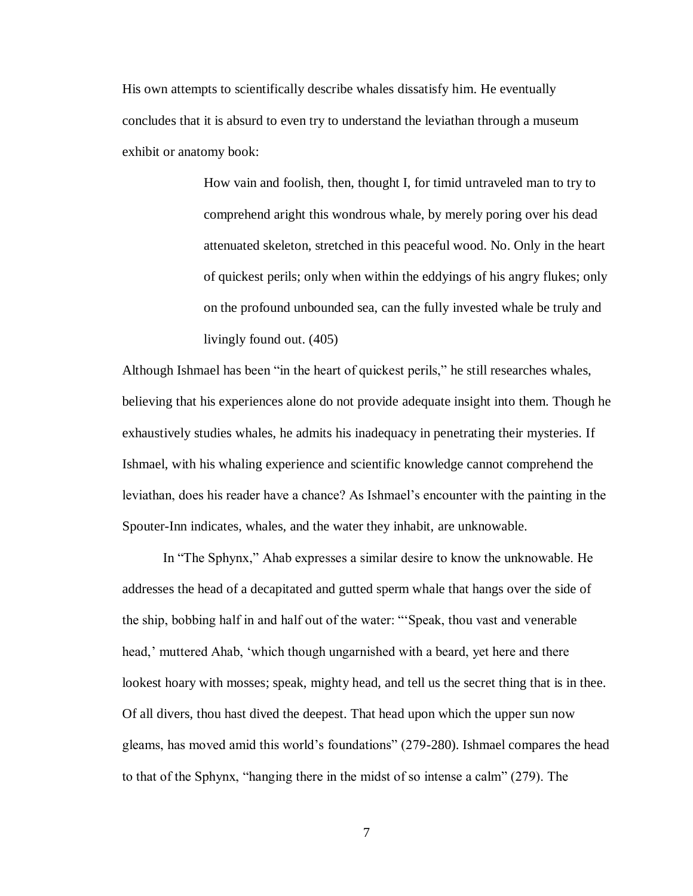His own attempts to scientifically describe whales dissatisfy him. He eventually concludes that it is absurd to even try to understand the leviathan through a museum exhibit or anatomy book:

> How vain and foolish, then, thought I, for timid untraveled man to try to comprehend aright this wondrous whale, by merely poring over his dead attenuated skeleton, stretched in this peaceful wood. No. Only in the heart of quickest perils; only when within the eddyings of his angry flukes; only on the profound unbounded sea, can the fully invested whale be truly and livingly found out. (405)

Although Ishmael has been "in the heart of quickest perils," he still researches whales, believing that his experiences alone do not provide adequate insight into them. Though he exhaustively studies whales, he admits his inadequacy in penetrating their mysteries. If Ishmael, with his whaling experience and scientific knowledge cannot comprehend the leviathan, does his reader have a chance? As Ishmael's encounter with the painting in the Spouter-Inn indicates, whales, and the water they inhabit, are unknowable.

In "The Sphynx," Ahab expresses a similar desire to know the unknowable. He addresses the head of a decapitated and gutted sperm whale that hangs over the side of the ship, bobbing half in and half out of the water: "'Speak, thou vast and venerable head,' muttered Ahab, 'which though ungarnished with a beard, yet here and there lookest hoary with mosses; speak, mighty head, and tell us the secret thing that is in thee. Of all divers, thou hast dived the deepest. That head upon which the upper sun now gleams, has moved amid this world's foundations" (279-280). Ishmael compares the head to that of the Sphynx, "hanging there in the midst of so intense a calm" (279). The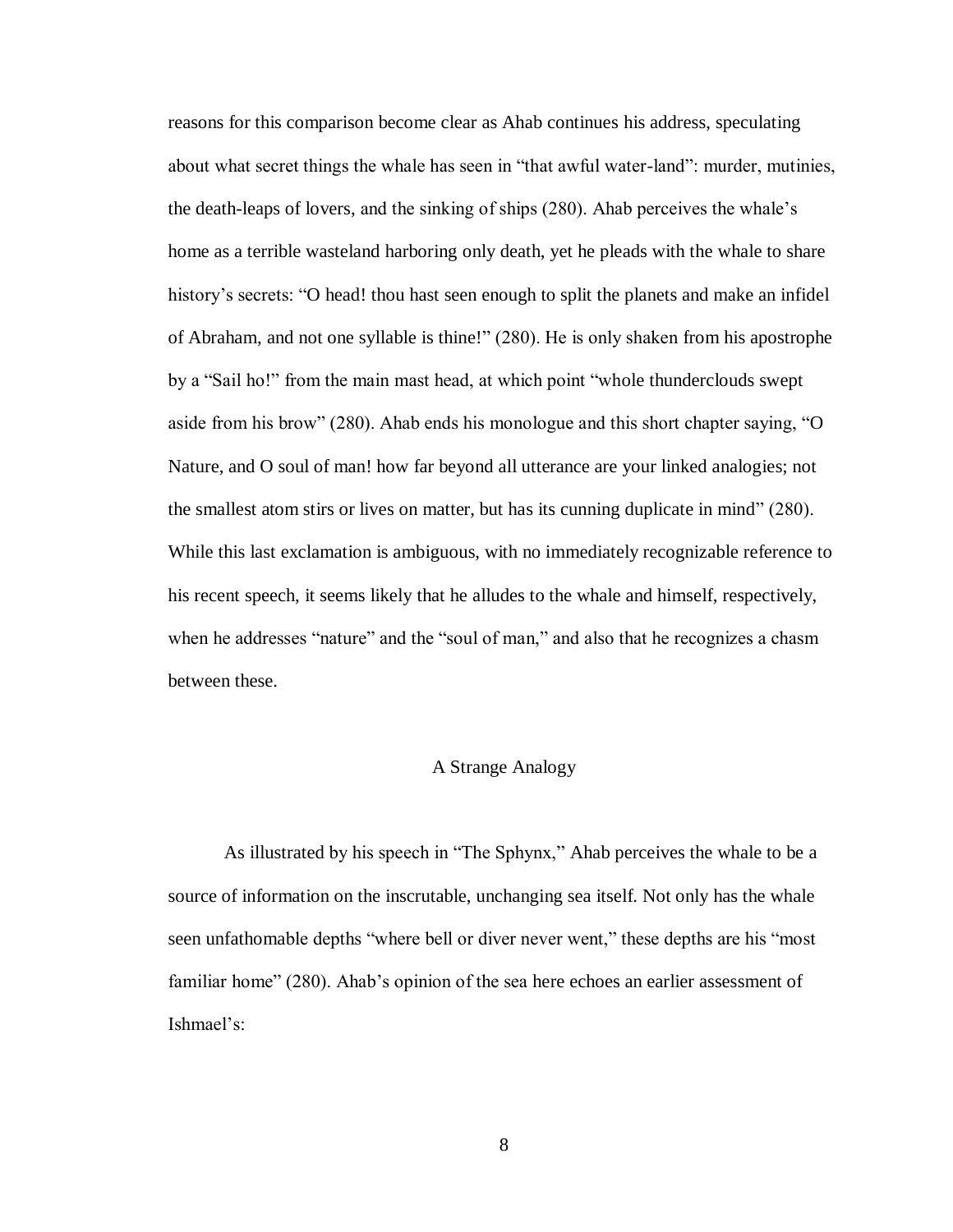reasons for this comparison become clear as Ahab continues his address, speculating about what secret things the whale has seen in "that awful water-land": murder, mutinies, the death-leaps of lovers, and the sinking of ships (280). Ahab perceives the whale's home as a terrible wasteland harboring only death, yet he pleads with the whale to share history's secrets: "O head! thou hast seen enough to split the planets and make an infidel of Abraham, and not one syllable is thine!" (280). He is only shaken from his apostrophe by a "Sail ho!" from the main mast head, at which point "whole thunderclouds swept aside from his brow" (280). Ahab ends his monologue and this short chapter saying, "O Nature, and O soul of man! how far beyond all utterance are your linked analogies; not the smallest atom stirs or lives on matter, but has its cunning duplicate in mind" (280). While this last exclamation is ambiguous, with no immediately recognizable reference to his recent speech, it seems likely that he alludes to the whale and himself, respectively, when he addresses "nature" and the "soul of man," and also that he recognizes a chasm between these.

## A Strange Analogy

As illustrated by his speech in "The Sphynx," Ahab perceives the whale to be a source of information on the inscrutable, unchanging sea itself. Not only has the whale seen unfathomable depths "where bell or diver never went," these depths are his "most familiar home" (280). Ahab's opinion of the sea here echoes an earlier assessment of Ishmael's: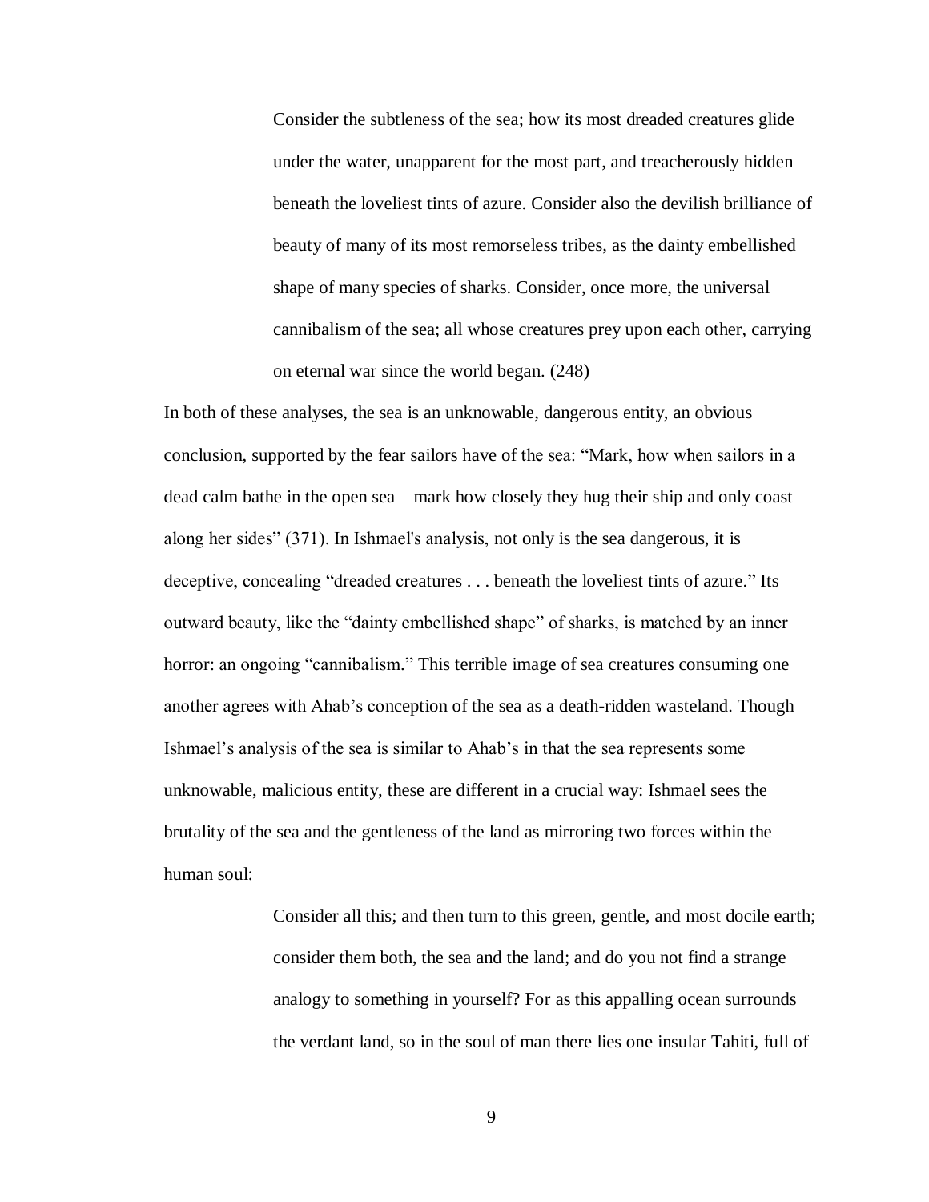> Consider the subtleness of the sea; how its most dreaded creatures glide under the water, unapparent for the most part, and treacherously hidden beneath the loveliest tints of azure. Consider also the devilish brilliance of beauty of many of its most remorseless tribes, as the dainty embellished shape of many species of sharks. Consider, once more, the universal cannibalism of the sea; all whose creatures prey upon each other, carrying on eternal war since the world began. (248)

In both of these analyses, the sea is an unknowable, dangerous entity, an obvious conclusion, supported by the fear sailors have of the sea: "Mark, how when sailors in a dead calm bathe in the open sea—mark how closely they hug their ship and only coast along her sides" (371). In Ishmael's analysis, not only is the sea dangerous, it is deceptive, concealing "dreaded creatures . . . beneath the loveliest tints of azure." Its outward beauty, like the "dainty embellished shape" of sharks, is matched by an inner horror: an ongoing "cannibalism." This terrible image of sea creatures consuming one another agrees with Ahab's conception of the sea as a death-ridden wasteland. Though Ishmael's analysis of the sea is similar to Ahab's in that the sea represents some unknowable, malicious entity, these are different in a crucial way: Ishmael sees the brutality of the sea and the gentleness of the land as mirroring two forces within the human soul:

> Consider all this; and then turn to this green, gentle, and most docile earth; consider them both, the sea and the land; and do you not find a strange analogy to something in yourself? For as this appalling ocean surrounds the verdant land, so in the soul of man there lies one insular Tahiti, full of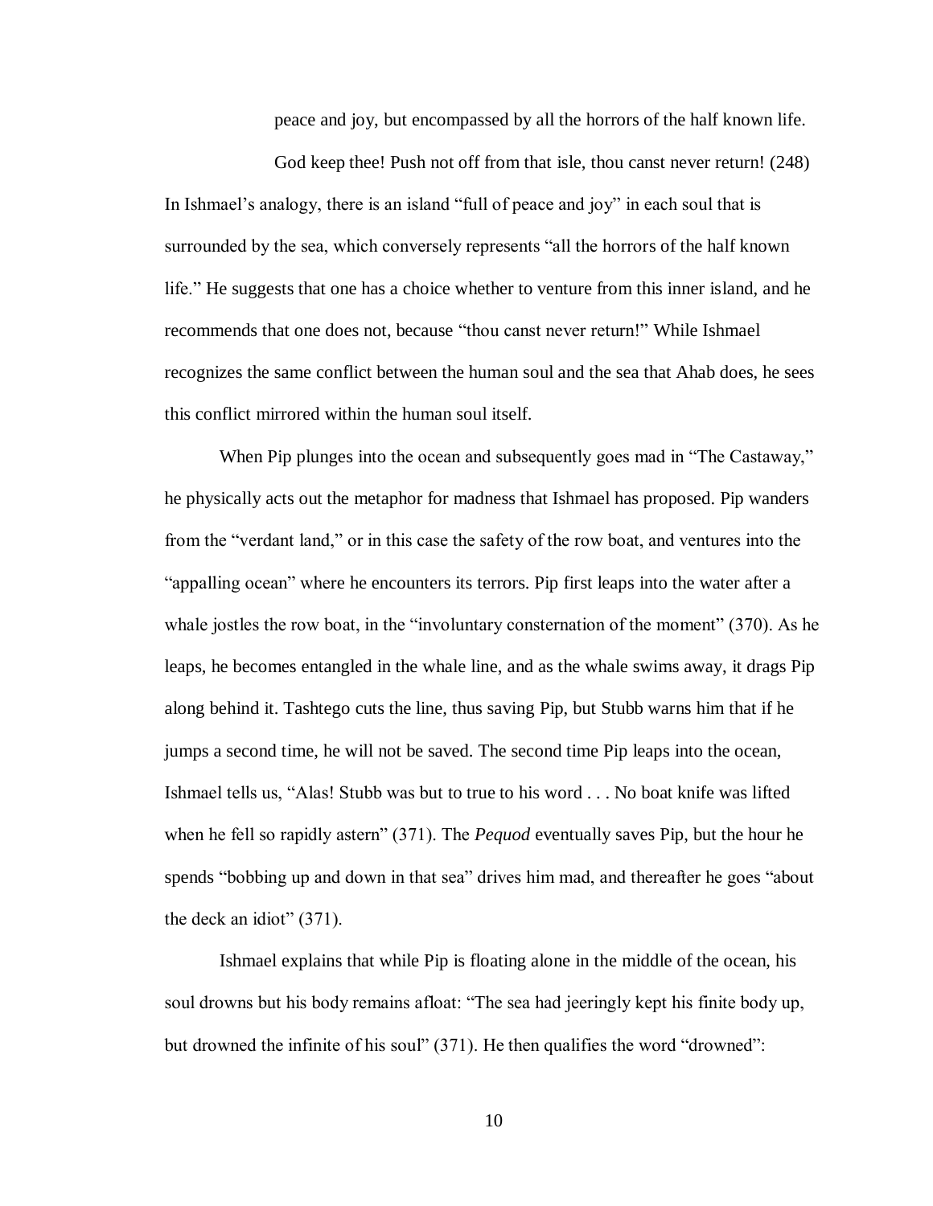peace and joy, but encompassed by all the horrors of the half known life.

God keep thee! Push not off from that isle, thou canst never return! (248)

In Ishmael's analogy, there is an island "full of peace and joy" in each soul that is surrounded by the sea, which conversely represents "all the horrors of the half known life." He suggests that one has a choice whether to venture from this inner island, and he recommends that one does not, because "thou canst never return!" While Ishmael recognizes the same conflict between the human soul and the sea that Ahab does, he sees this conflict mirrored within the human soul itself.

When Pip plunges into the ocean and subsequently goes mad in "The Castaway," he physically acts out the metaphor for madness that Ishmael has proposed. Pip wanders from the "verdant land," or in this case the safety of the row boat, and ventures into the "appalling ocean" where he encounters its terrors. Pip first leaps into the water after a whale jostles the row boat, in the "involuntary consternation of the moment" (370). As he leaps, he becomes entangled in the whale line, and as the whale swims away, it drags Pip along behind it. Tashtego cuts the line, thus saving Pip, but Stubb warns him that if he jumps a second time, he will not be saved. The second time Pip leaps into the ocean, Ishmael tells us, "Alas! Stubb was but to true to his word . . . No boat knife was lifted when he fell so rapidly astern" (371). The *Pequod* eventually saves Pip, but the hour he spends "bobbing up and down in that sea" drives him mad, and thereafter he goes "about the deck an idiot" (371).

Ishmael explains that while Pip is floating alone in the middle of the ocean, his soul drowns but his body remains afloat: "The sea had jeeringly kept his finite body up, but drowned the infinite of his soul" (371). He then qualifies the word "drowned":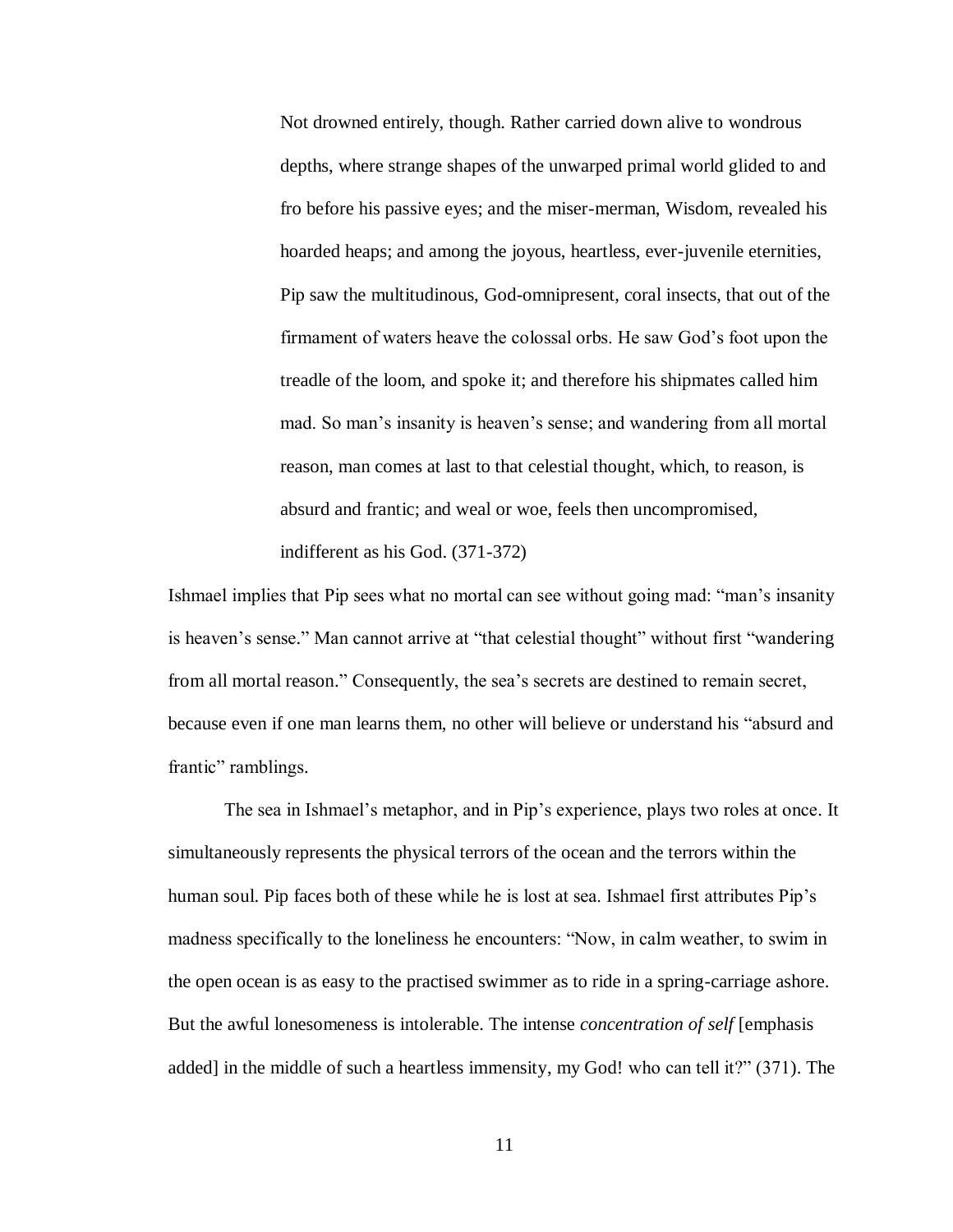> Not drowned entirely, though. Rather carried down alive to wondrous depths, where strange shapes of the unwarped primal world glided to and fro before his passive eyes; and the miser-merman, Wisdom, revealed his hoarded heaps; and among the joyous, heartless, ever-juvenile eternities, Pip saw the multitudinous, God-omnipresent, coral insects, that out of the firmament of waters heave the colossal orbs. He saw God's foot upon the treadle of the loom, and spoke it; and therefore his shipmates called him mad. So man's insanity is heaven's sense; and wandering from all mortal reason, man comes at last to that celestial thought, which, to reason, is absurd and frantic; and weal or woe, feels then uncompromised, indifferent as his God. (371-372)

Ishmael implies that Pip sees what no mortal can see without going mad: "man's insanity is heaven's sense." Man cannot arrive at "that celestial thought" without first "wandering from all mortal reason." Consequently, the sea's secrets are destined to remain secret, because even if one man learns them, no other will believe or understand his "absurd and frantic" ramblings.

The sea in Ishmael's metaphor, and in Pip's experience, plays two roles at once. It simultaneously represents the physical terrors of the ocean and the terrors within the human soul. Pip faces both of these while he is lost at sea. Ishmael first attributes Pip's madness specifically to the loneliness he encounters: "Now, in calm weather, to swim in the open ocean is as easy to the practised swimmer as to ride in a spring-carriage ashore. But the awful lonesomeness is intolerable. The intense *concentration of self* [emphasis added] in the middle of such a heartless immensity, my God! who can tell it?" (371). The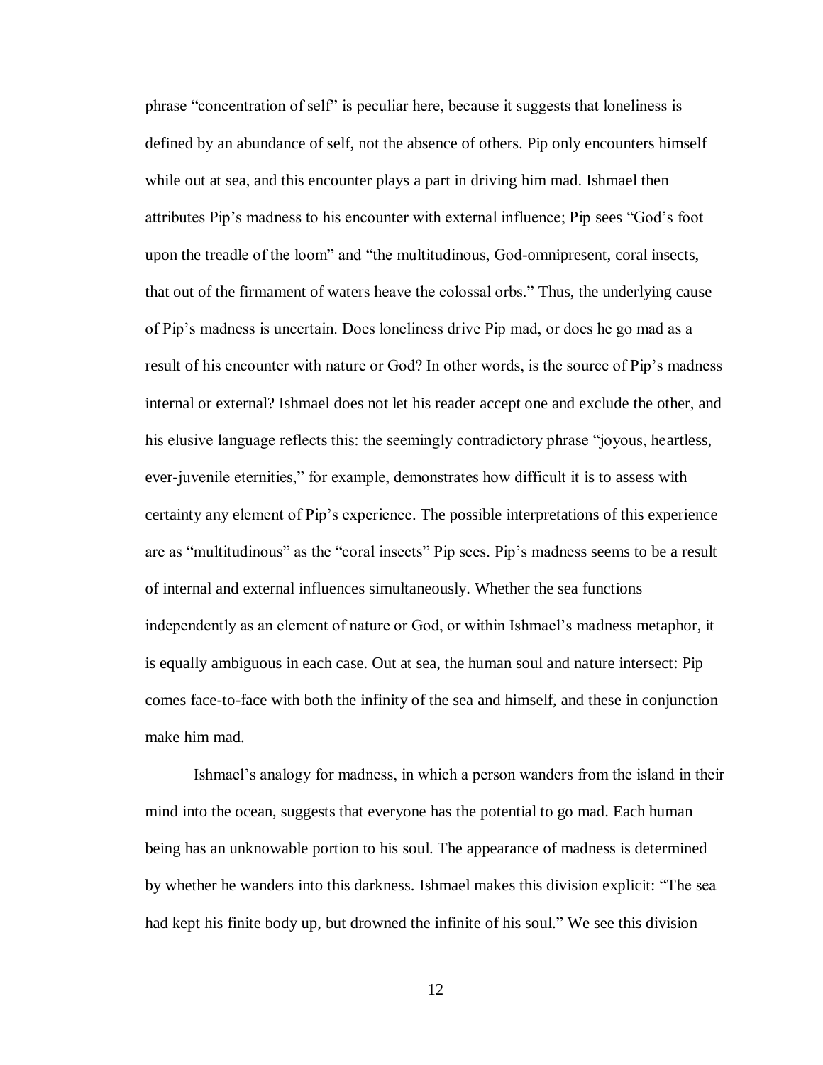phrase “concentration of self” is peculiar here, because it suggests that loneliness is defined by an abundance of self, not the absence of others. Pip only encounters himself while out at sea, and this encounter plays a part in driving him mad. Ishmael then attributes Pip’s madness to his encounter with external influence; Pip sees “God’s foot upon the treadle of the loom” and “the multitudinous, God-omnipresent, coral insects, that out of the firmament of waters heave the colossal orbs.” Thus, the underlying cause of Pip’s madness is uncertain. Does loneliness drive Pip mad, or does he go mad as a result of his encounter with nature or God? In other words, is the source of Pip’s madness internal or external? Ishmael does not let his reader accept one and exclude the other, and his elusive language reflects this: the seemingly contradictory phrase “joyous, heartless, ever-juvenile eternities,” for example, demonstrates how difficult it is to assess with certainty any element of Pip’s experience. The possible interpretations of this experience are as “multitudinous” as the “coral insects” Pip sees. Pip’s madness seems to be a result of internal and external influences simultaneously. Whether the sea functions independently as an element of nature or God, or within Ishmael’s madness metaphor, it is equally ambiguous in each case. Out at sea, the human soul and nature intersect: Pip comes face-to-face with both the infinity of the sea and himself, and these in conjunction make him mad.

Ishmael’s analogy for madness, in which a person wanders from the island in their mind into the ocean, suggests that everyone has the potential to go mad. Each human being has an unknowable portion to his soul. The appearance of madness is determined by whether he wanders into this darkness. Ishmael makes this division explicit: “The sea had kept his finite body up, but drowned the infinite of his soul.” We see this division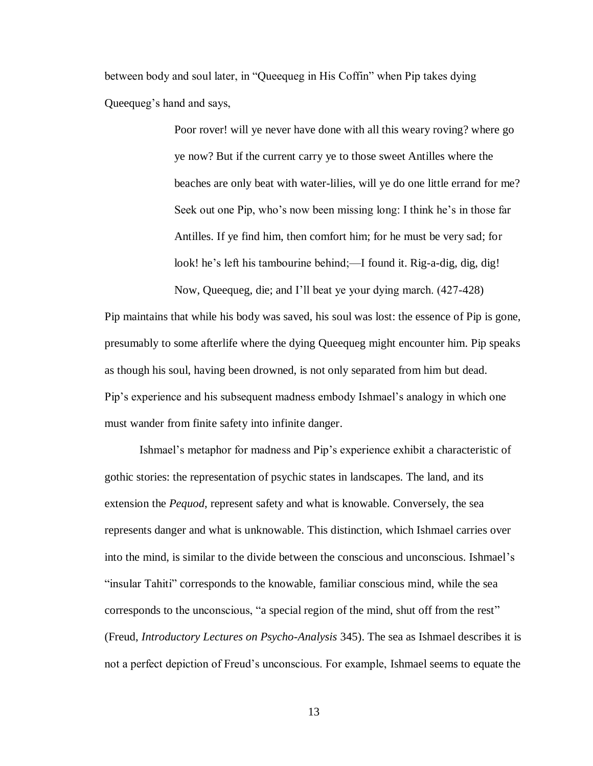between body and soul later, in "Queequeg in His Coffin" when Pip takes dying Queequeg's hand and says,

> Poor rover! will ye never have done with all this weary roving? where go ye now? But if the current carry ye to those sweet Antilles where the beaches are only beat with water-lilies, will ye do one little errand for me? Seek out one Pip, who's now been missing long: I think he's in those far Antilles. If ye find him, then comfort him; for he must be very sad; for look! he's left his tambourine behind;—I found it. Rig-a-dig, dig, dig! Now, Queequeg, die; and I'll beat ye your dying march. (427-428)

Pip maintains that while his body was saved, his soul was lost: the essence of Pip is gone, presumably to some afterlife where the dying Queequeg might encounter him. Pip speaks as though his soul, having been drowned, is not only separated from him but dead. Pip's experience and his subsequent madness embody Ishmael's analogy in which one must wander from finite safety into infinite danger.

Ishmael's metaphor for madness and Pip's experience exhibit a characteristic of gothic stories: the representation of psychic states in landscapes. The land, and its extension the *Pequod*, represent safety and what is knowable. Conversely, the sea represents danger and what is unknowable. This distinction, which Ishmael carries over into the mind, is similar to the divide between the conscious and unconscious. Ishmael's "insular Tahiti" corresponds to the knowable, familiar conscious mind, while the sea corresponds to the unconscious, "a special region of the mind, shut off from the rest" (Freud, *Introductory Lectures on Psycho-Analysis* 345). The sea as Ishmael describes it is not a perfect depiction of Freud's unconscious. For example, Ishmael seems to equate the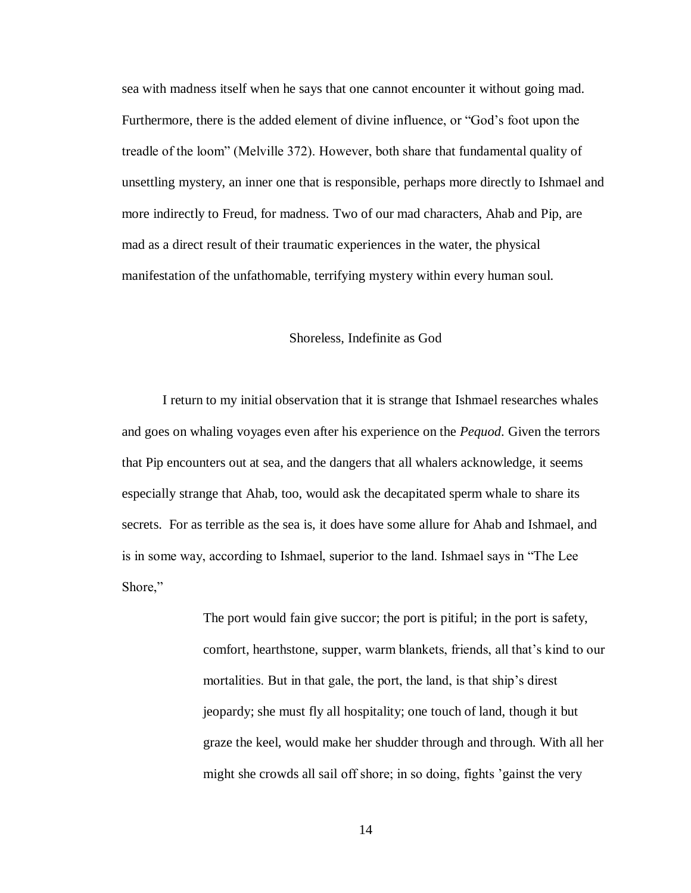sea with madness itself when he says that one cannot encounter it without going mad. Furthermore, there is the added element of divine influence, or "God's foot upon the treadle of the loom" (Melville 372). However, both share that fundamental quality of unsettling mystery, an inner one that is responsible, perhaps more directly to Ishmael and more indirectly to Freud, for madness. Two of our mad characters, Ahab and Pip, are mad as a direct result of their traumatic experiences in the water, the physical manifestation of the unfathomable, terrifying mystery within every human soul.

## Shoreless, Indefinite as God

I return to my initial observation that it is strange that Ishmael researches whales and goes on whaling voyages even after his experience on the *Pequod*. Given the terrors that Pip encounters out at sea, and the dangers that all whalers acknowledge, it seems especially strange that Ahab, too, would ask the decapitated sperm whale to share its secrets. For as terrible as the sea is, it does have some allure for Ahab and Ishmael, and is in some way, according to Ishmael, superior to the land. Ishmael says in "The Lee Shore,"

> The port would fain give succor; the port is pitiful; in the port is safety, comfort, hearthstone, supper, warm blankets, friends, all that's kind to our mortalities. But in that gale, the port, the land, is that ship's direst jeopardy; she must fly all hospitality; one touch of land, though it but graze the keel, would make her shudder through and through. With all her might she crowds all sail off shore; in so doing, fights 'gainst the very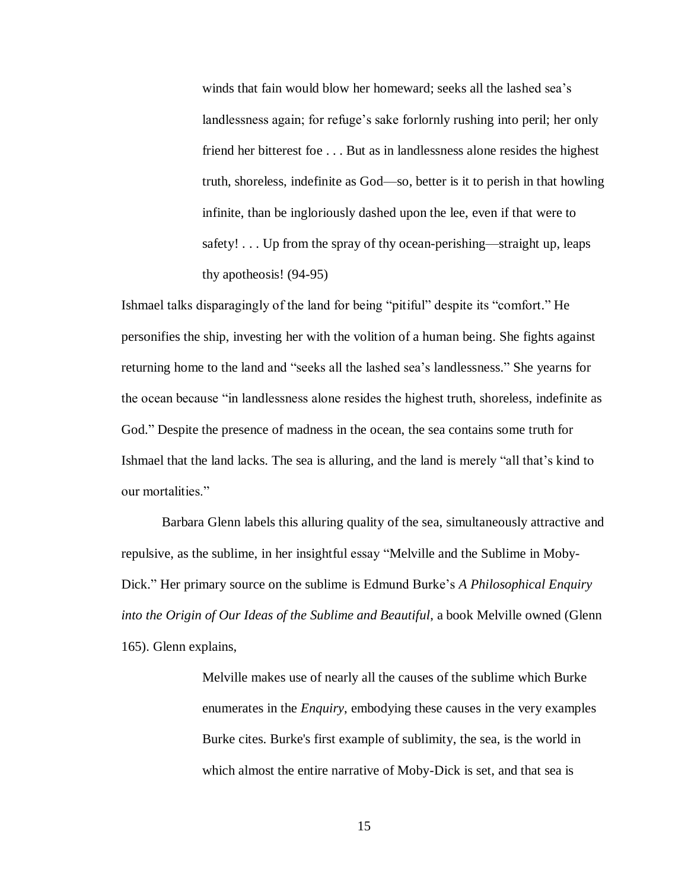> winds that fain would blow her homeward; seeks all the lashed sea's landlessness again; for refuge's sake forlornly rushing into peril; her only friend her bitterest foe . . . But as in landlessness alone resides the highest truth, shoreless, indefinite as God—so, better is it to perish in that howling infinite, than be ingloriously dashed upon the lee, even if that were to safety! . . . Up from the spray of thy ocean-perishing—straight up, leaps thy apotheosis! (94-95)

Ishmael talks disparagingly of the land for being "pitiful" despite its "comfort." He personifies the ship, investing her with the volition of a human being. She fights against returning home to the land and "seeks all the lashed sea's landlessness." She yearns for the ocean because "in landlessness alone resides the highest truth, shoreless, indefinite as God." Despite the presence of madness in the ocean, the sea contains some truth for Ishmael that the land lacks. The sea is alluring, and the land is merely "all that's kind to our mortalities."

Barbara Glenn labels this alluring quality of the sea, simultaneously attractive and repulsive, as the sublime, in her insightful essay "Melville and the Sublime in Moby-Dick." Her primary source on the sublime is Edmund Burke's *A Philosophical Enquiry into the Origin of Our Ideas of the Sublime and Beautiful*, a book Melville owned (Glenn 165). Glenn explains,

> Melville makes use of nearly all the causes of the sublime which Burke enumerates in the *Enquiry*, embodying these causes in the very examples Burke cites. Burke's first example of sublimity, the sea, is the world in which almost the entire narrative of Moby-Dick is set, and that sea is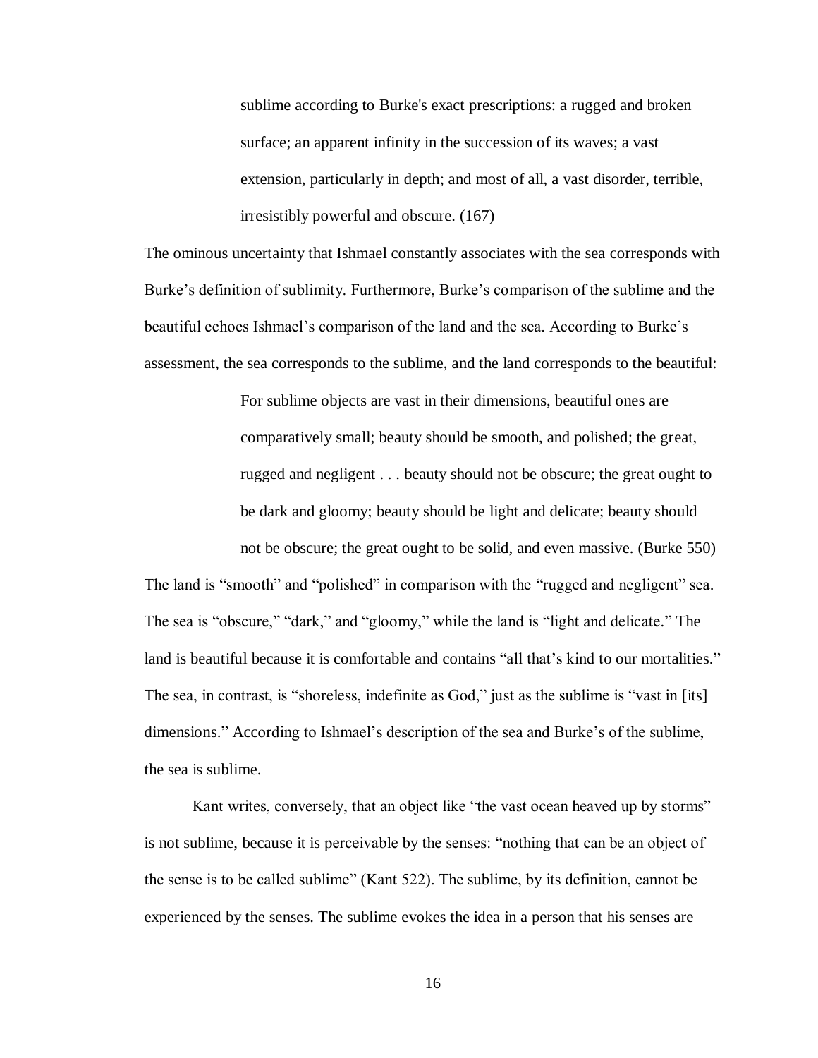> sublime according to Burke's exact prescriptions: a rugged and broken surface; an apparent infinity in the succession of its waves; a vast extension, particularly in depth; and most of all, a vast disorder, terrible, irresistibly powerful and obscure. (167)

The ominous uncertainty that Ishmael constantly associates with the sea corresponds with Burke's definition of sublimity. Furthermore, Burke's comparison of the sublime and the beautiful echoes Ishmael's comparison of the land and the sea. According to Burke's assessment, the sea corresponds to the sublime, and the land corresponds to the beautiful:

> For sublime objects are vast in their dimensions, beautiful ones are comparatively small; beauty should be smooth, and polished; the great, rugged and negligent . . . beauty should not be obscure; the great ought to be dark and gloomy; beauty should be light and delicate; beauty should not be obscure; the great ought to be solid, and even massive. (Burke 550)

The land is "smooth" and "polished" in comparison with the "rugged and negligent" sea. The sea is "obscure," "dark," and "gloomy," while the land is "light and delicate." The land is beautiful because it is comfortable and contains "all that's kind to our mortalities." The sea, in contrast, is "shoreless, indefinite as God," just as the sublime is "vast in [its] dimensions." According to Ishmael's description of the sea and Burke's of the sublime, the sea is sublime.

Kant writes, conversely, that an object like "the vast ocean heaved up by storms" is not sublime, because it is perceivable by the senses: "nothing that can be an object of the sense is to be called sublime" (Kant 522). The sublime, by its definition, cannot be experienced by the senses. The sublime evokes the idea in a person that his senses are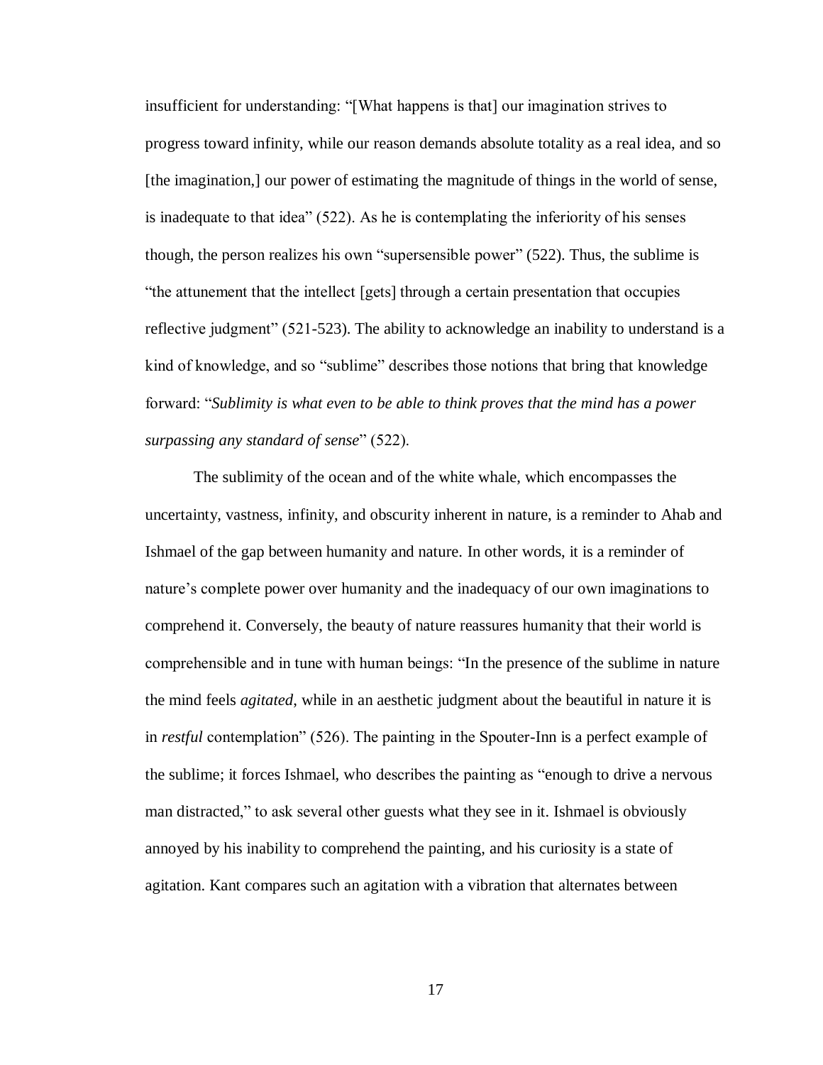insufficient for understanding: "[What happens is that] our imagination strives to progress toward infinity, while our reason demands absolute totality as a real idea, and so [the imagination,] our power of estimating the magnitude of things in the world of sense, is inadequate to that idea" (522). As he is contemplating the inferiority of his senses though, the person realizes his own "supersensible power" (522). Thus, the sublime is "the attunement that the intellect [gets] through a certain presentation that occupies reflective judgment" (521-523). The ability to acknowledge an inability to understand is a kind of knowledge, and so "sublime" describes those notions that bring that knowledge forward: "*Sublimity is what even to be able to think proves that the mind has a power surpassing any standard of sense*" (522).

The sublimity of the ocean and of the white whale, which encompasses the uncertainty, vastness, infinity, and obscurity inherent in nature, is a reminder to Ahab and Ishmael of the gap between humanity and nature. In other words, it is a reminder of nature's complete power over humanity and the inadequacy of our own imaginations to comprehend it. Conversely, the beauty of nature reassures humanity that their world is comprehensible and in tune with human beings: "In the presence of the sublime in nature the mind feels *agitated*, while in an aesthetic judgment about the beautiful in nature it is in *restful* contemplation" (526). The painting in the Spouter-Inn is a perfect example of the sublime; it forces Ishmael, who describes the painting as "enough to drive a nervous man distracted," to ask several other guests what they see in it. Ishmael is obviously annoyed by his inability to comprehend the painting, and his curiosity is a state of agitation. Kant compares such an agitation with a vibration that alternates between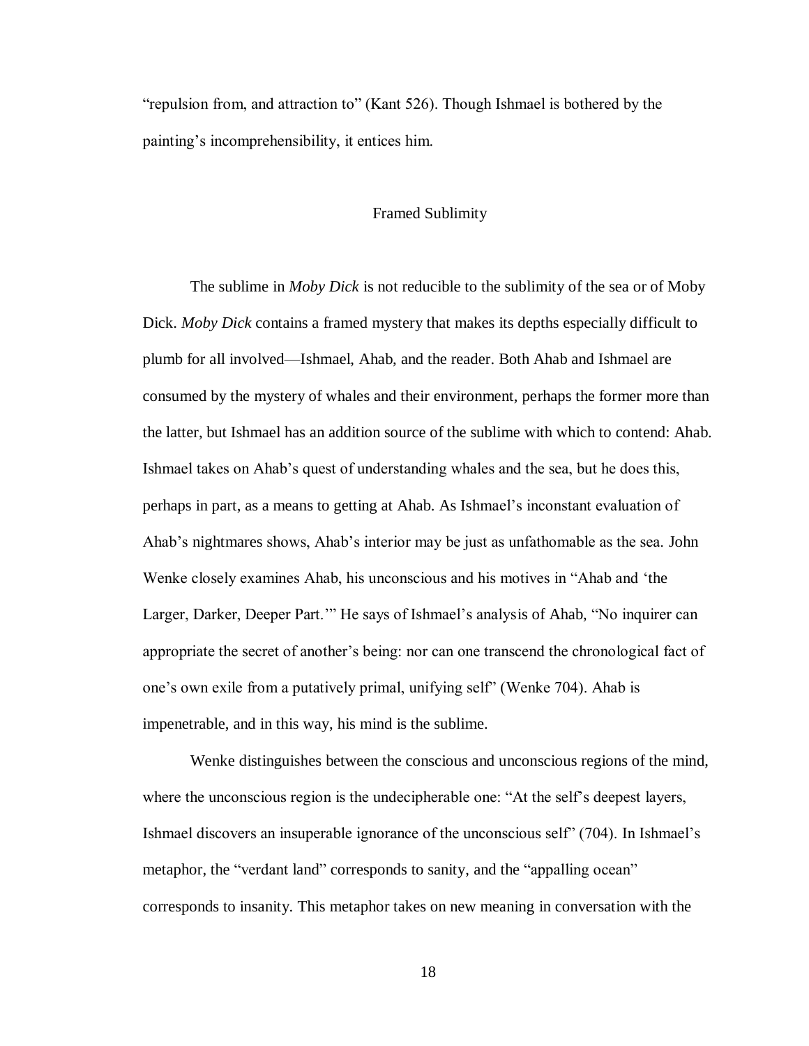"repulsion from, and attraction to" (Kant 526). Though Ishmael is bothered by the painting's incomprehensibility, it entices him.

## Framed Sublimity

The sublime in *Moby Dick* is not reducible to the sublimity of the sea or of Moby Dick. *Moby Dick* contains a framed mystery that makes its depths especially difficult to plumb for all involved—Ishmael, Ahab, and the reader. Both Ahab and Ishmael are consumed by the mystery of whales and their environment, perhaps the former more than the latter, but Ishmael has an addition source of the sublime with which to contend: Ahab. Ishmael takes on Ahab's quest of understanding whales and the sea, but he does this, perhaps in part, as a means to getting at Ahab. As Ishmael's inconstant evaluation of Ahab's nightmares shows, Ahab's interior may be just as unfathomable as the sea. John Wenke closely examines Ahab, his unconscious and his motives in "Ahab and 'the Larger, Darker, Deeper Part.'" He says of Ishmael's analysis of Ahab, "No inquirer can appropriate the secret of another's being: nor can one transcend the chronological fact of one's own exile from a putatively primal, unifying self" (Wenke 704). Ahab is impenetrable, and in this way, his mind is the sublime.

Wenke distinguishes between the conscious and unconscious regions of the mind, where the unconscious region is the undecipherable one: "At the self's deepest layers, Ishmael discovers an insuperable ignorance of the unconscious self" (704). In Ishmael's metaphor, the "verdant land" corresponds to sanity, and the "appalling ocean" corresponds to insanity. This metaphor takes on new meaning in conversation with the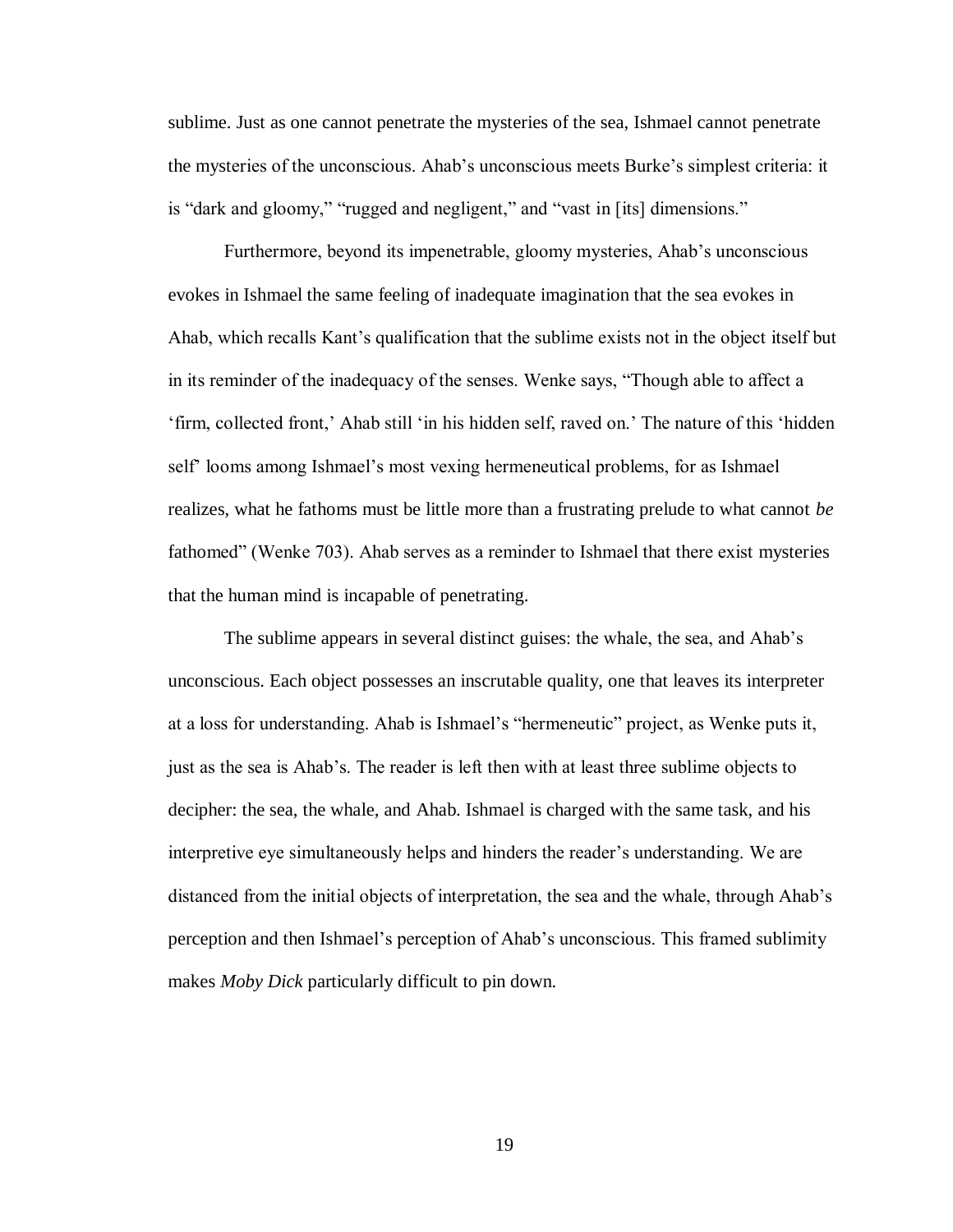sublime. Just as one cannot penetrate the mysteries of the sea, Ishmael cannot penetrate the mysteries of the unconscious. Ahab's unconscious meets Burke's simplest criteria: it is "dark and gloomy," "rugged and negligent," and "vast in [its] dimensions."

Furthermore, beyond its impenetrable, gloomy mysteries, Ahab's unconscious evokes in Ishmael the same feeling of inadequate imagination that the sea evokes in Ahab, which recalls Kant's qualification that the sublime exists not in the object itself but in its reminder of the inadequacy of the senses. Wenke says, "Though able to affect a 'firm, collected front,' Ahab still 'in his hidden self, raved on.' The nature of this 'hidden self' looms among Ishmael's most vexing hermeneutical problems, for as Ishmael realizes, what he fathoms must be little more than a frustrating prelude to what cannot *be* fathomed" (Wenke 703). Ahab serves as a reminder to Ishmael that there exist mysteries that the human mind is incapable of penetrating.

The sublime appears in several distinct guises: the whale, the sea, and Ahab's unconscious. Each object possesses an inscrutable quality, one that leaves its interpreter at a loss for understanding. Ahab is Ishmael's "hermeneutic" project, as Wenke puts it, just as the sea is Ahab's. The reader is left then with at least three sublime objects to decipher: the sea, the whale, and Ahab. Ishmael is charged with the same task, and his interpretive eye simultaneously helps and hinders the reader's understanding. We are distanced from the initial objects of interpretation, the sea and the whale, through Ahab's perception and then Ishmael's perception of Ahab's unconscious. This framed sublimity makes *Moby Dick* particularly difficult to pin down.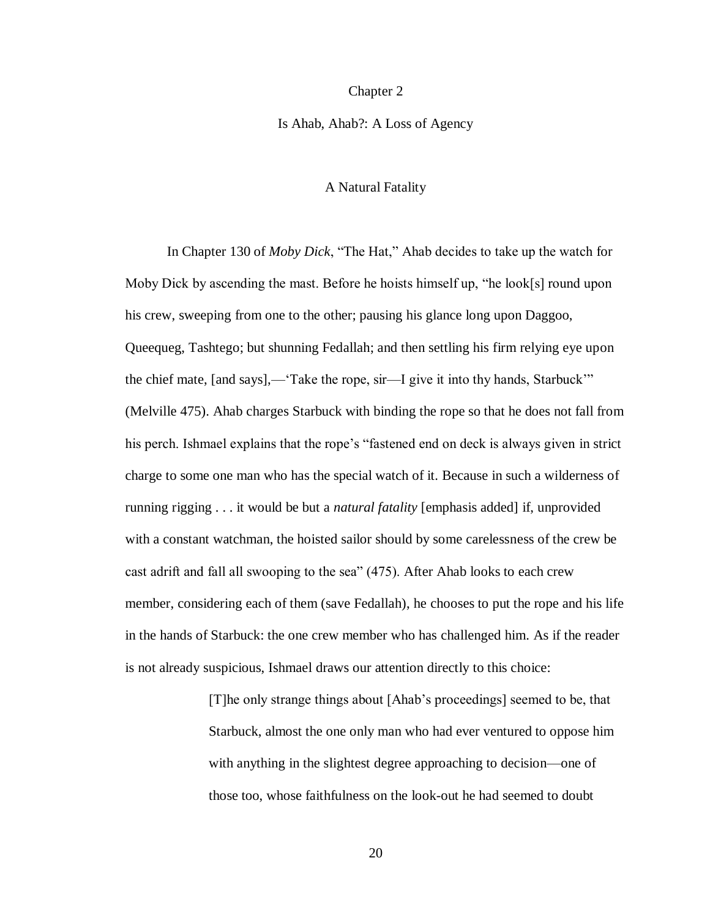# Chapter 2

## Is Ahab, Ahab?: A Loss of Agency

### A Natural Fatality

In Chapter 130 of *Moby Dick*, "The Hat," Ahab decides to take up the watch for Moby Dick by ascending the mast. Before he hoists himself up, "he look[s] round upon his crew, sweeping from one to the other; pausing his glance long upon Daggoo, Queequeg, Tashtego; but shunning Fedallah; and then settling his firm relying eye upon the chief mate, [and says],—'Take the rope, sir—I give it into thy hands, Starbuck'" (Melville 475). Ahab charges Starbuck with binding the rope so that he does not fall from his perch. Ishmael explains that the rope's "fastened end on deck is always given in strict charge to some one man who has the special watch of it. Because in such a wilderness of running rigging . . . it would be but a *natural fatality* [emphasis added] if, unprovided with a constant watchman, the hoisted sailor should by some carelessness of the crew be cast adrift and fall all swooping to the sea" (475). After Ahab looks to each crew member, considering each of them (save Fedallah), he chooses to put the rope and his life in the hands of Starbuck: the one crew member who has challenged him. As if the reader is not already suspicious, Ishmael draws our attention directly to this choice:

> [T]he only strange things about [Ahab's proceedings] seemed to be, that Starbuck, almost the one only man who had ever ventured to oppose him with anything in the slightest degree approaching to decision—one of those too, whose faithfulness on the look-out he had seemed to doubt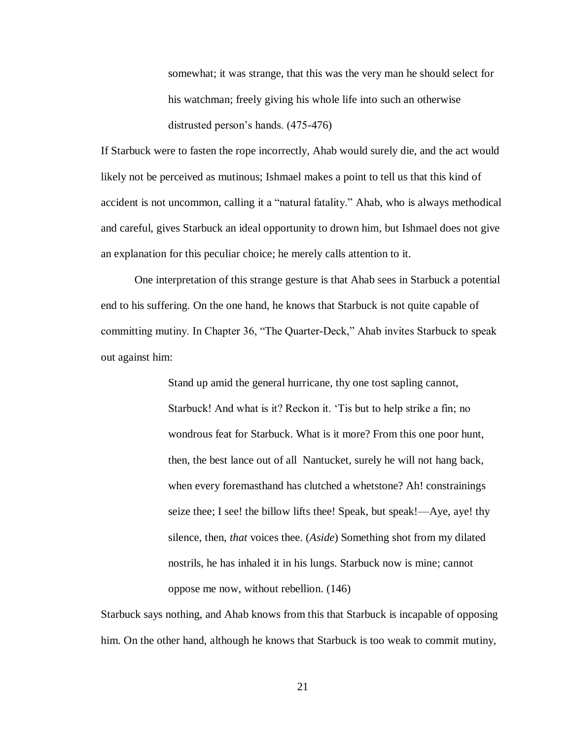> somewhat; it was strange, that this was the very man he should select for his watchman; freely giving his whole life into such an otherwise distrusted person's hands. (475-476)

If Starbuck were to fasten the rope incorrectly, Ahab would surely die, and the act would likely not be perceived as mutinous; Ishmael makes a point to tell us that this kind of accident is not uncommon, calling it a "natural fatality." Ahab, who is always methodical and careful, gives Starbuck an ideal opportunity to drown him, but Ishmael does not give an explanation for this peculiar choice; he merely calls attention to it.

One interpretation of this strange gesture is that Ahab sees in Starbuck a potential end to his suffering. On the one hand, he knows that Starbuck is not quite capable of committing mutiny. In Chapter 36, "The Quarter-Deck," Ahab invites Starbuck to speak out against him:

> Stand up amid the general hurricane, thy one tost sapling cannot, Starbuck! And what is it? Reckon it. 'Tis but to help strike a fin; no wondrous feat for Starbuck. What is it more? From this one poor hunt, then, the best lance out of all Nantucket, surely he will not hang back, when every foremasthand has clutched a whetstone? Ah! constrainings seize thee; I see! the billow lifts thee! Speak, but speak!—Aye, aye! thy silence, then, *that* voices thee. (*Aside*) Something shot from my dilated nostrils, he has inhaled it in his lungs. Starbuck now is mine; cannot oppose me now, without rebellion. (146)

Starbuck says nothing, and Ahab knows from this that Starbuck is incapable of opposing him. On the other hand, although he knows that Starbuck is too weak to commit mutiny,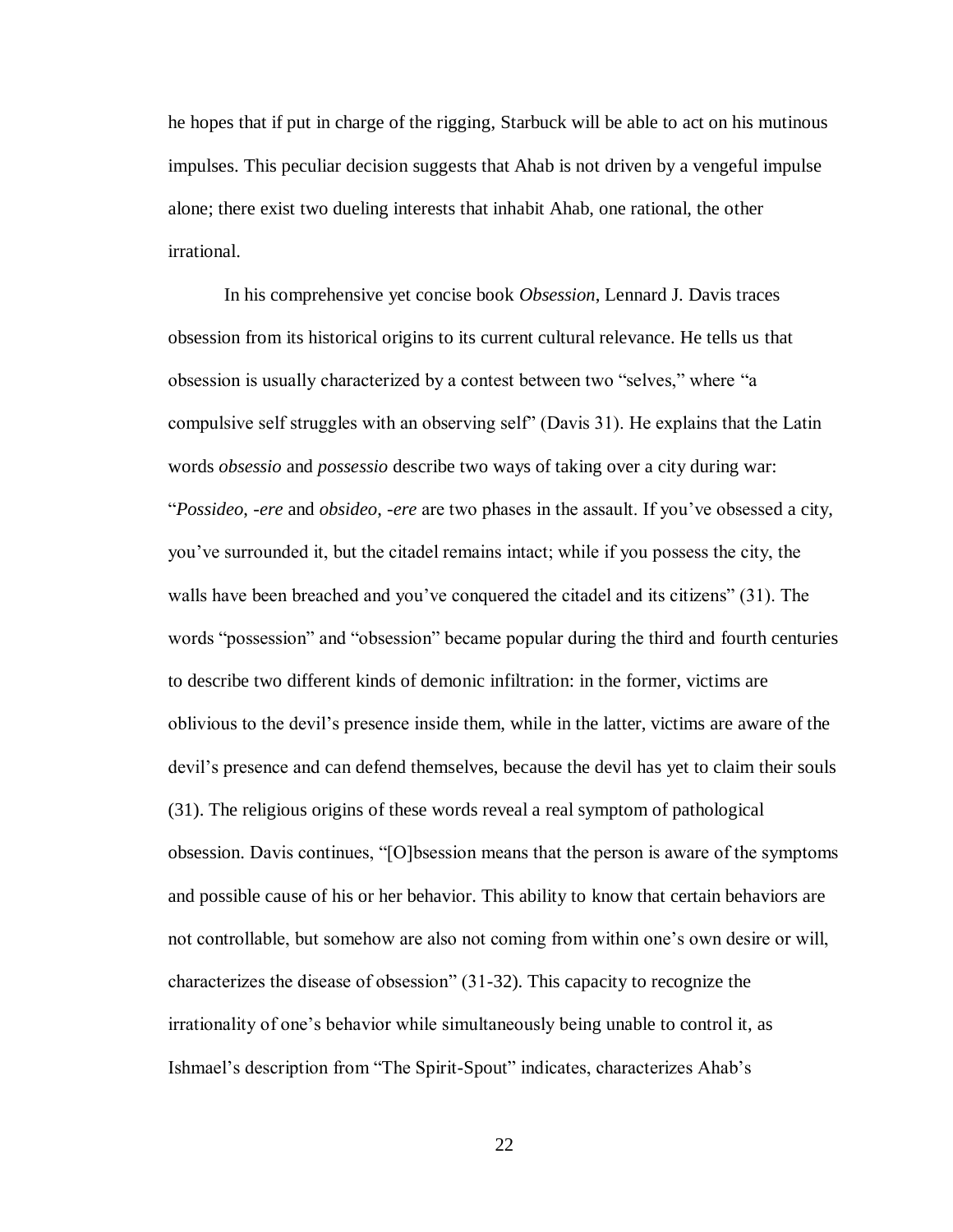he hopes that if put in charge of the rigging, Starbuck will be able to act on his mutinous impulses. This peculiar decision suggests that Ahab is not driven by a vengeful impulse alone; there exist two dueling interests that inhabit Ahab, one rational, the other irrational.

In his comprehensive yet concise book *Obsession*, Lennard J. Davis traces obsession from its historical origins to its current cultural relevance. He tells us that obsession is usually characterized by a contest between two "selves," where "a compulsive self struggles with an observing self" (Davis 31). He explains that the Latin words *obsessio* and *possessio* describe two ways of taking over a city during war: "*Possideo, -ere* and *obsideo, -ere* are two phases in the assault. If you've obsessed a city, you've surrounded it, but the citadel remains intact; while if you possess the city, the walls have been breached and you've conquered the citadel and its citizens" (31). The words "possession" and "obsession" became popular during the third and fourth centuries to describe two different kinds of demonic infiltration: in the former, victims are oblivious to the devil's presence inside them, while in the latter, victims are aware of the devil's presence and can defend themselves, because the devil has yet to claim their souls (31). The religious origins of these words reveal a real symptom of pathological obsession. Davis continues, "[O]bsession means that the person is aware of the symptoms and possible cause of his or her behavior. This ability to know that certain behaviors are not controllable, but somehow are also not coming from within one's own desire or will, characterizes the disease of obsession" (31-32). This capacity to recognize the irrationality of one's behavior while simultaneously being unable to control it, as Ishmael's description from "The Spirit-Spout" indicates, characterizes Ahab's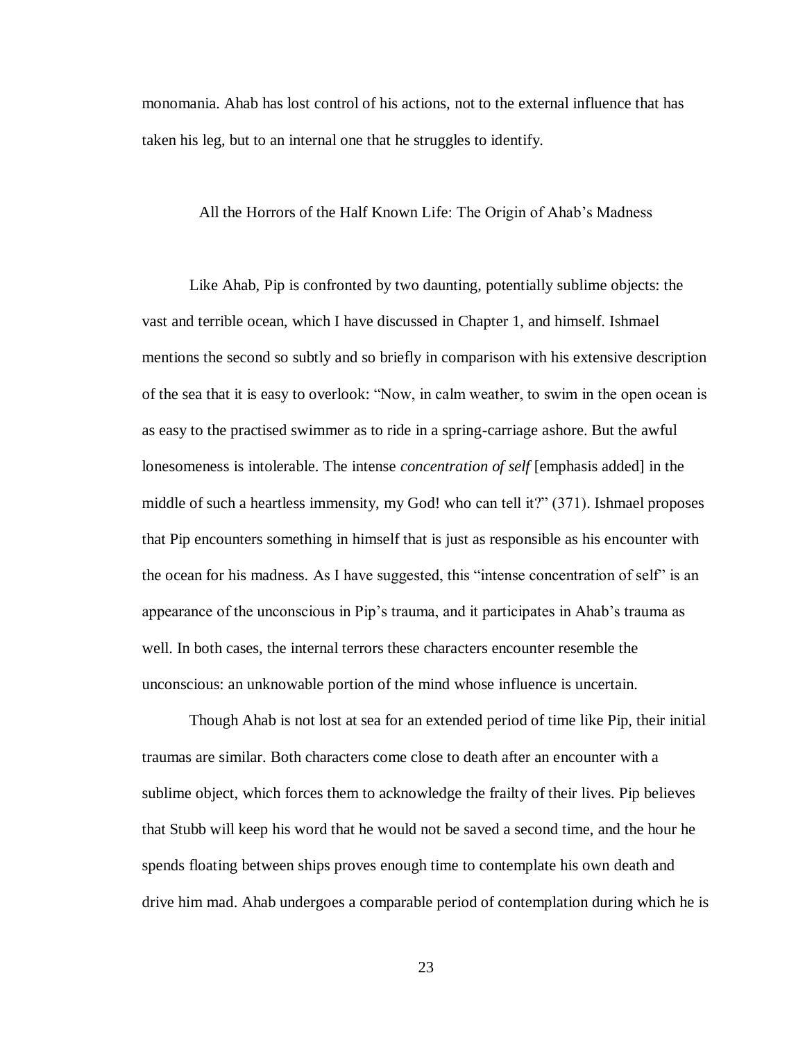monomania. Ahab has lost control of his actions, not to the external influence that has taken his leg, but to an internal one that he struggles to identify.

## All the Horrors of the Half Known Life: The Origin of Ahab's Madness

Like Ahab, Pip is confronted by two daunting, potentially sublime objects: the vast and terrible ocean, which I have discussed in Chapter 1, and himself. Ishmael mentions the second so subtly and so briefly in comparison with his extensive description of the sea that it is easy to overlook: "Now, in calm weather, to swim in the open ocean is as easy to the practised swimmer as to ride in a spring-carriage ashore. But the awful lonesomeness is intolerable. The intense *concentration of self* [emphasis added] in the middle of such a heartless immensity, my God! who can tell it?" (371). Ishmael proposes that Pip encounters something in himself that is just as responsible as his encounter with the ocean for his madness. As I have suggested, this "intense concentration of self" is an appearance of the unconscious in Pip's trauma, and it participates in Ahab's trauma as well. In both cases, the internal terrors these characters encounter resemble the unconscious: an unknowable portion of the mind whose influence is uncertain.

Though Ahab is not lost at sea for an extended period of time like Pip, their initial traumas are similar. Both characters come close to death after an encounter with a sublime object, which forces them to acknowledge the frailty of their lives. Pip believes that Stubb will keep his word that he would not be saved a second time, and the hour he spends floating between ships proves enough time to contemplate his own death and drive him mad. Ahab undergoes a comparable period of contemplation during which he is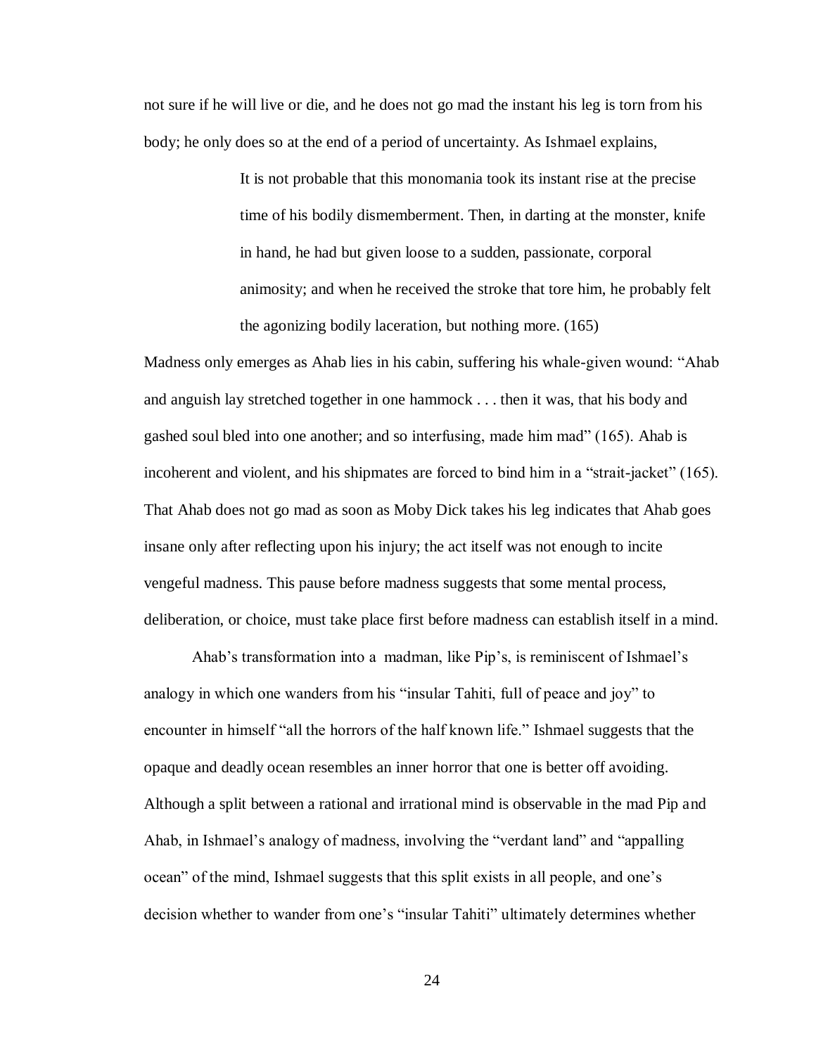not sure if he will live or die, and he does not go mad the instant his leg is torn from his body; he only does so at the end of a period of uncertainty. As Ishmael explains,

> It is not probable that this monomania took its instant rise at the precise time of his bodily dismemberment. Then, in darting at the monster, knife in hand, he had but given loose to a sudden, passionate, corporal animosity; and when he received the stroke that tore him, he probably felt the agonizing bodily laceration, but nothing more. (165)

Madness only emerges as Ahab lies in his cabin, suffering his whale-given wound: "Ahab and anguish lay stretched together in one hammock . . . then it was, that his body and gashed soul bled into one another; and so interfusing, made him mad" (165). Ahab is incoherent and violent, and his shipmates are forced to bind him in a "strait-jacket" (165). That Ahab does not go mad as soon as Moby Dick takes his leg indicates that Ahab goes insane only after reflecting upon his injury; the act itself was not enough to incite vengeful madness. This pause before madness suggests that some mental process, deliberation, or choice, must take place first before madness can establish itself in a mind.

Ahab's transformation into a madman, like Pip's, is reminiscent of Ishmael's analogy in which one wanders from his "insular Tahiti, full of peace and joy" to encounter in himself "all the horrors of the half known life." Ishmael suggests that the opaque and deadly ocean resembles an inner horror that one is better off avoiding. Although a split between a rational and irrational mind is observable in the mad Pip and Ahab, in Ishmael's analogy of madness, involving the "verdant land" and "appalling ocean" of the mind, Ishmael suggests that this split exists in all people, and one's decision whether to wander from one's "insular Tahiti" ultimately determines whether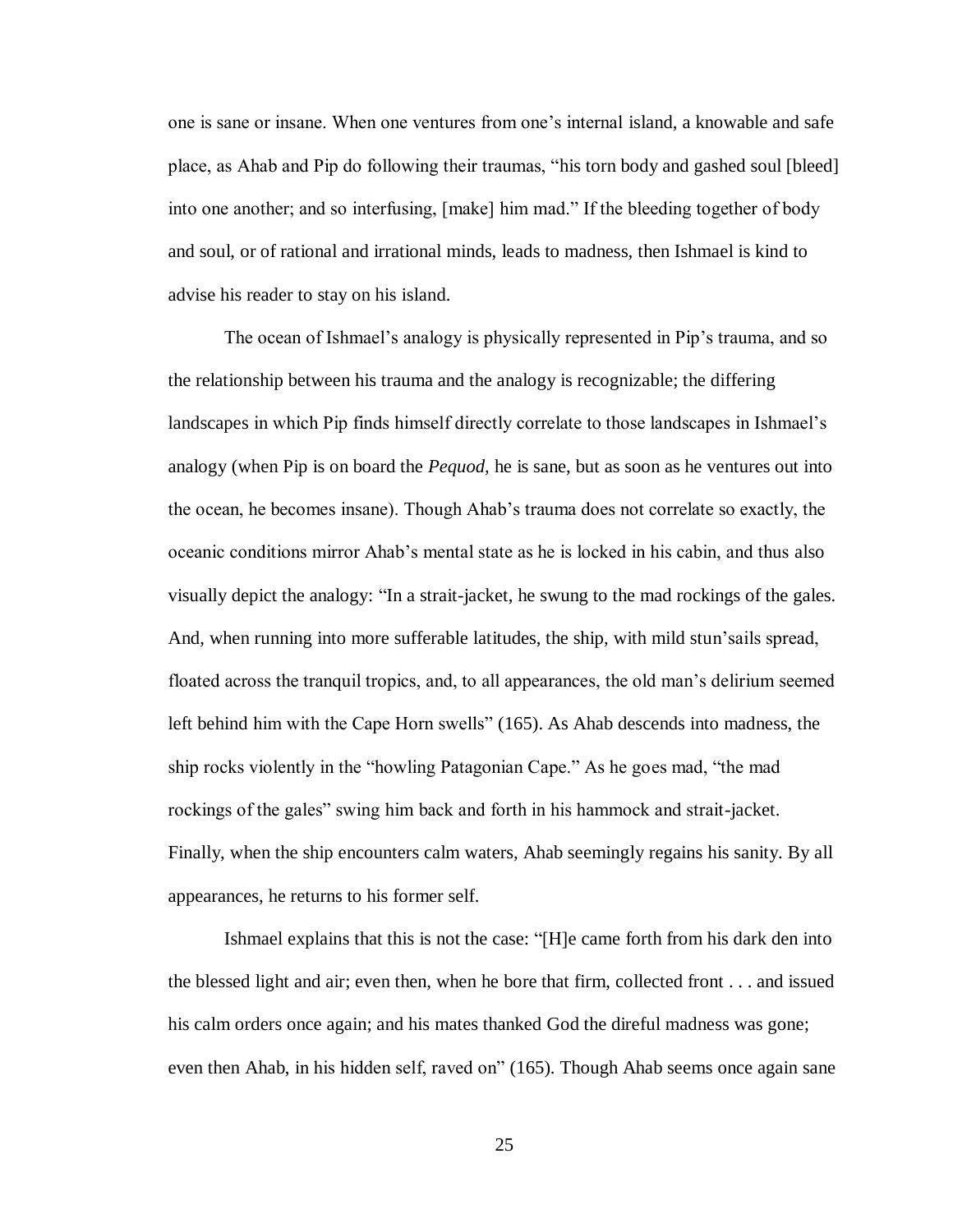one is sane or insane. When one ventures from one's internal island, a knowable and safe place, as Ahab and Pip do following their traumas, "his torn body and gashed soul [bleed] into one another; and so interfusing, [make] him mad." If the bleeding together of body and soul, or of rational and irrational minds, leads to madness, then Ishmael is kind to advise his reader to stay on his island.

The ocean of Ishmael's analogy is physically represented in Pip's trauma, and so the relationship between his trauma and the analogy is recognizable; the differing landscapes in which Pip finds himself directly correlate to those landscapes in Ishmael's analogy (when Pip is on board the *Pequod*, he is sane, but as soon as he ventures out into the ocean, he becomes insane). Though Ahab's trauma does not correlate so exactly, the oceanic conditions mirror Ahab's mental state as he is locked in his cabin, and thus also visually depict the analogy: "In a strait-jacket, he swung to the mad rockings of the gales. And, when running into more sufferable latitudes, the ship, with mild stun'sails spread, floated across the tranquil tropics, and, to all appearances, the old man's delirium seemed left behind him with the Cape Horn swells" (165). As Ahab descends into madness, the ship rocks violently in the "howling Patagonian Cape." As he goes mad, "the mad rockings of the gales" swing him back and forth in his hammock and strait-jacket. Finally, when the ship encounters calm waters, Ahab seemingly regains his sanity. By all appearances, he returns to his former self.

Ishmael explains that this is not the case: "[H]e came forth from his dark den into the blessed light and air; even then, when he bore that firm, collected front . . . and issued his calm orders once again; and his mates thanked God the direful madness was gone; even then Ahab, in his hidden self, raved on" (165). Though Ahab seems once again sane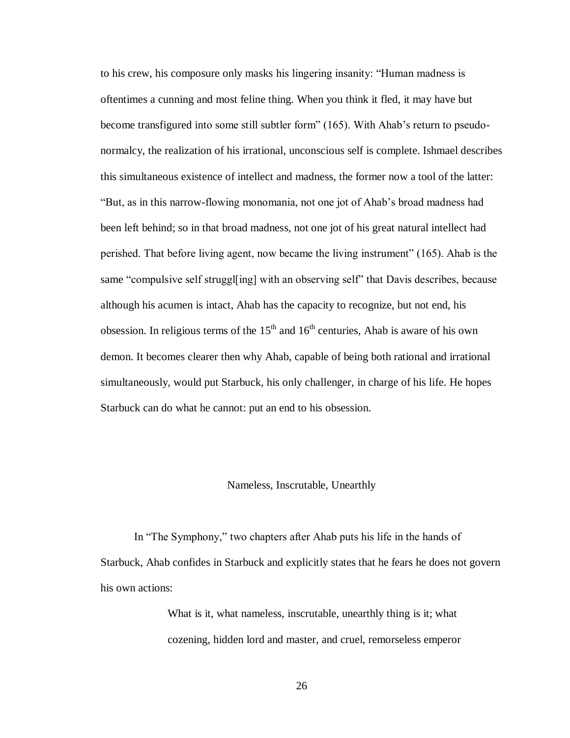to his crew, his composure only masks his lingering insanity: "Human madness is oftentimes a cunning and most feline thing. When you think it fled, it may have but become transfigured into some still subtler form" (165). With Ahab's return to pseudo-normalcy, the realization of his irrational, unconscious self is complete. Ishmael describes this simultaneous existence of intellect and madness, the former now a tool of the latter: "But, as in this narrow-flowing monomania, not one jot of Ahab's broad madness had been left behind; so in that broad madness, not one jot of his great natural intellect had perished. That before living agent, now became the living instrument" (165). Ahab is the same "compulsive self struggl[ing] with an observing self" that Davis describes, because although his acumen is intact, Ahab has the capacity to recognize, but not end, his obsession. In religious terms of the 15th and 16th centuries, Ahab is aware of his own demon. It becomes clearer then why Ahab, capable of being both rational and irrational simultaneously, would put Starbuck, his only challenger, in charge of his life. He hopes Starbuck can do what he cannot: put an end to his obsession.

## Nameless, Inscrutable, Unearthly

In "The Symphony," two chapters after Ahab puts his life in the hands of Starbuck, Ahab confides in Starbuck and explicitly states that he fears he does not govern his own actions:

> What is it, what nameless, inscrutable, unearthly thing is it; what cozening, hidden lord and master, and cruel, remorseless emperor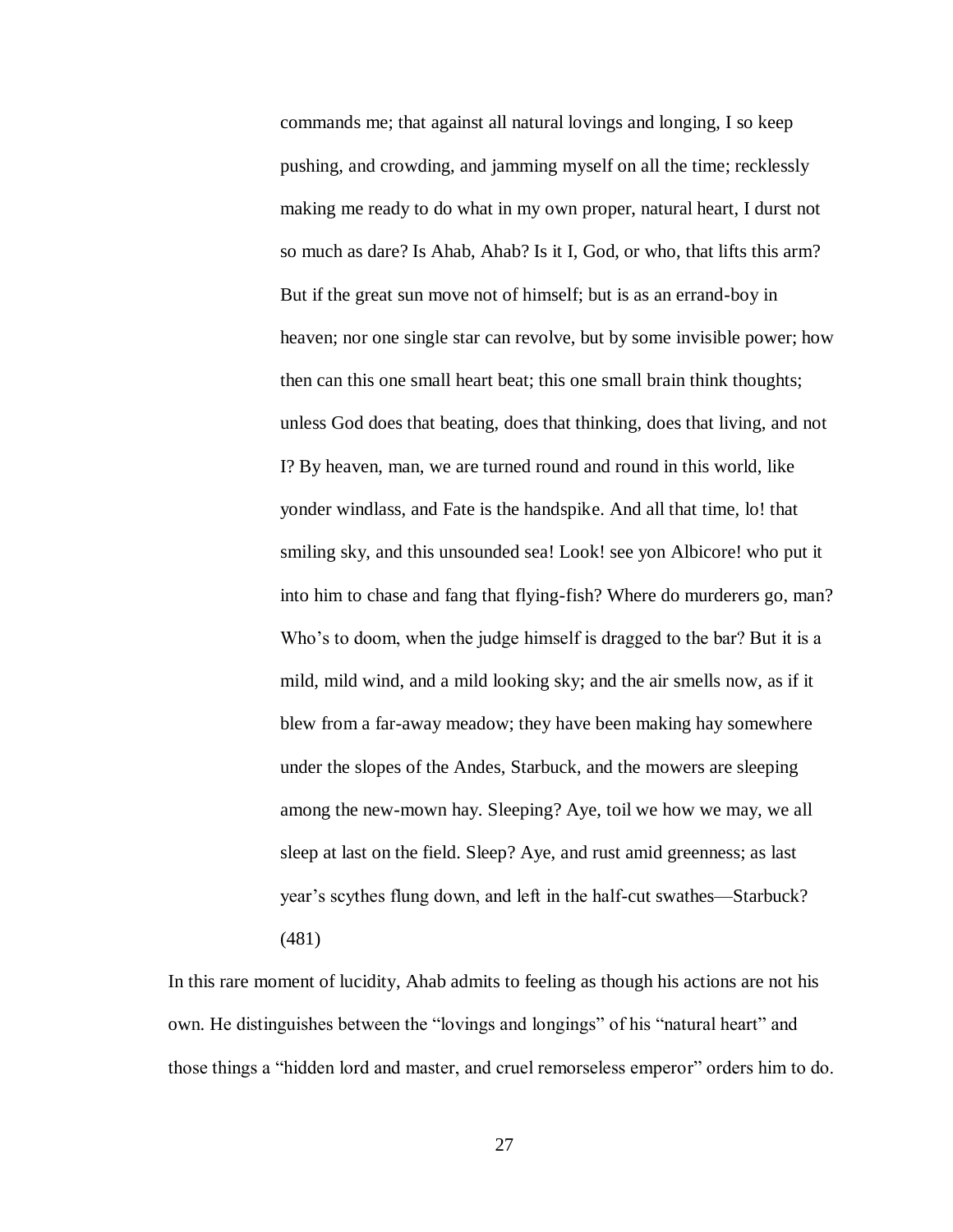> commands me; that against all natural lovings and longing, I so keep pushing, and crowding, and jamming myself on all the time; recklessly making me ready to do what in my own proper, natural heart, I durst not so much as dare? Is Ahab, Ahab? Is it I, God, or who, that lifts this arm? But if the great sun move not of himself; but is as an errand-boy in heaven; nor one single star can revolve, but by some invisible power; how then can this one small heart beat; this one small brain think thoughts; unless God does that beating, does that thinking, does that living, and not I? By heaven, man, we are turned round and round in this world, like yonder windlass, and Fate is the handspike. And all that time, lo! that smiling sky, and this unsounded sea! Look! see yon Albicore! who put it into him to chase and fang that flying-fish? Where do murderers go, man? Who's to doom, when the judge himself is dragged to the bar? But it is a mild, mild wind, and a mild looking sky; and the air smells now, as if it blew from a far-away meadow; they have been making hay somewhere under the slopes of the Andes, Starbuck, and the mowers are sleeping among the new-mown hay. Sleeping? Aye, toil we how we may, we all sleep at last on the field. Sleep? Aye, and rust amid greenness; as last year's scythes flung down, and left in the half-cut swathes—Starbuck? (481)

In this rare moment of lucidity, Ahab admits to feeling as though his actions are not his own. He distinguishes between the "lovings and longings" of his "natural heart" and those things a "hidden lord and master, and cruel remorseless emperor" orders him to do.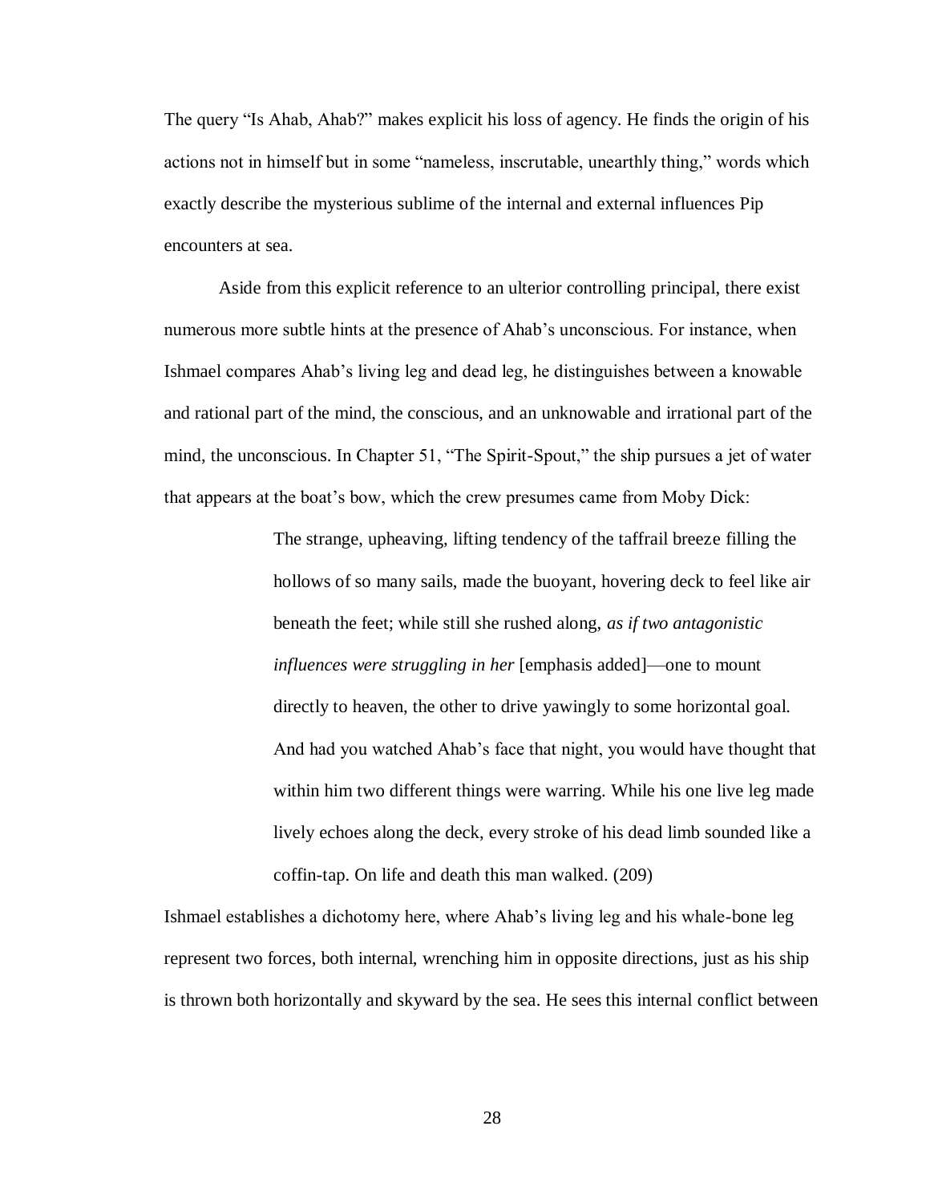The query "Is Ahab, Ahab?" makes explicit his loss of agency. He finds the origin of his actions not in himself but in some "nameless, inscrutable, unearthly thing," words which exactly describe the mysterious sublime of the internal and external influences Pip encounters at sea.

Aside from this explicit reference to an ulterior controlling principal, there exist numerous more subtle hints at the presence of Ahab's unconscious. For instance, when Ishmael compares Ahab's living leg and dead leg, he distinguishes between a knowable and rational part of the mind, the conscious, and an unknowable and irrational part of the mind, the unconscious. In Chapter 51, "The Spirit-Spout," the ship pursues a jet of water that appears at the boat's bow, which the crew presumes came from Moby Dick:

> The strange, upheaving, lifting tendency of the taffrail breeze filling the hollows of so many sails, made the buoyant, hovering deck to feel like air beneath the feet; while still she rushed along, *as if two antagonistic influences were struggling in her* [emphasis added]—one to mount directly to heaven, the other to drive yawingly to some horizontal goal. And had you watched Ahab's face that night, you would have thought that within him two different things were warring. While his one live leg made lively echoes along the deck, every stroke of his dead limb sounded like a coffin-tap. On life and death this man walked. (209)

Ishmael establishes a dichotomy here, where Ahab's living leg and his whale-bone leg represent two forces, both internal, wrenching him in opposite directions, just as his ship is thrown both horizontally and skyward by the sea. He sees this internal conflict between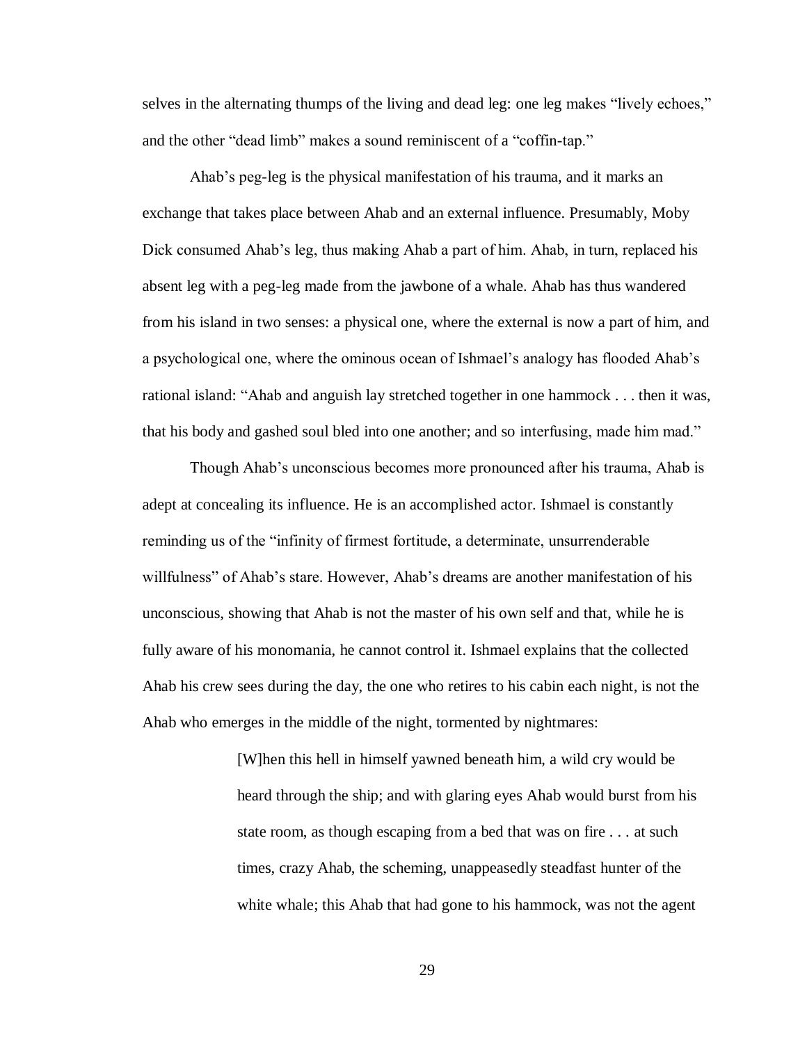selves in the alternating thumps of the living and dead leg: one leg makes "lively echoes," and the other "dead limb" makes a sound reminiscent of a "coffin-tap."

Ahab's peg-leg is the physical manifestation of his trauma, and it marks an exchange that takes place between Ahab and an external influence. Presumably, Moby Dick consumed Ahab's leg, thus making Ahab a part of him. Ahab, in turn, replaced his absent leg with a peg-leg made from the jawbone of a whale. Ahab has thus wandered from his island in two senses: a physical one, where the external is now a part of him, and a psychological one, where the ominous ocean of Ishmael's analogy has flooded Ahab's rational island: "Ahab and anguish lay stretched together in one hammock . . . then it was, that his body and gashed soul bled into one another; and so interfusing, made him mad."

Though Ahab's unconscious becomes more pronounced after his trauma, Ahab is adept at concealing its influence. He is an accomplished actor. Ishmael is constantly reminding us of the "infinity of firmest fortitude, a determinate, unsurrenderable willfulness" of Ahab's stare. However, Ahab's dreams are another manifestation of his unconscious, showing that Ahab is not the master of his own self and that, while he is fully aware of his monomania, he cannot control it. Ishmael explains that the collected Ahab his crew sees during the day, the one who retires to his cabin each night, is not the Ahab who emerges in the middle of the night, tormented by nightmares:

> [W]hen this hell in himself yawned beneath him, a wild cry would be heard through the ship; and with glaring eyes Ahab would burst from his state room, as though escaping from a bed that was on fire . . . at such times, crazy Ahab, the scheming, unappeasedly steadfast hunter of the white whale; this Ahab that had gone to his hammock, was not the agent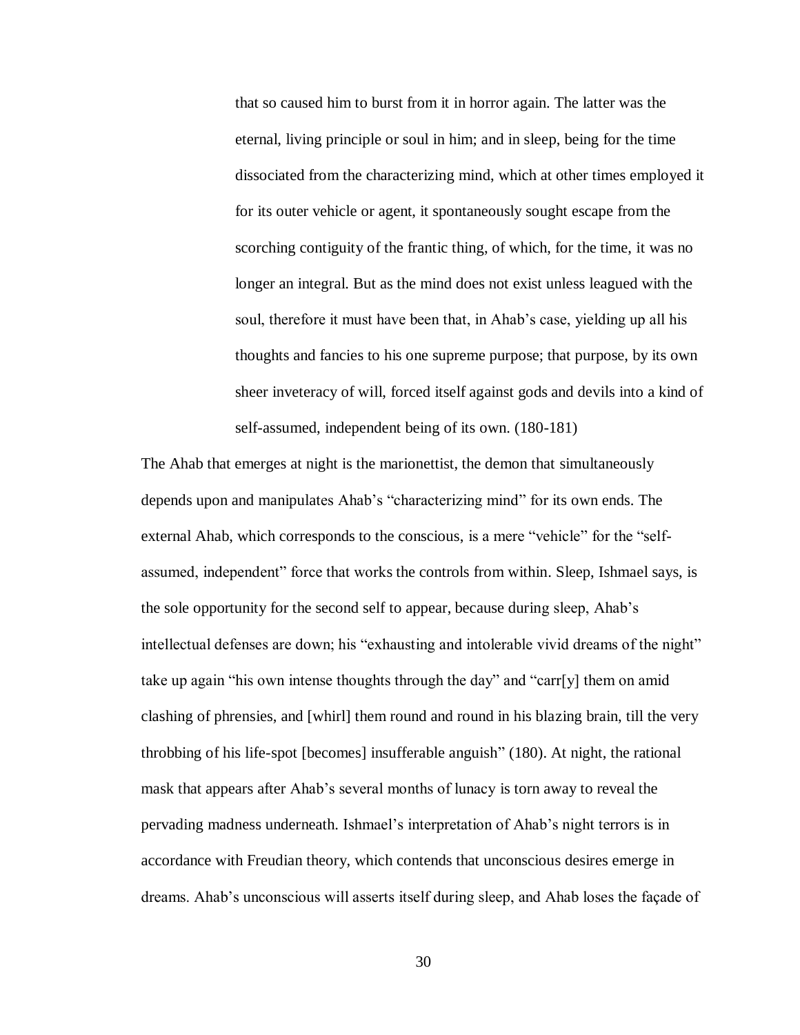> that so caused him to burst from it in horror again. The latter was the eternal, living principle or soul in him; and in sleep, being for the time dissociated from the characterizing mind, which at other times employed it for its outer vehicle or agent, it spontaneously sought escape from the scorching contiguity of the frantic thing, of which, for the time, it was no longer an integral. But as the mind does not exist unless leagued with the soul, therefore it must have been that, in Ahab's case, yielding up all his thoughts and fancies to his one supreme purpose; that purpose, by its own sheer inveteracy of will, forced itself against gods and devils into a kind of self-assumed, independent being of its own. (180-181)

The Ahab that emerges at night is the marionettist, the demon that simultaneously depends upon and manipulates Ahab's "characterizing mind" for its own ends. The external Ahab, which corresponds to the conscious, is a mere "vehicle" for the "self-assumed, independent" force that works the controls from within. Sleep, Ishmael says, is the sole opportunity for the second self to appear, because during sleep, Ahab's intellectual defenses are down; his "exhausting and intolerable vivid dreams of the night" take up again "his own intense thoughts through the day" and "carr[y] them on amid clashing of phrensies, and [whirl] them round and round in his blazing brain, till the very throbbing of his life-spot [becomes] insufferable anguish" (180). At night, the rational mask that appears after Ahab's several months of lunacy is torn away to reveal the pervading madness underneath. Ishmael's interpretation of Ahab's night terrors is in accordance with Freudian theory, which contends that unconscious desires emerge in dreams. Ahab's unconscious will asserts itself during sleep, and Ahab loses the façade of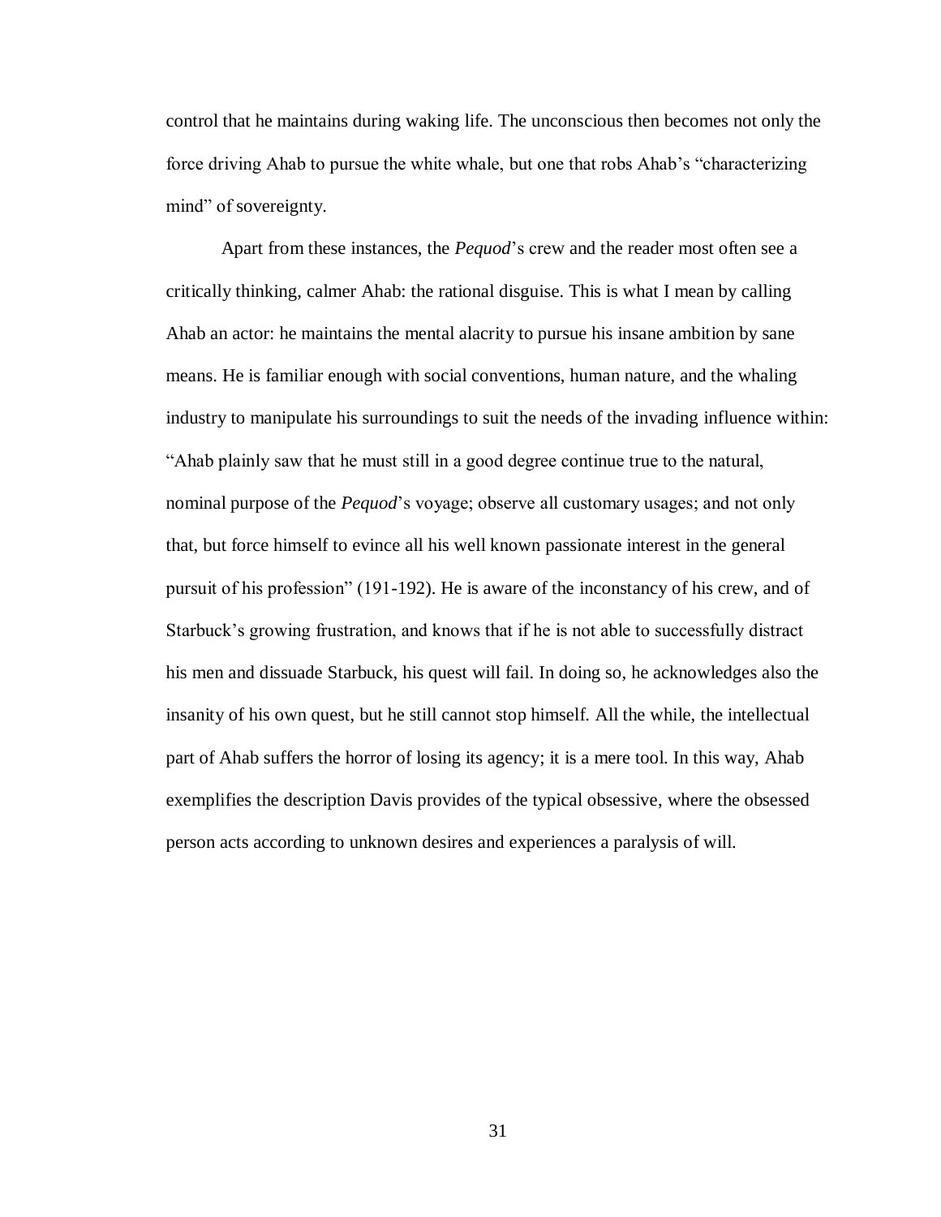control that he maintains during waking life. The unconscious then becomes not only the force driving Ahab to pursue the white whale, but one that robs Ahab's "characterizing mind" of sovereignty.

Apart from these instances, the *Pequod*'s crew and the reader most often see a critically thinking, calmer Ahab: the rational disguise. This is what I mean by calling Ahab an actor: he maintains the mental alacrity to pursue his insane ambition by sane means. He is familiar enough with social conventions, human nature, and the whaling industry to manipulate his surroundings to suit the needs of the invading influence within: "Ahab plainly saw that he must still in a good degree continue true to the natural, nominal purpose of the *Pequod*'s voyage; observe all customary usages; and not only that, but force himself to evince all his well known passionate interest in the general pursuit of his profession" (191-192). He is aware of the inconstancy of his crew, and of Starbuck's growing frustration, and knows that if he is not able to successfully distract his men and dissuade Starbuck, his quest will fail. In doing so, he acknowledges also the insanity of his own quest, but he still cannot stop himself. All the while, the intellectual part of Ahab suffers the horror of losing its agency; it is a mere tool. In this way, Ahab exemplifies the description Davis provides of the typical obsessive, where the obsessed person acts according to unknown desires and experiences a paralysis of will.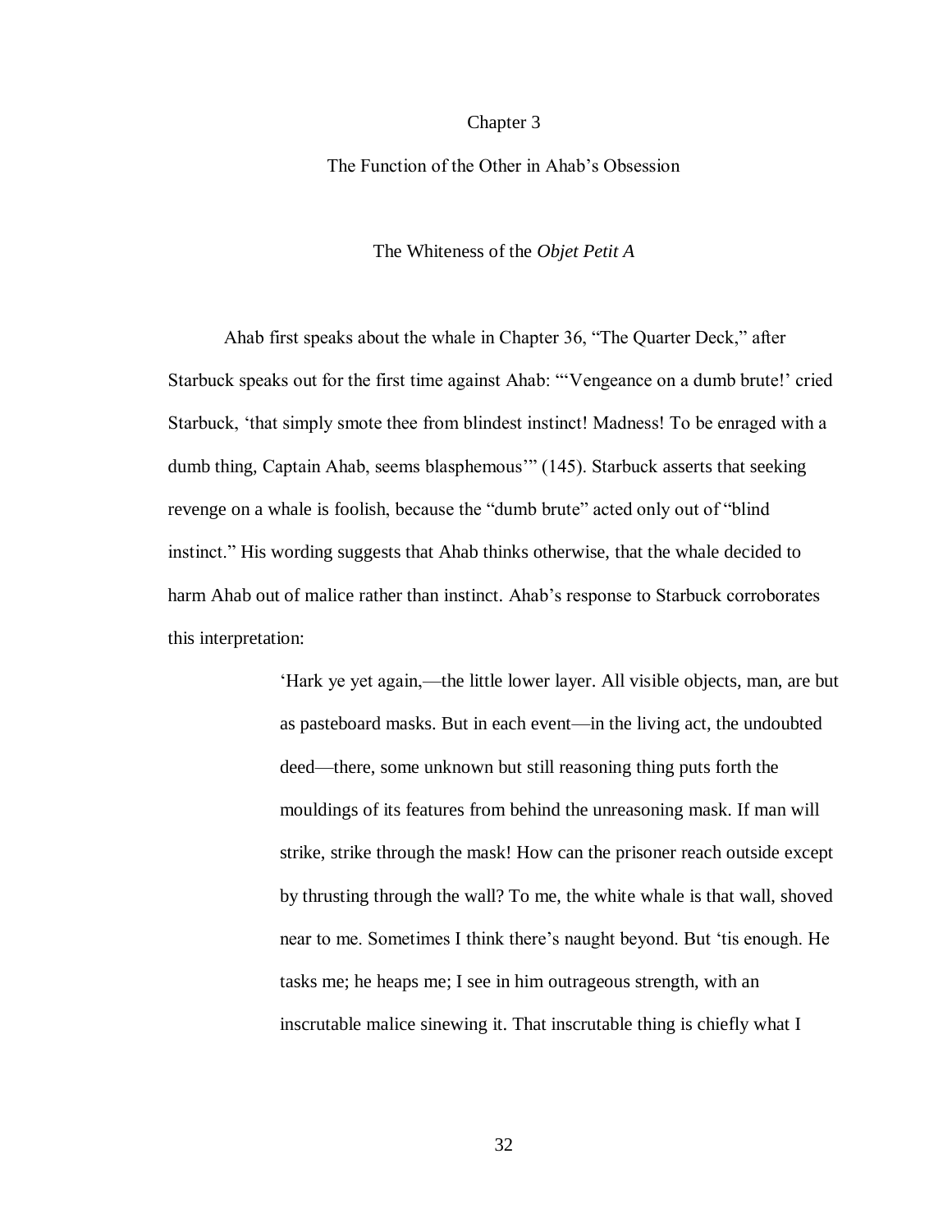# Chapter 3

# The Function of the Other in Ahab's Obsession

## The Whiteness of the *Objet Petit A*

Ahab first speaks about the whale in Chapter 36, "The Quarter Deck," after Starbuck speaks out for the first time against Ahab: "'Vengeance on a dumb brute!' cried Starbuck, 'that simply smote thee from blindest instinct! Madness! To be enraged with a dumb thing, Captain Ahab, seems blasphemous'" (145). Starbuck asserts that seeking revenge on a whale is foolish, because the "dumb brute" acted only out of "blind instinct." His wording suggests that Ahab thinks otherwise, that the whale decided to harm Ahab out of malice rather than instinct. Ahab's response to Starbuck corroborates this interpretation:

> 'Hark ye yet again,—the little lower layer. All visible objects, man, are but as pasteboard masks. But in each event—in the living act, the undoubted deed—there, some unknown but still reasoning thing puts forth the mouldings of its features from behind the unreasoning mask. If man will strike, strike through the mask! How can the prisoner reach outside except by thrusting through the wall? To me, the white whale is that wall, shoved near to me. Sometimes I think there's naught beyond. But 'tis enough. He tasks me; he heaps me; I see in him outrageous strength, with an inscrutable malice sinewing it. That inscrutable thing is chiefly what I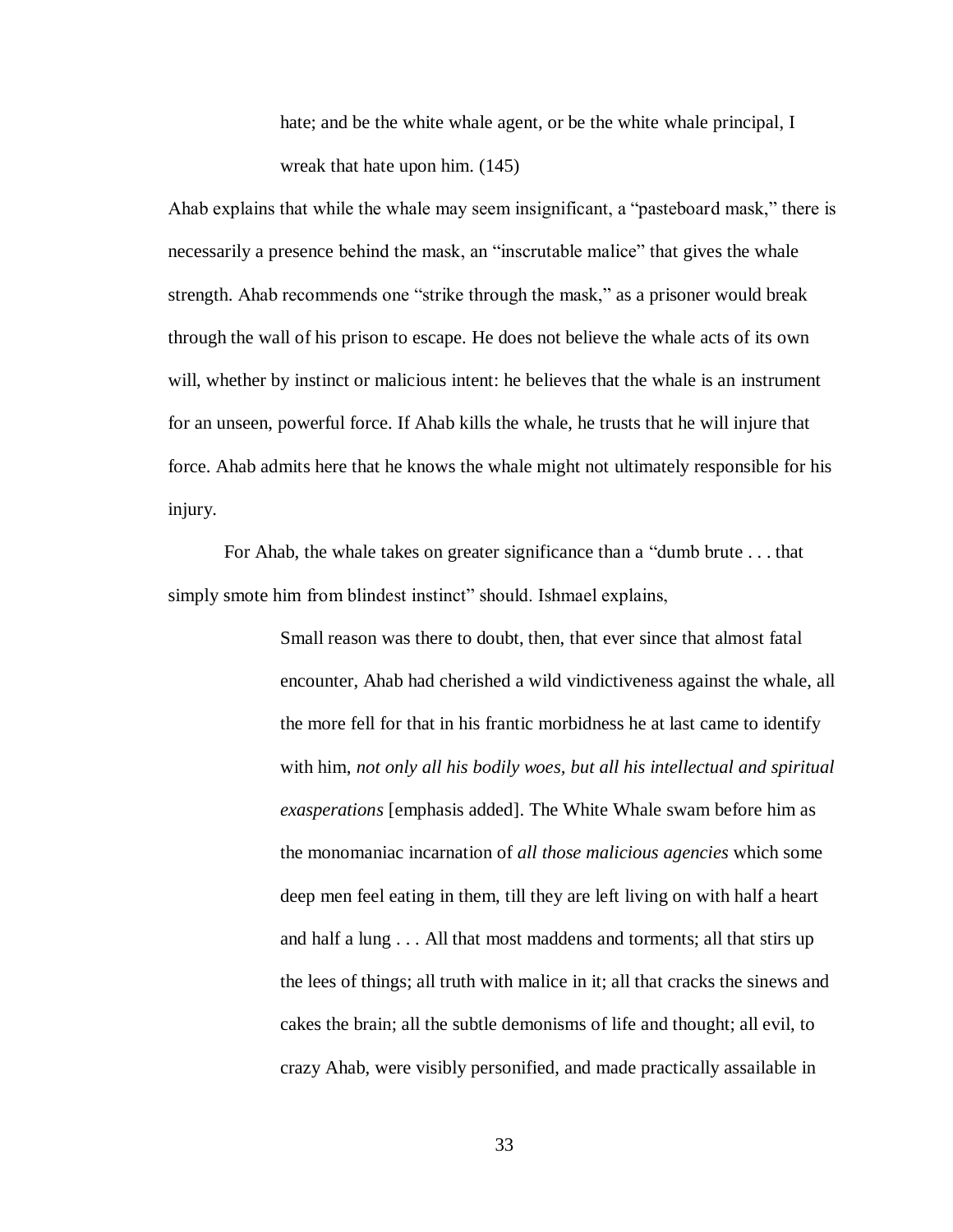> hate; and be the white whale agent, or be the white whale principal, I wreak that hate upon him. (145)

Ahab explains that while the whale may seem insignificant, a "pasteboard mask," there is necessarily a presence behind the mask, an "inscrutable malice" that gives the whale strength. Ahab recommends one "strike through the mask," as a prisoner would break through the wall of his prison to escape. He does not believe the whale acts of its own will, whether by instinct or malicious intent: he believes that the whale is an instrument for an unseen, powerful force. If Ahab kills the whale, he trusts that he will injure that force. Ahab admits here that he knows the whale might not ultimately responsible for his injury.

For Ahab, the whale takes on greater significance than a "dumb brute . . . that simply smote him from blindest instinct" should. Ishmael explains,

> Small reason was there to doubt, then, that ever since that almost fatal encounter, Ahab had cherished a wild vindictiveness against the whale, all the more fell for that in his frantic morbidness he at last came to identify with him, *not only all his bodily woes, but all his intellectual and spiritual exasperations* [emphasis added]. The White Whale swam before him as the monomaniac incarnation of *all those malicious agencies* which some deep men feel eating in them, till they are left living on with half a heart and half a lung . . . All that most maddens and torments; all that stirs up the lees of things; all truth with malice in it; all that cracks the sinews and cakes the brain; all the subtle demonisms of life and thought; all evil, to crazy Ahab, were visibly personified, and made practically assailable in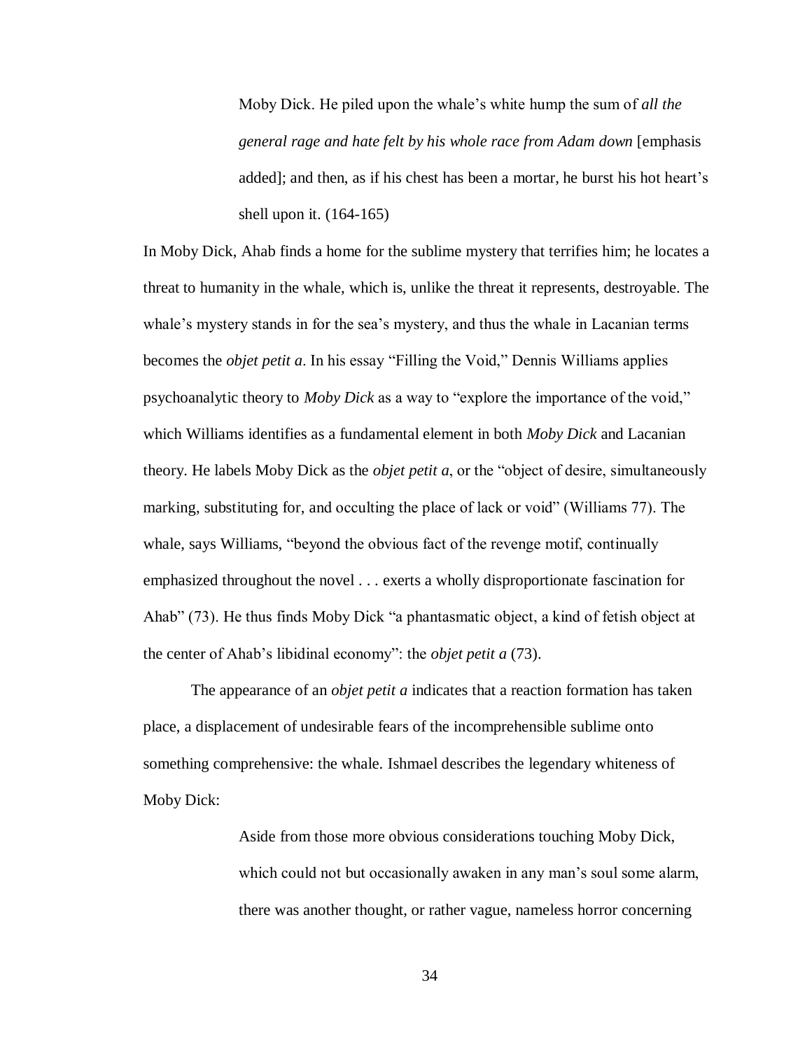> Moby Dick. He piled upon the whale's white hump the sum of *all the general rage and hate felt by his whole race from Adam down* [emphasis added]; and then, as if his chest has been a mortar, he burst his hot heart's shell upon it. (164-165)

In Moby Dick, Ahab finds a home for the sublime mystery that terrifies him; he locates a threat to humanity in the whale, which is, unlike the threat it represents, destroyable. The whale's mystery stands in for the sea's mystery, and thus the whale in Lacanian terms becomes the *objet petit a*. In his essay "Filling the Void," Dennis Williams applies psychoanalytic theory to *Moby Dick* as a way to "explore the importance of the void," which Williams identifies as a fundamental element in both *Moby Dick* and Lacanian theory. He labels Moby Dick as the *objet petit a*, or the "object of desire, simultaneously marking, substituting for, and occulting the place of lack or void" (Williams 77). The whale, says Williams, "beyond the obvious fact of the revenge motif, continually emphasized throughout the novel . . . exerts a wholly disproportionate fascination for Ahab" (73). He thus finds Moby Dick "a phantasmatic object, a kind of fetish object at the center of Ahab's libidinal economy": the *objet petit a* (73).

The appearance of an *objet petit a* indicates that a reaction formation has taken place, a displacement of undesirable fears of the incomprehensible sublime onto something comprehensive: the whale. Ishmael describes the legendary whiteness of Moby Dick:

> Aside from those more obvious considerations touching Moby Dick, which could not but occasionally awaken in any man's soul some alarm, there was another thought, or rather vague, nameless horror concerning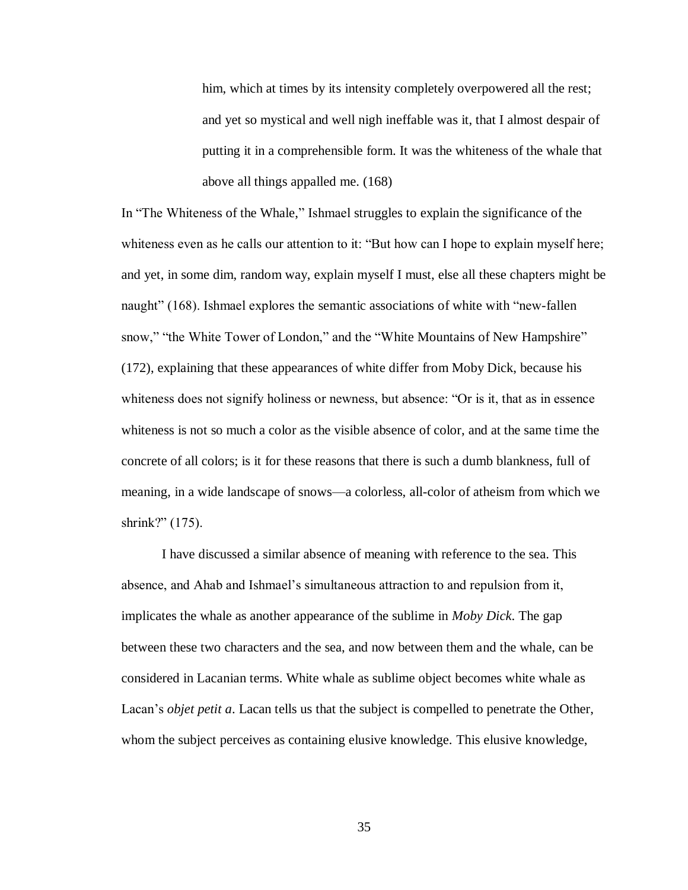> him, which at times by its intensity completely overpowered all the rest; and yet so mystical and well nigh ineffable was it, that I almost despair of putting it in a comprehensible form. It was the whiteness of the whale that above all things appalled me. (168)

In "The Whiteness of the Whale," Ishmael struggles to explain the significance of the whiteness even as he calls our attention to it: "But how can I hope to explain myself here; and yet, in some dim, random way, explain myself I must, else all these chapters might be naught" (168). Ishmael explores the semantic associations of white with "new-fallen snow," "the White Tower of London," and the "White Mountains of New Hampshire" (172), explaining that these appearances of white differ from Moby Dick, because his whiteness does not signify holiness or newness, but absence: "Or is it, that as in essence whiteness is not so much a color as the visible absence of color, and at the same time the concrete of all colors; is it for these reasons that there is such a dumb blankness, full of meaning, in a wide landscape of snows—a colorless, all-color of atheism from which we shrink?" (175).

I have discussed a similar absence of meaning with reference to the sea. This absence, and Ahab and Ishmael's simultaneous attraction to and repulsion from it, implicates the whale as another appearance of the sublime in *Moby Dick*. The gap between these two characters and the sea, and now between them and the whale, can be considered in Lacanian terms. White whale as sublime object becomes white whale as Lacan's *objet petit a*. Lacan tells us that the subject is compelled to penetrate the Other, whom the subject perceives as containing elusive knowledge. This elusive knowledge,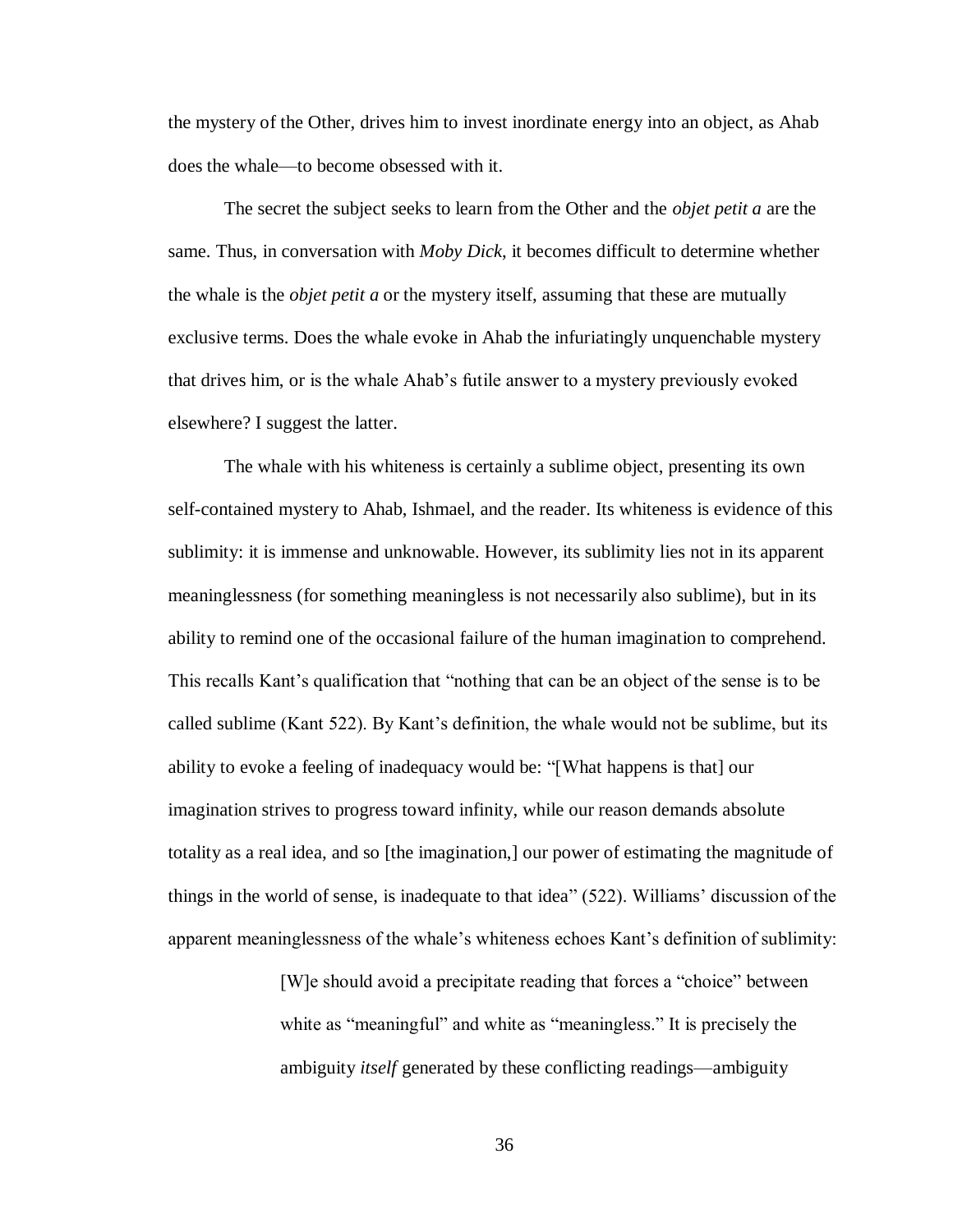the mystery of the Other, drives him to invest inordinate energy into an object, as Ahab does the whale—to become obsessed with it.

The secret the subject seeks to learn from the Other and the *objet petit a* are the same. Thus, in conversation with *Moby Dick*, it becomes difficult to determine whether the whale is the *objet petit a* or the mystery itself, assuming that these are mutually exclusive terms. Does the whale evoke in Ahab the infuriatingly unquenchable mystery that drives him, or is the whale Ahab's futile answer to a mystery previously evoked elsewhere? I suggest the latter.

The whale with his whiteness is certainly a sublime object, presenting its own self-contained mystery to Ahab, Ishmael, and the reader. Its whiteness is evidence of this sublimity: it is immense and unknowable. However, its sublimity lies not in its apparent meaninglessness (for something meaningless is not necessarily also sublime), but in its ability to remind one of the occasional failure of the human imagination to comprehend. This recalls Kant's qualification that "nothing that can be an object of the sense is to be called sublime (Kant 522). By Kant's definition, the whale would not be sublime, but its ability to evoke a feeling of inadequacy would be: "[What happens is that] our imagination strives to progress toward infinity, while our reason demands absolute totality as a real idea, and so [the imagination,] our power of estimating the magnitude of things in the world of sense, is inadequate to that idea" (522). Williams' discussion of the apparent meaninglessness of the whale's whiteness echoes Kant's definition of sublimity:

> [W]e should avoid a precipitate reading that forces a "choice" between white as "meaningful" and white as "meaningless." It is precisely the ambiguity *itself* generated by these conflicting readings—ambiguity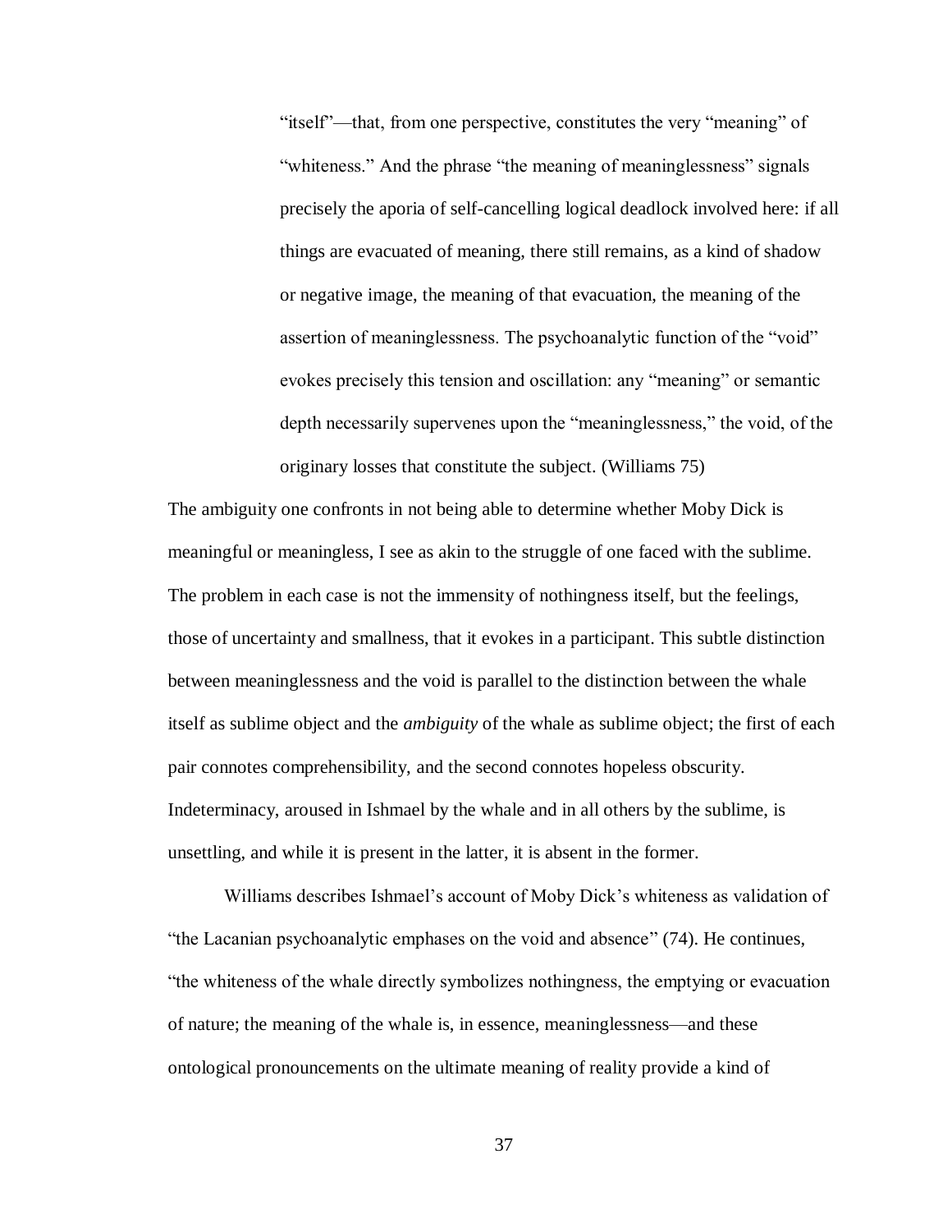> "itself"—that, from one perspective, constitutes the very "meaning" of "whiteness." And the phrase "the meaning of meaninglessness" signals precisely the aporia of self-cancelling logical deadlock involved here: if all things are evacuated of meaning, there still remains, as a kind of shadow or negative image, the meaning of that evacuation, the meaning of the assertion of meaninglessness. The psychoanalytic function of the "void" evokes precisely this tension and oscillation: any "meaning" or semantic depth necessarily supervenes upon the "meaninglessness," the void, of the originary losses that constitute the subject. (Williams 75)

The ambiguity one confronts in not being able to determine whether Moby Dick is meaningful or meaningless, I see as akin to the struggle of one faced with the sublime. The problem in each case is not the immensity of nothingness itself, but the feelings, those of uncertainty and smallness, that it evokes in a participant. This subtle distinction between meaninglessness and the void is parallel to the distinction between the whale itself as sublime object and the *ambiguity* of the whale as sublime object; the first of each pair connotes comprehensibility, and the second connotes hopeless obscurity. Indeterminacy, aroused in Ishmael by the whale and in all others by the sublime, is unsettling, and while it is present in the latter, it is absent in the former.

Williams describes Ishmael's account of Moby Dick's whiteness as validation of "the Lacanian psychoanalytic emphases on the void and absence" (74). He continues, "the whiteness of the whale directly symbolizes nothingness, the emptying or evacuation of nature; the meaning of the whale is, in essence, meaninglessness—and these ontological pronouncements on the ultimate meaning of reality provide a kind of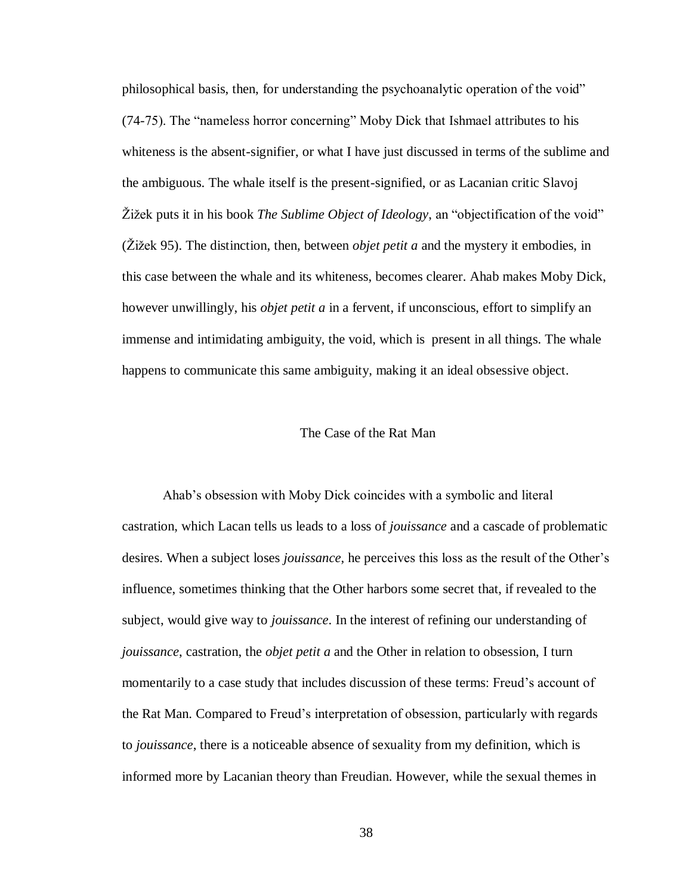philosophical basis, then, for understanding the psychoanalytic operation of the void" (74-75). The "nameless horror concerning" Moby Dick that Ishmael attributes to his whiteness is the absent-signifier, or what I have just discussed in terms of the sublime and the ambiguous. The whale itself is the present-signified, or as Lacanian critic Slavoj Žižek puts it in his book *The Sublime Object of Ideology*, an "objectification of the void" (Žižek 95). The distinction, then, between *objet petit a* and the mystery it embodies, in this case between the whale and its whiteness, becomes clearer. Ahab makes Moby Dick, however unwillingly, his *objet petit a* in a fervent, if unconscious, effort to simplify an immense and intimidating ambiguity, the void, which is present in all things. The whale happens to communicate this same ambiguity, making it an ideal obsessive object.

## The Case of the Rat Man

Ahab's obsession with Moby Dick coincides with a symbolic and literal castration, which Lacan tells us leads to a loss of *jouissance* and a cascade of problematic desires. When a subject loses *jouissance*, he perceives this loss as the result of the Other's influence, sometimes thinking that the Other harbors some secret that, if revealed to the subject, would give way to *jouissance*. In the interest of refining our understanding of *jouissance*, castration, the *objet petit a* and the Other in relation to obsession, I turn momentarily to a case study that includes discussion of these terms: Freud's account of the Rat Man. Compared to Freud's interpretation of obsession, particularly with regards to *jouissance*, there is a noticeable absence of sexuality from my definition, which is informed more by Lacanian theory than Freudian. However, while the sexual themes in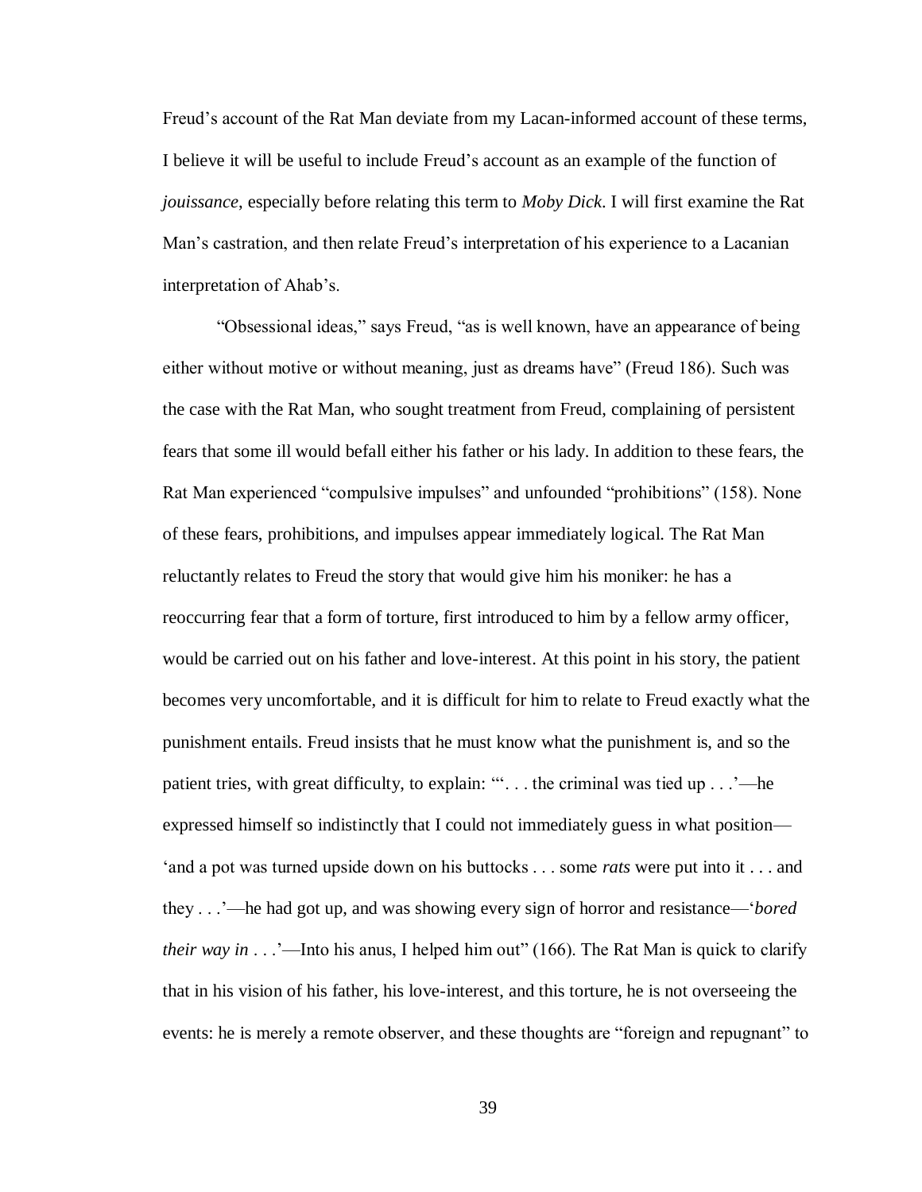Freud's account of the Rat Man deviate from my Lacan-informed account of these terms, I believe it will be useful to include Freud's account as an example of the function of *jouissance*, especially before relating this term to *Moby Dick*. I will first examine the Rat Man's castration, and then relate Freud's interpretation of his experience to a Lacanian interpretation of Ahab's.

"Obsessional ideas," says Freud, "as is well known, have an appearance of being either without motive or without meaning, just as dreams have" (Freud 186). Such was the case with the Rat Man, who sought treatment from Freud, complaining of persistent fears that some ill would befall either his father or his lady. In addition to these fears, the Rat Man experienced "compulsive impulses" and unfounded "prohibitions" (158). None of these fears, prohibitions, and impulses appear immediately logical. The Rat Man reluctantly relates to Freud the story that would give him his moniker: he has a reoccurring fear that a form of torture, first introduced to him by a fellow army officer, would be carried out on his father and love-interest. At this point in his story, the patient becomes very uncomfortable, and it is difficult for him to relate to Freud exactly what the punishment entails. Freud insists that he must know what the punishment is, and so the patient tries, with great difficulty, to explain: "'. . . the criminal was tied up . . .'—he expressed himself so indistinctly that I could not immediately guess in what position—'and a pot was turned upside down on his buttocks . . . some *rats* were put into it . . . and they . . .'—he had got up, and was showing every sign of horror and resistance—'*bored their way in* . . .'—Into his anus, I helped him out" (166). The Rat Man is quick to clarify that in his vision of his father, his love-interest, and this torture, he is not overseeing the events: he is merely a remote observer, and these thoughts are "foreign and repugnant" to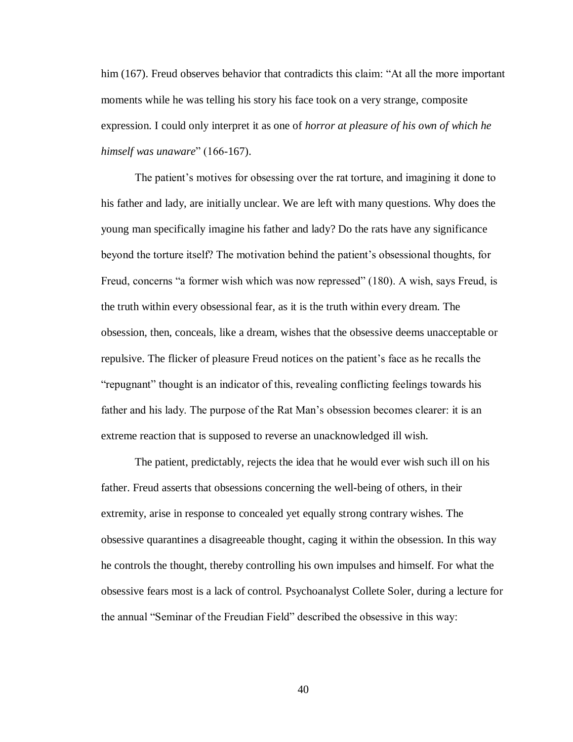him (167). Freud observes behavior that contradicts this claim: "At all the more important moments while he was telling his story his face took on a very strange, composite expression. I could only interpret it as one of *horror at pleasure of his own of which he himself was unaware*" (166-167).

The patient's motives for obsessing over the rat torture, and imagining it done to his father and lady, are initially unclear. We are left with many questions. Why does the young man specifically imagine his father and lady? Do the rats have any significance beyond the torture itself? The motivation behind the patient's obsessional thoughts, for Freud, concerns "a former wish which was now repressed" (180). A wish, says Freud, is the truth within every obsessional fear, as it is the truth within every dream. The obsession, then, conceals, like a dream, wishes that the obsessive deems unacceptable or repulsive. The flicker of pleasure Freud notices on the patient's face as he recalls the "repugnant" thought is an indicator of this, revealing conflicting feelings towards his father and his lady. The purpose of the Rat Man's obsession becomes clearer: it is an extreme reaction that is supposed to reverse an unacknowledged ill wish.

The patient, predictably, rejects the idea that he would ever wish such ill on his father. Freud asserts that obsessions concerning the well-being of others, in their extremity, arise in response to concealed yet equally strong contrary wishes. The obsessive quarantines a disagreeable thought, caging it within the obsession. In this way he controls the thought, thereby controlling his own impulses and himself. For what the obsessive fears most is a lack of control. Psychoanalyst Collete Soler, during a lecture for the annual "Seminar of the Freudian Field" described the obsessive in this way: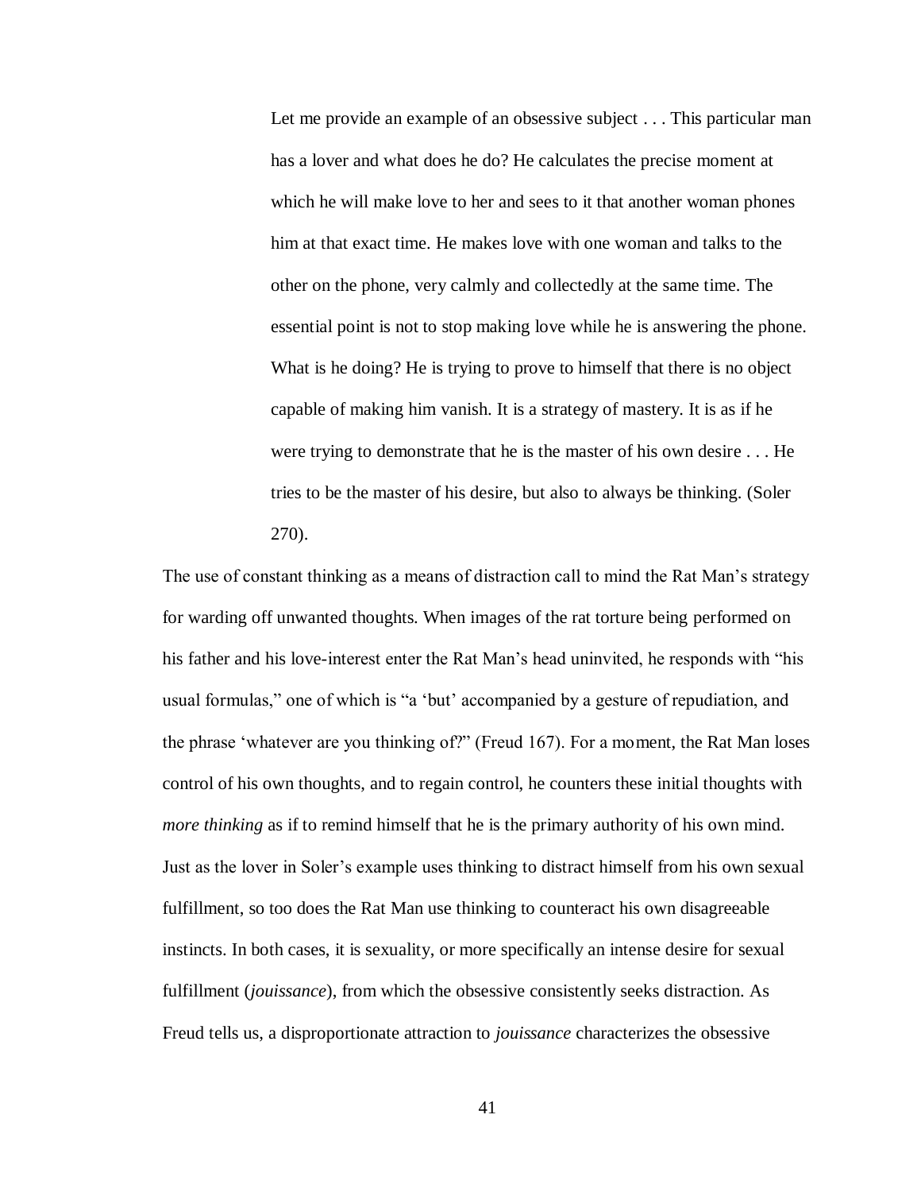> Let me provide an example of an obsessive subject . . . This particular man has a lover and what does he do? He calculates the precise moment at which he will make love to her and sees to it that another woman phones him at that exact time. He makes love with one woman and talks to the other on the phone, very calmly and collectedly at the same time. The essential point is not to stop making love while he is answering the phone. What is he doing? He is trying to prove to himself that there is no object capable of making him vanish. It is a strategy of mastery. It is as if he were trying to demonstrate that he is the master of his own desire . . . He tries to be the master of his desire, but also to always be thinking. (Soler 270).

The use of constant thinking as a means of distraction call to mind the Rat Man's strategy for warding off unwanted thoughts. When images of the rat torture being performed on his father and his love-interest enter the Rat Man's head uninvited, he responds with "his usual formulas," one of which is "a 'but' accompanied by a gesture of repudiation, and the phrase 'whatever are you thinking of?" (Freud 167). For a moment, the Rat Man loses control of his own thoughts, and to regain control, he counters these initial thoughts with *more thinking* as if to remind himself that he is the primary authority of his own mind. Just as the lover in Soler's example uses thinking to distract himself from his own sexual fulfillment, so too does the Rat Man use thinking to counteract his own disagreeable instincts. In both cases, it is sexuality, or more specifically an intense desire for sexual fulfillment (*jouissance*), from which the obsessive consistently seeks distraction. As Freud tells us, a disproportionate attraction to *jouissance* characterizes the obsessive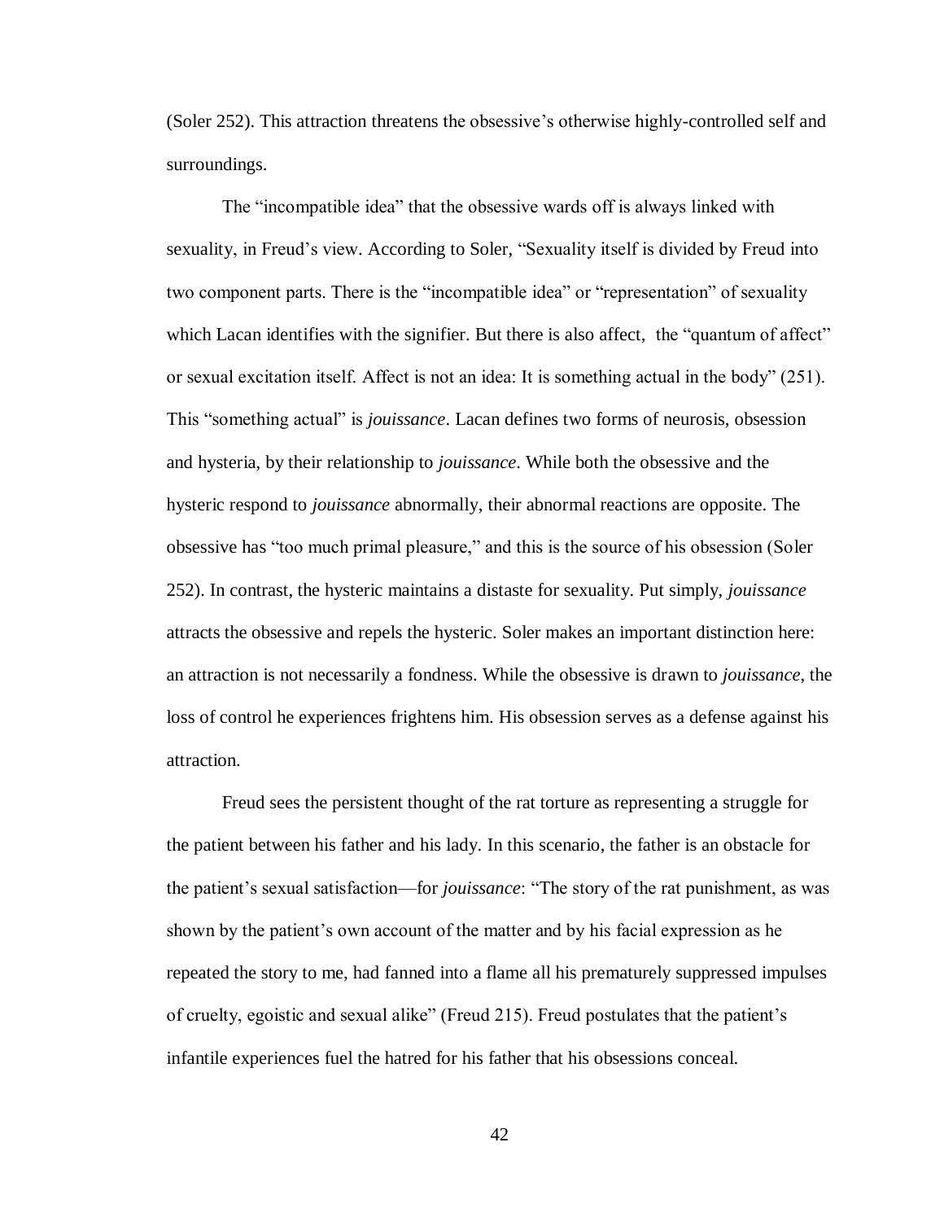(Soler 252). This attraction threatens the obsessive's otherwise highly-controlled self and surroundings.

The "incompatible idea" that the obsessive wards off is always linked with sexuality, in Freud's view. According to Soler, "Sexuality itself is divided by Freud into two component parts. There is the "incompatible idea" or "representation" of sexuality which Lacan identifies with the signifier. But there is also affect, the "quantum of affect" or sexual excitation itself. Affect is not an idea: It is something actual in the body" (251). This "something actual" is *jouissance*. Lacan defines two forms of neurosis, obsession and hysteria, by their relationship to *jouissance*. While both the obsessive and the hysteric respond to *jouissance* abnormally, their abnormal reactions are opposite. The obsessive has "too much primal pleasure," and this is the source of his obsession (Soler 252). In contrast, the hysteric maintains a distaste for sexuality. Put simply, *jouissance* attracts the obsessive and repels the hysteric. Soler makes an important distinction here: an attraction is not necessarily a fondness. While the obsessive is drawn to *jouissance*, the loss of control he experiences frightens him. His obsession serves as a defense against his attraction.

Freud sees the persistent thought of the rat torture as representing a struggle for the patient between his father and his lady. In this scenario, the father is an obstacle for the patient's sexual satisfaction—for *jouissance*: "The story of the rat punishment, as was shown by the patient's own account of the matter and by his facial expression as he repeated the story to me, had fanned into a flame all his prematurely suppressed impulses of cruelty, egoistic and sexual alike" (Freud 215). Freud postulates that the patient's infantile experiences fuel the hatred for his father that his obsessions conceal.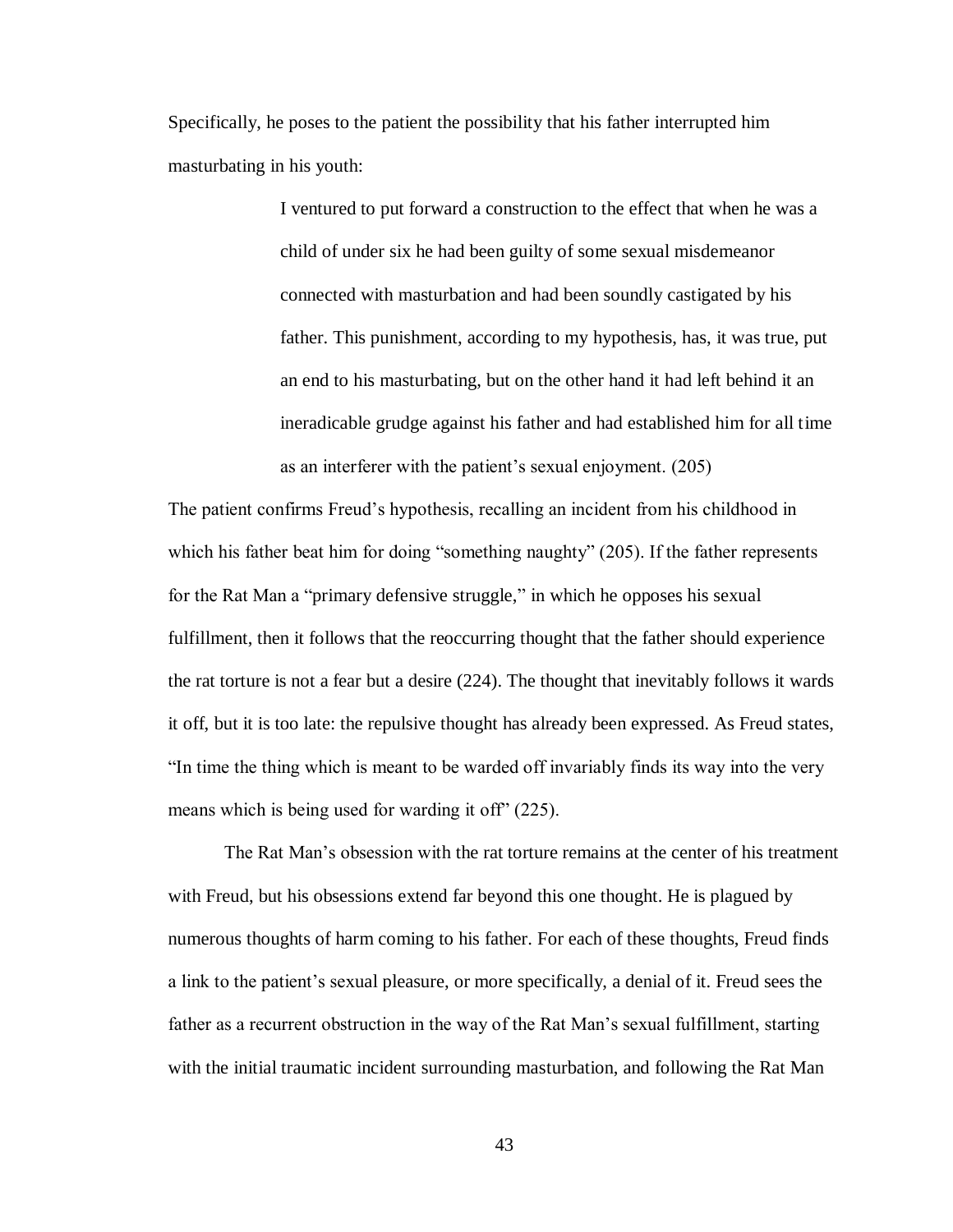Specifically, he poses to the patient the possibility that his father interrupted him masturbating in his youth:

> I ventured to put forward a construction to the effect that when he was a child of under six he had been guilty of some sexual misdemeanor connected with masturbation and had been soundly castigated by his father. This punishment, according to my hypothesis, has, it was true, put an end to his masturbating, but on the other hand it had left behind it an ineradicable grudge against his father and had established him for all time as an interferer with the patient's sexual enjoyment. (205)

The patient confirms Freud's hypothesis, recalling an incident from his childhood in which his father beat him for doing "something naughty" (205). If the father represents for the Rat Man a "primary defensive struggle," in which he opposes his sexual fulfillment, then it follows that the reoccurring thought that the father should experience the rat torture is not a fear but a desire (224). The thought that inevitably follows it wards it off, but it is too late: the repulsive thought has already been expressed. As Freud states, "In time the thing which is meant to be warded off invariably finds its way into the very means which is being used for warding it off" (225).

The Rat Man's obsession with the rat torture remains at the center of his treatment with Freud, but his obsessions extend far beyond this one thought. He is plagued by numerous thoughts of harm coming to his father. For each of these thoughts, Freud finds a link to the patient's sexual pleasure, or more specifically, a denial of it. Freud sees the father as a recurrent obstruction in the way of the Rat Man's sexual fulfillment, starting with the initial traumatic incident surrounding masturbation, and following the Rat Man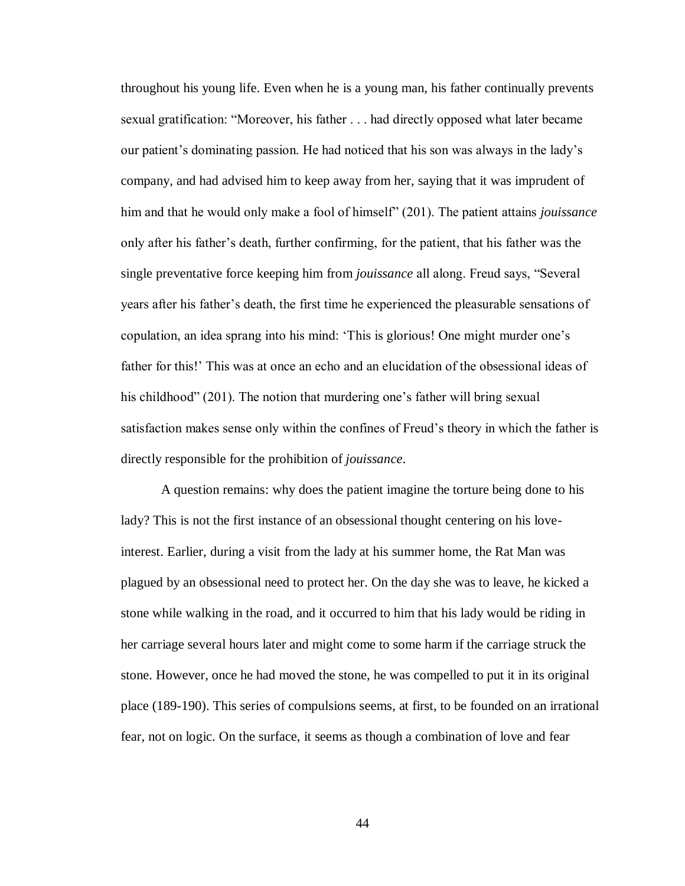throughout his young life. Even when he is a young man, his father continually prevents sexual gratification: "Moreover, his father . . . had directly opposed what later became our patient's dominating passion. He had noticed that his son was always in the lady's company, and had advised him to keep away from her, saying that it was imprudent of him and that he would only make a fool of himself" (201). The patient attains *jouissance* only after his father's death, further confirming, for the patient, that his father was the single preventative force keeping him from *jouissance* all along. Freud says, "Several years after his father's death, the first time he experienced the pleasurable sensations of copulation, an idea sprang into his mind: 'This is glorious! One might murder one's father for this!' This was at once an echo and an elucidation of the obsessional ideas of his childhood" (201). The notion that murdering one's father will bring sexual satisfaction makes sense only within the confines of Freud's theory in which the father is directly responsible for the prohibition of *jouissance*.

A question remains: why does the patient imagine the torture being done to his lady? This is not the first instance of an obsessional thought centering on his love-interest. Earlier, during a visit from the lady at his summer home, the Rat Man was plagued by an obsessional need to protect her. On the day she was to leave, he kicked a stone while walking in the road, and it occurred to him that his lady would be riding in her carriage several hours later and might come to some harm if the carriage struck the stone. However, once he had moved the stone, he was compelled to put it in its original place (189-190). This series of compulsions seems, at first, to be founded on an irrational fear, not on logic. On the surface, it seems as though a combination of love and fear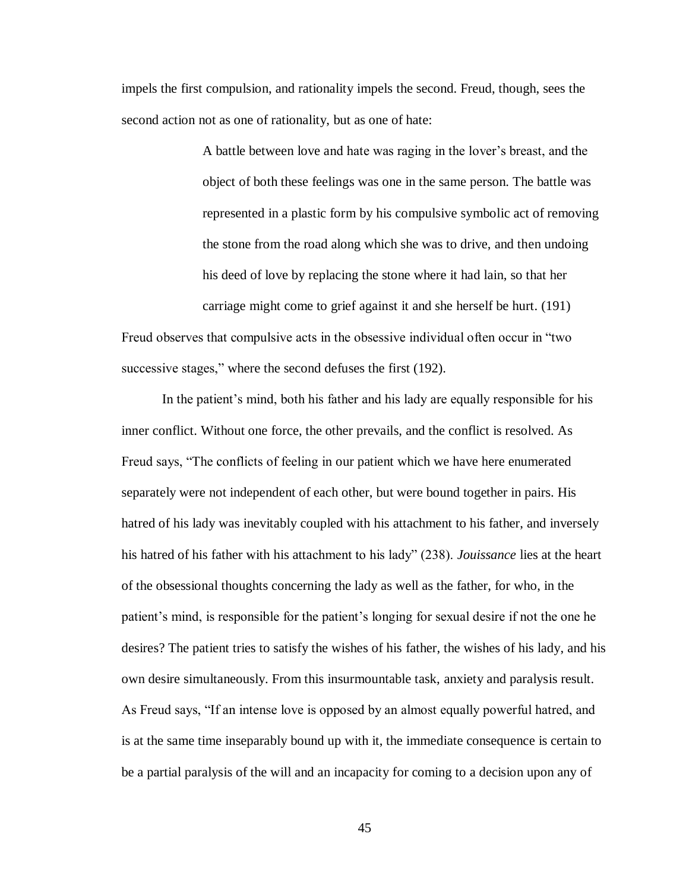impels the first compulsion, and rationality impels the second. Freud, though, sees the second action not as one of rationality, but as one of hate:

> A battle between love and hate was raging in the lover's breast, and the object of both these feelings was one in the same person. The battle was represented in a plastic form by his compulsive symbolic act of removing the stone from the road along which she was to drive, and then undoing his deed of love by replacing the stone where it had lain, so that her carriage might come to grief against it and she herself be hurt. (191)

Freud observes that compulsive acts in the obsessive individual often occur in "two successive stages," where the second defuses the first (192).

In the patient's mind, both his father and his lady are equally responsible for his inner conflict. Without one force, the other prevails, and the conflict is resolved. As Freud says, "The conflicts of feeling in our patient which we have here enumerated separately were not independent of each other, but were bound together in pairs. His hatred of his lady was inevitably coupled with his attachment to his father, and inversely his hatred of his father with his attachment to his lady" (238). *Jouissance* lies at the heart of the obsessional thoughts concerning the lady as well as the father, for who, in the patient's mind, is responsible for the patient's longing for sexual desire if not the one he desires? The patient tries to satisfy the wishes of his father, the wishes of his lady, and his own desire simultaneously. From this insurmountable task, anxiety and paralysis result. As Freud says, "If an intense love is opposed by an almost equally powerful hatred, and is at the same time inseparably bound up with it, the immediate consequence is certain to be a partial paralysis of the will and an incapacity for coming to a decision upon any of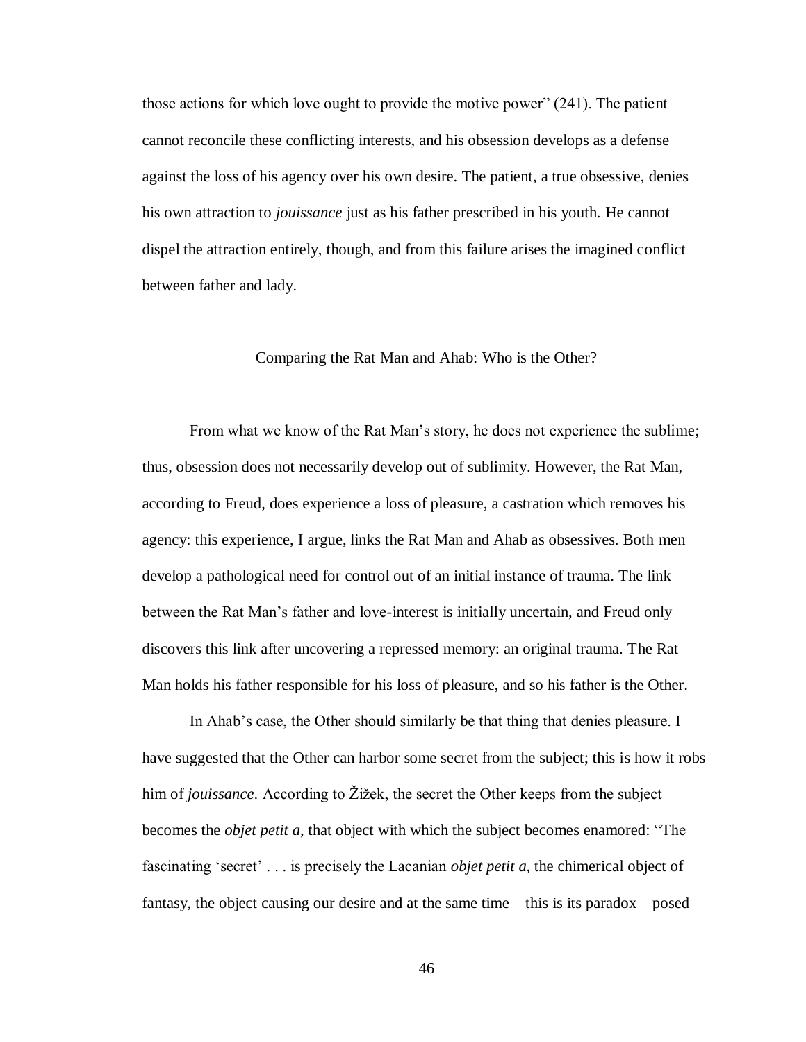those actions for which love ought to provide the motive power" (241). The patient cannot reconcile these conflicting interests, and his obsession develops as a defense against the loss of his agency over his own desire. The patient, a true obsessive, denies his own attraction to *jouissance* just as his father prescribed in his youth. He cannot dispel the attraction entirely, though, and from this failure arises the imagined conflict between father and lady.

## Comparing the Rat Man and Ahab: Who is the Other?

From what we know of the Rat Man's story, he does not experience the sublime; thus, obsession does not necessarily develop out of sublimity. However, the Rat Man, according to Freud, does experience a loss of pleasure, a castration which removes his agency: this experience, I argue, links the Rat Man and Ahab as obsessives. Both men develop a pathological need for control out of an initial instance of trauma. The link between the Rat Man's father and love-interest is initially uncertain, and Freud only discovers this link after uncovering a repressed memory: an original trauma. The Rat Man holds his father responsible for his loss of pleasure, and so his father is the Other.

In Ahab's case, the Other should similarly be that thing that denies pleasure. I have suggested that the Other can harbor some secret from the subject; this is how it robs him of *jouissance*. According to Žižek, the secret the Other keeps from the subject becomes the *objet petit a*, that object with which the subject becomes enamored: "The fascinating 'secret' . . . is precisely the Lacanian *objet petit a*, the chimerical object of fantasy, the object causing our desire and at the same time—this is its paradox—posed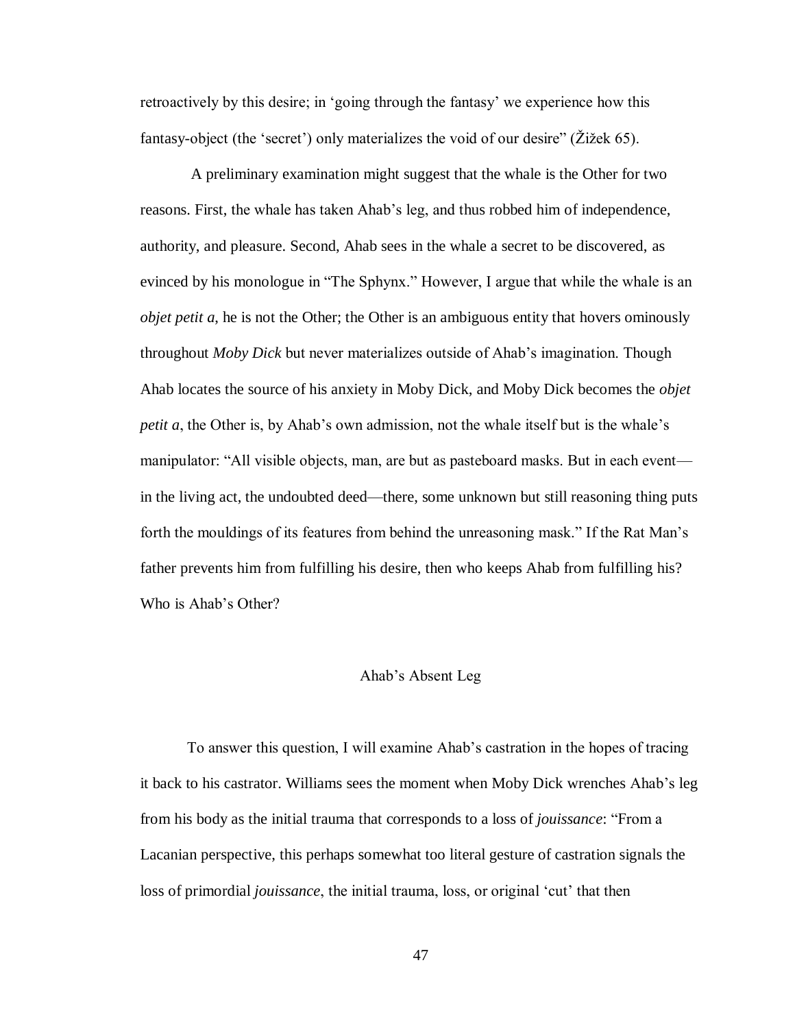retroactively by this desire; in 'going through the fantasy' we experience how this fantasy-object (the 'secret') only materializes the void of our desire" (Žižek 65).

A preliminary examination might suggest that the whale is the Other for two reasons. First, the whale has taken Ahab's leg, and thus robbed him of independence, authority, and pleasure. Second, Ahab sees in the whale a secret to be discovered, as evinced by his monologue in "The Sphynx." However, I argue that while the whale is an *objet petit a*, he is not the Other; the Other is an ambiguous entity that hovers ominously throughout *Moby Dick* but never materializes outside of Ahab's imagination. Though Ahab locates the source of his anxiety in Moby Dick, and Moby Dick becomes the *objet petit a*, the Other is, by Ahab's own admission, not the whale itself but is the whale's manipulator: "All visible objects, man, are but as pasteboard masks. But in each event—in the living act, the undoubted deed—there, some unknown but still reasoning thing puts forth the mouldings of its features from behind the unreasoning mask." If the Rat Man's father prevents him from fulfilling his desire, then who keeps Ahab from fulfilling his? Who is Ahab's Other?

## Ahab's Absent Leg

To answer this question, I will examine Ahab's castration in the hopes of tracing it back to his castrator. Williams sees the moment when Moby Dick wrenches Ahab's leg from his body as the initial trauma that corresponds to a loss of *jouissance*: "From a Lacanian perspective, this perhaps somewhat too literal gesture of castration signals the loss of primordial *jouissance*, the initial trauma, loss, or original 'cut' that then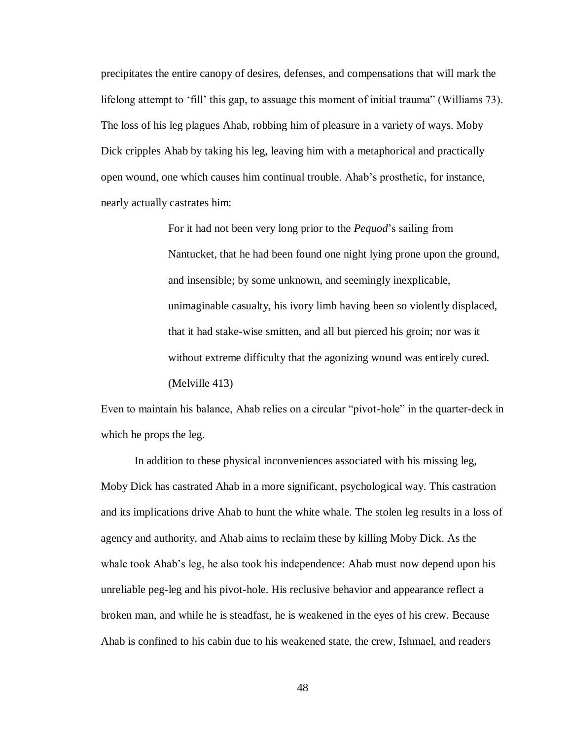precipitates the entire canopy of desires, defenses, and compensations that will mark the lifelong attempt to 'fill' this gap, to assuage this moment of initial trauma" (Williams 73). The loss of his leg plagues Ahab, robbing him of pleasure in a variety of ways. Moby Dick cripples Ahab by taking his leg, leaving him with a metaphorical and practically open wound, one which causes him continual trouble. Ahab's prosthetic, for instance, nearly actually castrates him:

> For it had not been very long prior to the *Pequod*'s sailing from Nantucket, that he had been found one night lying prone upon the ground, and insensible; by some unknown, and seemingly inexplicable, unimaginable casualty, his ivory limb having been so violently displaced, that it had stake-wise smitten, and all but pierced his groin; nor was it without extreme difficulty that the agonizing wound was entirely cured. (Melville 413)

Even to maintain his balance, Ahab relies on a circular "pivot-hole" in the quarter-deck in which he props the leg.

In addition to these physical inconveniences associated with his missing leg, Moby Dick has castrated Ahab in a more significant, psychological way. This castration and its implications drive Ahab to hunt the white whale. The stolen leg results in a loss of agency and authority, and Ahab aims to reclaim these by killing Moby Dick. As the whale took Ahab's leg, he also took his independence: Ahab must now depend upon his unreliable peg-leg and his pivot-hole. His reclusive behavior and appearance reflect a broken man, and while he is steadfast, he is weakened in the eyes of his crew. Because Ahab is confined to his cabin due to his weakened state, the crew, Ishmael, and readers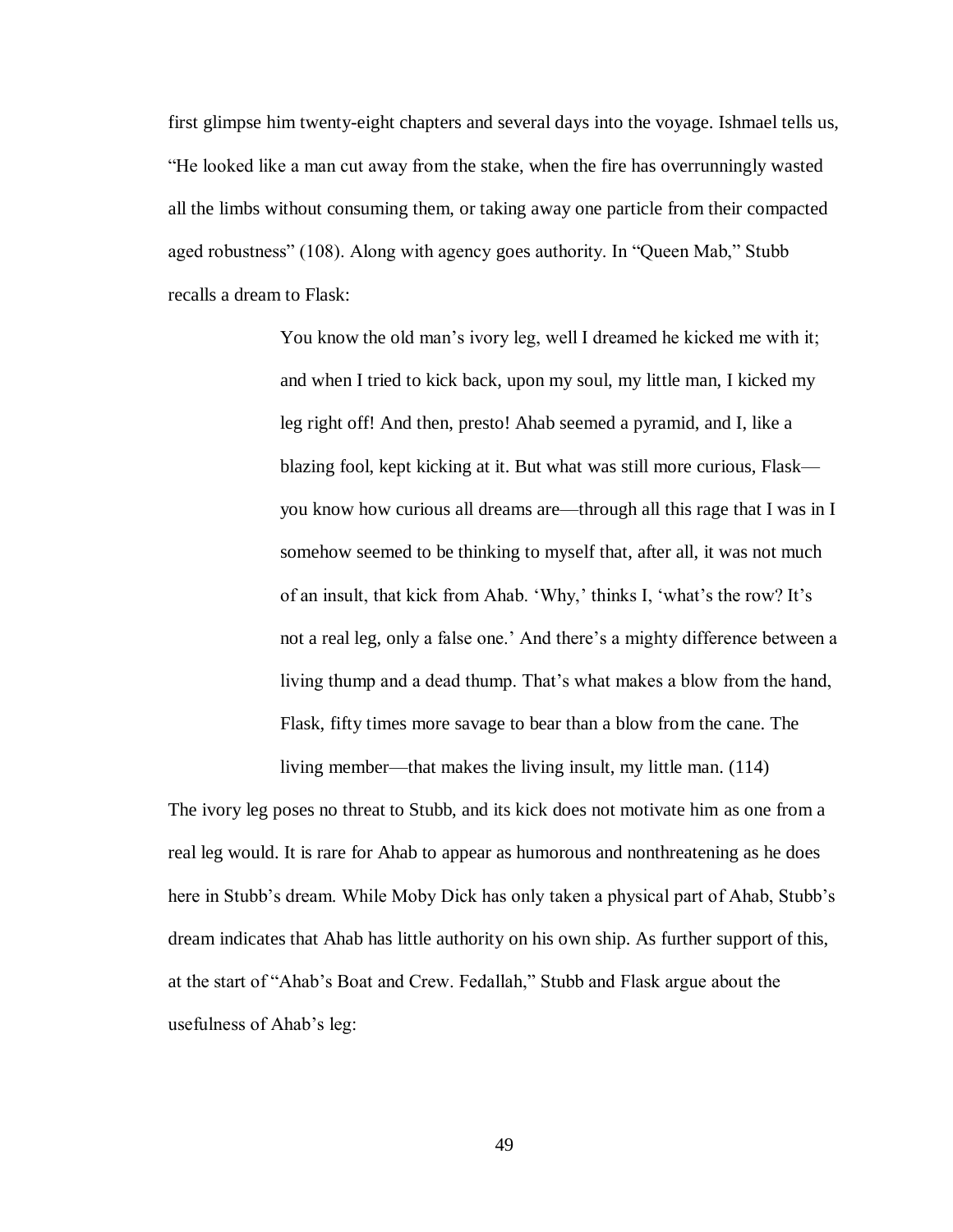first glimpse him twenty-eight chapters and several days into the voyage. Ishmael tells us, "He looked like a man cut away from the stake, when the fire has overrunningly wasted all the limbs without consuming them, or taking away one particle from their compacted aged robustness" (108). Along with agency goes authority. In "Queen Mab," Stubb recalls a dream to Flask:

> You know the old man's ivory leg, well I dreamed he kicked me with it; and when I tried to kick back, upon my soul, my little man, I kicked my leg right off! And then, presto! Ahab seemed a pyramid, and I, like a blazing fool, kept kicking at it. But what was still more curious, Flask—you know how curious all dreams are—through all this rage that I was in I somehow seemed to be thinking to myself that, after all, it was not much of an insult, that kick from Ahab. 'Why,' thinks I, 'what's the row? It's not a real leg, only a false one.' And there's a mighty difference between a living thump and a dead thump. That's what makes a blow from the hand, Flask, fifty times more savage to bear than a blow from the cane. The living member—that makes the living insult, my little man. (114)

The ivory leg poses no threat to Stubb, and its kick does not motivate him as one from a real leg would. It is rare for Ahab to appear as humorous and nonthreatening as he does here in Stubb's dream. While Moby Dick has only taken a physical part of Ahab, Stubb's dream indicates that Ahab has little authority on his own ship. As further support of this, at the start of "Ahab's Boat and Crew. Fedallah," Stubb and Flask argue about the usefulness of Ahab's leg: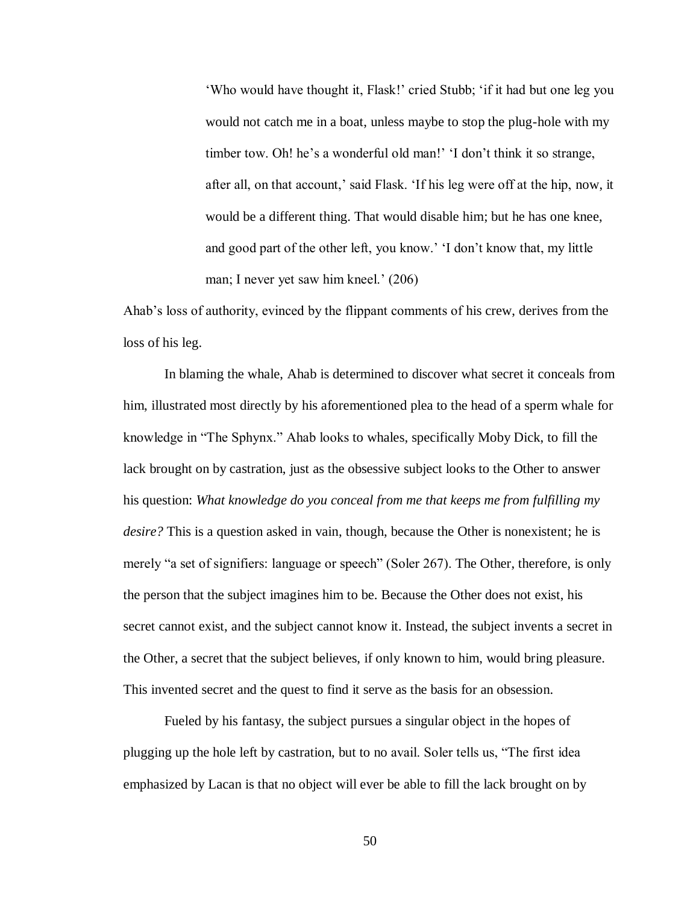> 'Who would have thought it, Flask!' cried Stubb; 'if it had but one leg you would not catch me in a boat, unless maybe to stop the plug-hole with my timber tow. Oh! he's a wonderful old man!' 'I don't think it so strange, after all, on that account,' said Flask. 'If his leg were off at the hip, now, it would be a different thing. That would disable him; but he has one knee, and good part of the other left, you know.' 'I don't know that, my little man; I never yet saw him kneel.' (206)

Ahab's loss of authority, evinced by the flippant comments of his crew, derives from the loss of his leg.

In blaming the whale, Ahab is determined to discover what secret it conceals from him, illustrated most directly by his aforementioned plea to the head of a sperm whale for knowledge in "The Sphynx." Ahab looks to whales, specifically Moby Dick, to fill the lack brought on by castration, just as the obsessive subject looks to the Other to answer his question: *What knowledge do you conceal from me that keeps me from fulfilling my desire?* This is a question asked in vain, though, because the Other is nonexistent; he is merely "a set of signifiers: language or speech" (Soler 267). The Other, therefore, is only the person that the subject imagines him to be. Because the Other does not exist, his secret cannot exist, and the subject cannot know it. Instead, the subject invents a secret in the Other, a secret that the subject believes, if only known to him, would bring pleasure. This invented secret and the quest to find it serve as the basis for an obsession.

Fueled by his fantasy, the subject pursues a singular object in the hopes of plugging up the hole left by castration, but to no avail. Soler tells us, "The first idea emphasized by Lacan is that no object will ever be able to fill the lack brought on by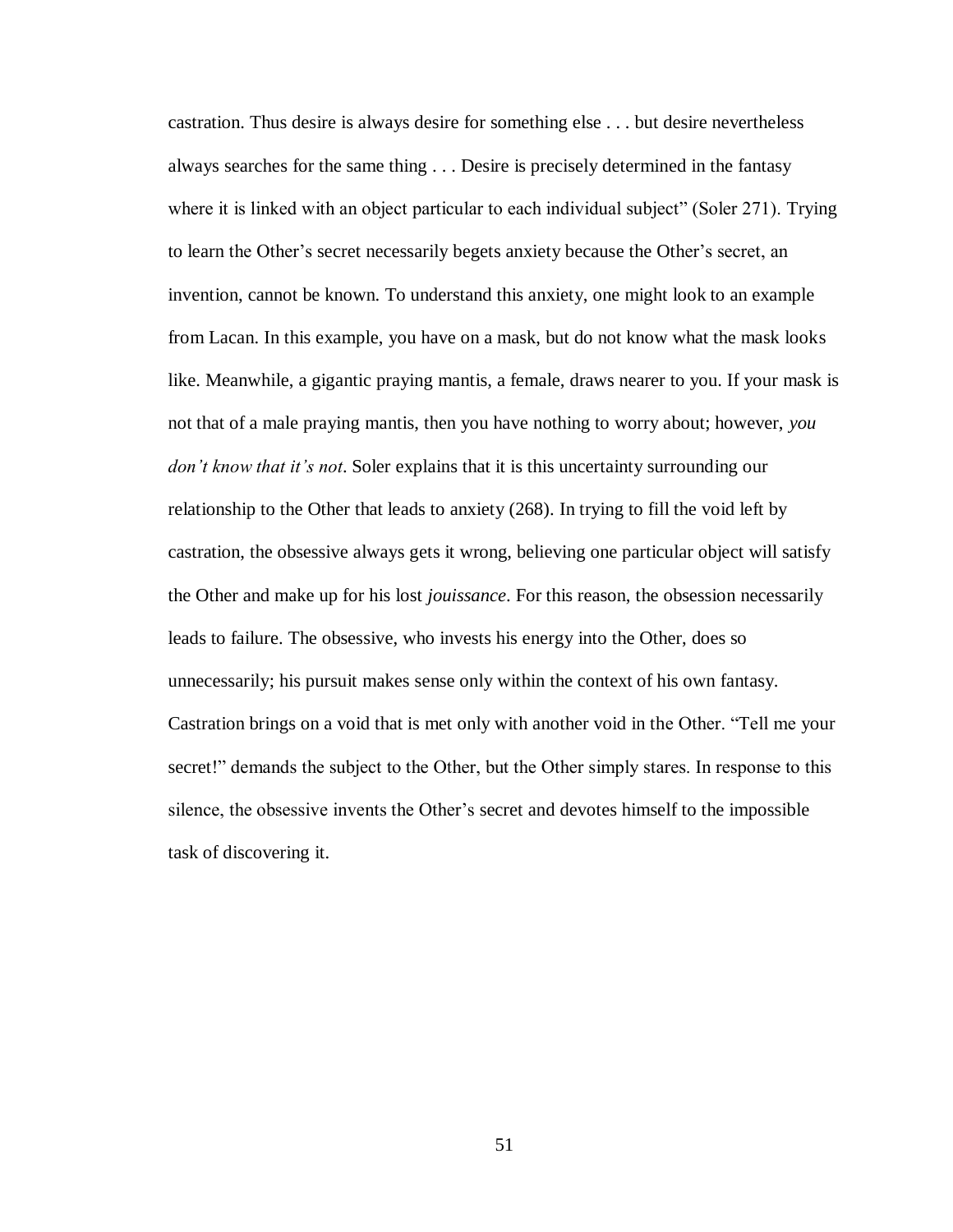castration. Thus desire is always desire for something else . . . but desire nevertheless always searches for the same thing . . . Desire is precisely determined in the fantasy where it is linked with an object particular to each individual subject" (Soler 271). Trying to learn the Other's secret necessarily begets anxiety because the Other's secret, an invention, cannot be known. To understand this anxiety, one might look to an example from Lacan. In this example, you have on a mask, but do not know what the mask looks like. Meanwhile, a gigantic praying mantis, a female, draws nearer to you. If your mask is not that of a male praying mantis, then you have nothing to worry about; however, *you don't know that it's not*. Soler explains that it is this uncertainty surrounding our relationship to the Other that leads to anxiety (268). In trying to fill the void left by castration, the obsessive always gets it wrong, believing one particular object will satisfy the Other and make up for his lost *jouissance*. For this reason, the obsession necessarily leads to failure. The obsessive, who invests his energy into the Other, does so unnecessarily; his pursuit makes sense only within the context of his own fantasy. Castration brings on a void that is met only with another void in the Other. "Tell me your secret!" demands the subject to the Other, but the Other simply stares. In response to this silence, the obsessive invents the Other's secret and devotes himself to the impossible task of discovering it.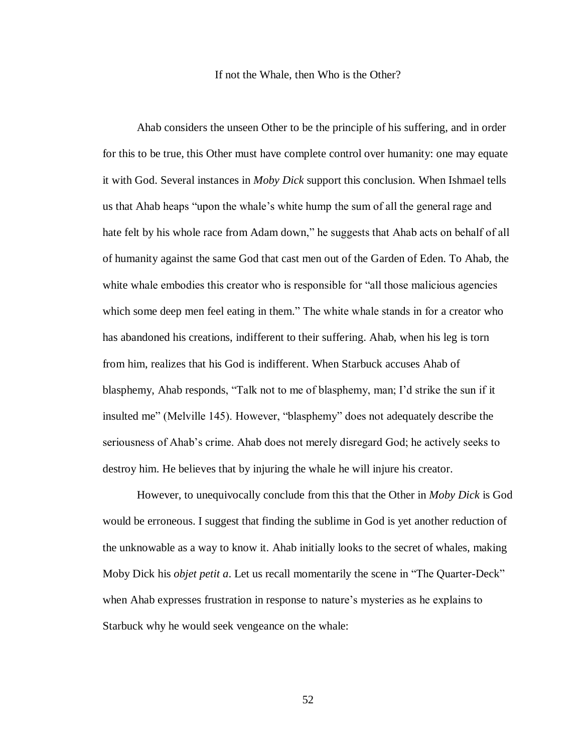## If not the Whale, then Who is the Other?

Ahab considers the unseen Other to be the principle of his suffering, and in order for this to be true, this Other must have complete control over humanity: one may equate it with God. Several instances in *Moby Dick* support this conclusion. When Ishmael tells us that Ahab heaps "upon the whale's white hump the sum of all the general rage and hate felt by his whole race from Adam down," he suggests that Ahab acts on behalf of all of humanity against the same God that cast men out of the Garden of Eden. To Ahab, the white whale embodies this creator who is responsible for "all those malicious agencies which some deep men feel eating in them." The white whale stands in for a creator who has abandoned his creations, indifferent to their suffering. Ahab, when his leg is torn from him, realizes that his God is indifferent. When Starbuck accuses Ahab of blasphemy, Ahab responds, "Talk not to me of blasphemy, man; I'd strike the sun if it insulted me" (Melville 145). However, "blasphemy" does not adequately describe the seriousness of Ahab's crime. Ahab does not merely disregard God; he actively seeks to destroy him. He believes that by injuring the whale he will injure his creator.

However, to unequivocally conclude from this that the Other in *Moby Dick* is God would be erroneous. I suggest that finding the sublime in God is yet another reduction of the unknowable as a way to know it. Ahab initially looks to the secret of whales, making Moby Dick his *objet petit a*. Let us recall momentarily the scene in "The Quarter-Deck" when Ahab expresses frustration in response to nature's mysteries as he explains to Starbuck why he would seek vengeance on the whale: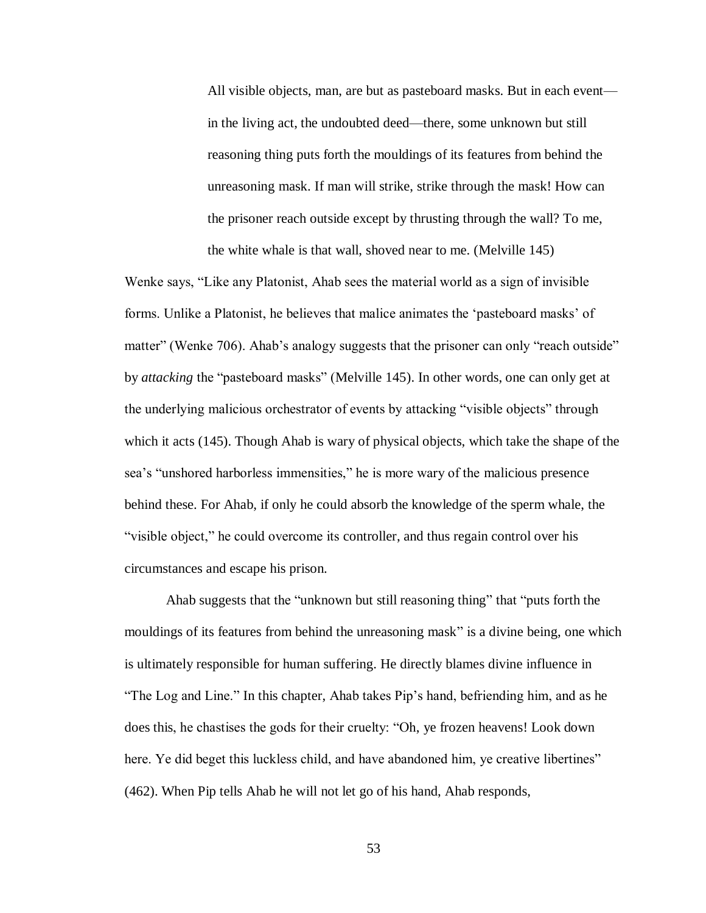> All visible objects, man, are but as pasteboard masks. But in each event—in the living act, the undoubted deed—there, some unknown but still reasoning thing puts forth the mouldings of its features from behind the unreasoning mask. If man will strike, strike through the mask! How can the prisoner reach outside except by thrusting through the wall? To me, the white whale is that wall, shoved near to me. (Melville 145)

Wenke says, "Like any Platonist, Ahab sees the material world as a sign of invisible forms. Unlike a Platonist, he believes that malice animates the 'pasteboard masks' of matter" (Wenke 706). Ahab's analogy suggests that the prisoner can only "reach outside" by *attacking* the "pasteboard masks" (Melville 145). In other words, one can only get at the underlying malicious orchestrator of events by attacking "visible objects" through which it acts (145). Though Ahab is wary of physical objects, which take the shape of the sea's "unshored harborless immensities," he is more wary of the malicious presence behind these. For Ahab, if only he could absorb the knowledge of the sperm whale, the "visible object," he could overcome its controller, and thus regain control over his circumstances and escape his prison.

Ahab suggests that the "unknown but still reasoning thing" that "puts forth the mouldings of its features from behind the unreasoning mask" is a divine being, one which is ultimately responsible for human suffering. He directly blames divine influence in "The Log and Line." In this chapter, Ahab takes Pip's hand, befriending him, and as he does this, he chastises the gods for their cruelty: "Oh, ye frozen heavens! Look down here. Ye did beget this luckless child, and have abandoned him, ye creative libertines" (462). When Pip tells Ahab he will not let go of his hand, Ahab responds,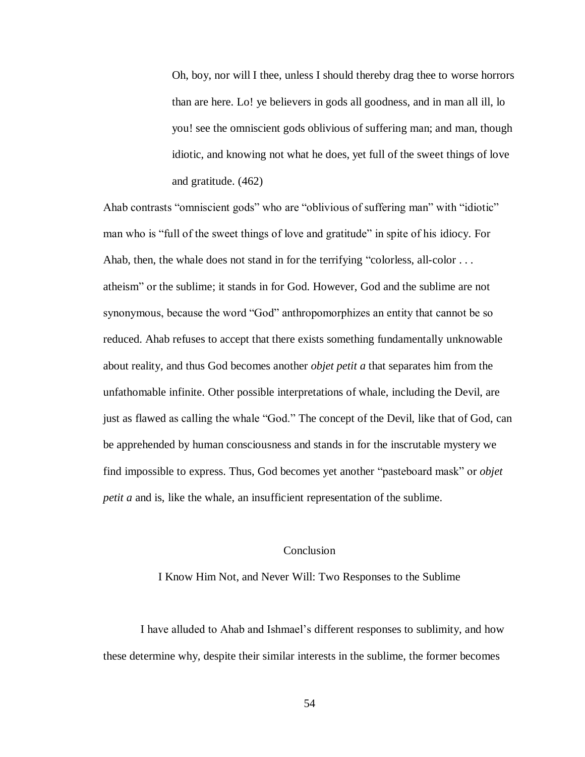> Oh, boy, nor will I thee, unless I should thereby drag thee to worse horrors than are here. Lo! ye believers in gods all goodness, and in man all ill, lo you! see the omniscient gods oblivious of suffering man; and man, though idiotic, and knowing not what he does, yet full of the sweet things of love and gratitude. (462)

Ahab contrasts "omniscient gods" who are "oblivious of suffering man" with "idiotic" man who is "full of the sweet things of love and gratitude" in spite of his idiocy. For Ahab, then, the whale does not stand in for the terrifying "colorless, all-color . . . atheism" or the sublime; it stands in for God. However, God and the sublime are not synonymous, because the word "God" anthropomorphizes an entity that cannot be so reduced. Ahab refuses to accept that there exists something fundamentally unknowable about reality, and thus God becomes another *objet petit a* that separates him from the unfathomable infinite. Other possible interpretations of whale, including the Devil, are just as flawed as calling the whale "God." The concept of the Devil, like that of God, can be apprehended by human consciousness and stands in for the inscrutable mystery we find impossible to express. Thus, God becomes yet another "pasteboard mask" or *objet petit a* and is, like the whale, an insufficient representation of the sublime.

## Conclusion

### I Know Him Not, and Never Will: Two Responses to the Sublime

I have alluded to Ahab and Ishmael's different responses to sublimity, and how these determine why, despite their similar interests in the sublime, the former becomes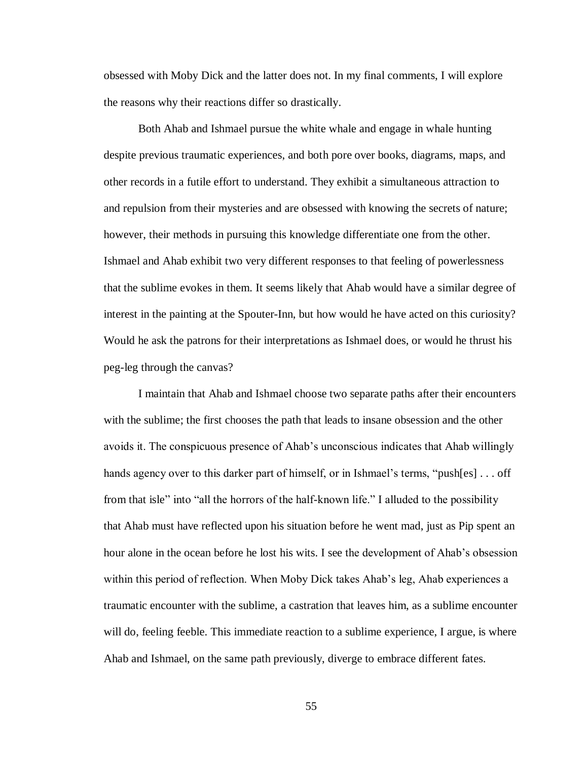obsessed with Moby Dick and the latter does not. In my final comments, I will explore the reasons why their reactions differ so drastically.

Both Ahab and Ishmael pursue the white whale and engage in whale hunting despite previous traumatic experiences, and both pore over books, diagrams, maps, and other records in a futile effort to understand. They exhibit a simultaneous attraction to and repulsion from their mysteries and are obsessed with knowing the secrets of nature; however, their methods in pursuing this knowledge differentiate one from the other. Ishmael and Ahab exhibit two very different responses to that feeling of powerlessness that the sublime evokes in them. It seems likely that Ahab would have a similar degree of interest in the painting at the Spouter-Inn, but how would he have acted on this curiosity? Would he ask the patrons for their interpretations as Ishmael does, or would he thrust his peg-leg through the canvas?

I maintain that Ahab and Ishmael choose two separate paths after their encounters with the sublime; the first chooses the path that leads to insane obsession and the other avoids it. The conspicuous presence of Ahab's unconscious indicates that Ahab willingly hands agency over to this darker part of himself, or in Ishmael's terms, "push[es] . . . off from that isle" into "all the horrors of the half-known life." I alluded to the possibility that Ahab must have reflected upon his situation before he went mad, just as Pip spent an hour alone in the ocean before he lost his wits. I see the development of Ahab's obsession within this period of reflection. When Moby Dick takes Ahab's leg, Ahab experiences a traumatic encounter with the sublime, a castration that leaves him, as a sublime encounter will do, feeling feeble. This immediate reaction to a sublime experience, I argue, is where Ahab and Ishmael, on the same path previously, diverge to embrace different fates.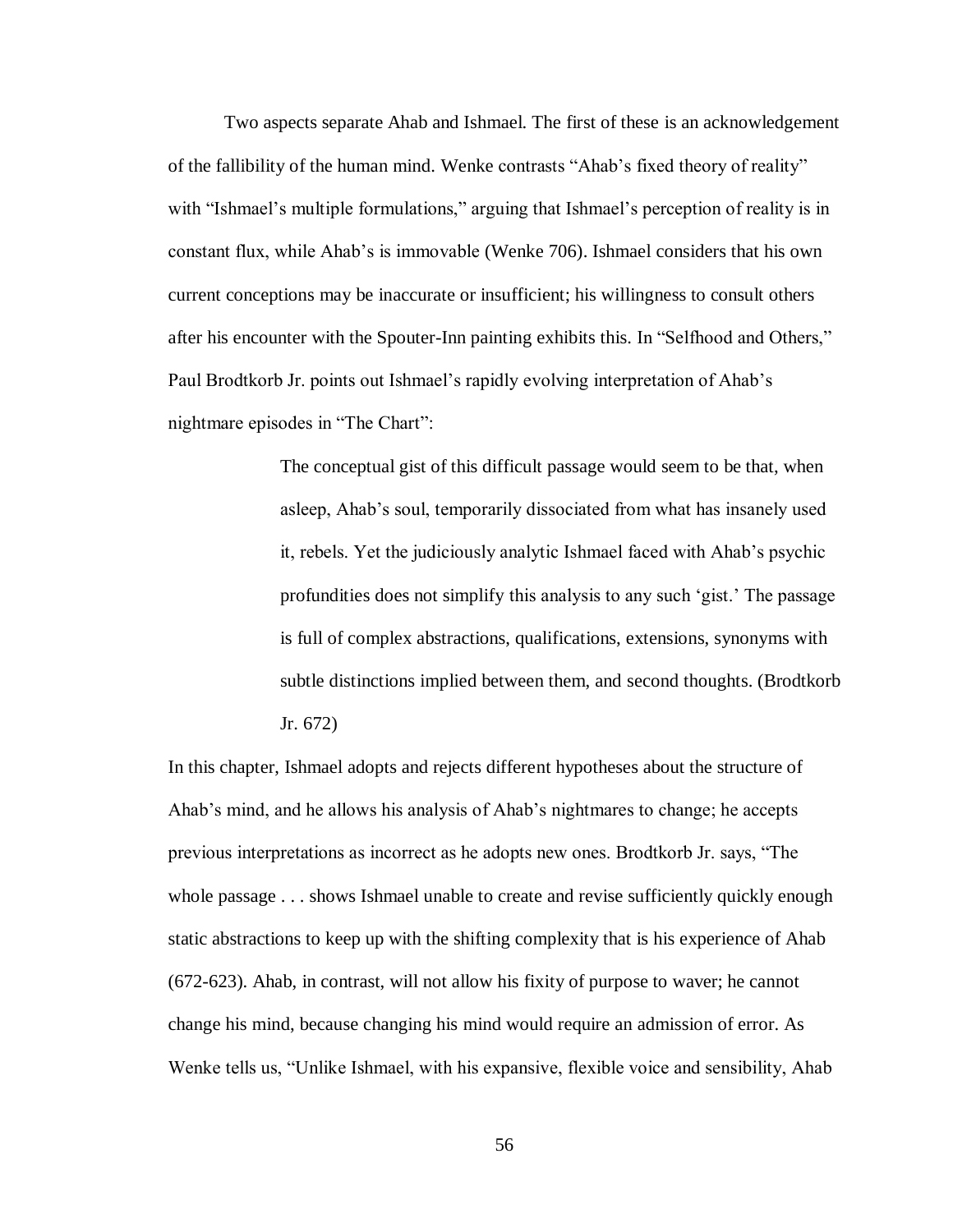Two aspects separate Ahab and Ishmael. The first of these is an acknowledgement of the fallibility of the human mind. Wenke contrasts "Ahab's fixed theory of reality" with "Ishmael's multiple formulations," arguing that Ishmael's perception of reality is in constant flux, while Ahab's is immovable (Wenke 706). Ishmael considers that his own current conceptions may be inaccurate or insufficient; his willingness to consult others after his encounter with the Spouter-Inn painting exhibits this. In "Selfhood and Others," Paul Brodtkorb Jr. points out Ishmael's rapidly evolving interpretation of Ahab's nightmare episodes in "The Chart":

> The conceptual gist of this difficult passage would seem to be that, when asleep, Ahab's soul, temporarily dissociated from what has insanely used it, rebels. Yet the judiciously analytic Ishmael faced with Ahab's psychic profundities does not simplify this analysis to any such 'gist.' The passage is full of complex abstractions, qualifications, extensions, synonyms with subtle distinctions implied between them, and second thoughts. (Brodtkorb Jr. 672)

In this chapter, Ishmael adopts and rejects different hypotheses about the structure of Ahab's mind, and he allows his analysis of Ahab's nightmares to change; he accepts previous interpretations as incorrect as he adopts new ones. Brodtkorb Jr. says, "The whole passage . . . shows Ishmael unable to create and revise sufficiently quickly enough static abstractions to keep up with the shifting complexity that is his experience of Ahab (672-623). Ahab, in contrast, will not allow his fixity of purpose to waver; he cannot change his mind, because changing his mind would require an admission of error. As Wenke tells us, "Unlike Ishmael, with his expansive, flexible voice and sensibility, Ahab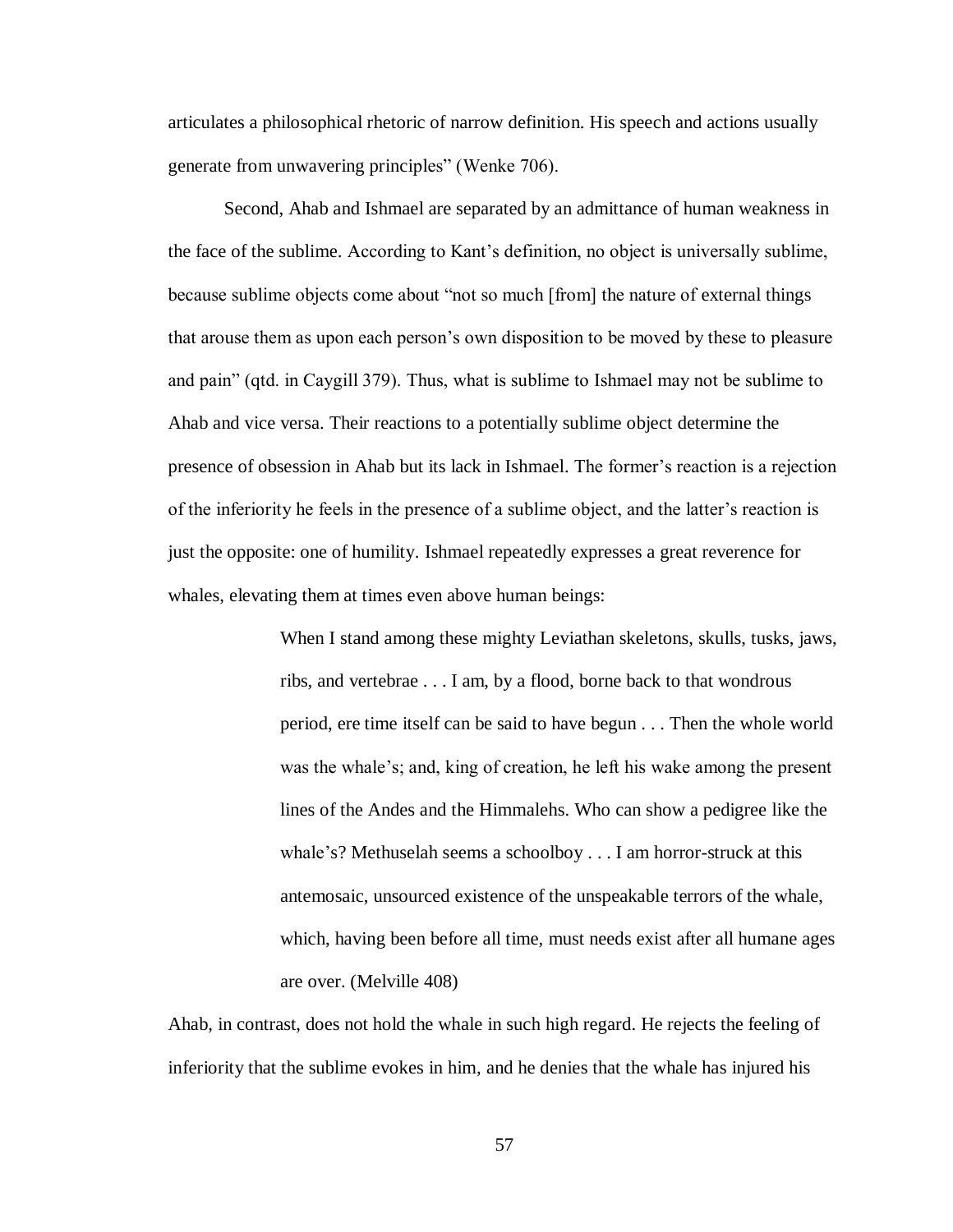articulates a philosophical rhetoric of narrow definition. His speech and actions usually generate from unwavering principles" (Wenke 706).

Second, Ahab and Ishmael are separated by an admittance of human weakness in the face of the sublime. According to Kant's definition, no object is universally sublime, because sublime objects come about "not so much [from] the nature of external things that arouse them as upon each person's own disposition to be moved by these to pleasure and pain" (qtd. in Caygill 379). Thus, what is sublime to Ishmael may not be sublime to Ahab and vice versa. Their reactions to a potentially sublime object determine the presence of obsession in Ahab but its lack in Ishmael. The former's reaction is a rejection of the inferiority he feels in the presence of a sublime object, and the latter's reaction is just the opposite: one of humility. Ishmael repeatedly expresses a great reverence for whales, elevating them at times even above human beings:

> When I stand among these mighty Leviathan skeletons, skulls, tusks, jaws, ribs, and vertebrae . . . I am, by a flood, borne back to that wondrous period, ere time itself can be said to have begun . . . Then the whole world was the whale's; and, king of creation, he left his wake among the present lines of the Andes and the Himmalehs. Who can show a pedigree like the whale's? Methuselah seems a schoolboy . . . I am horror-struck at this antemosaic, unsourced existence of the unspeakable terrors of the whale, which, having been before all time, must needs exist after all humane ages are over. (Melville 408)

Ahab, in contrast, does not hold the whale in such high regard. He rejects the feeling of inferiority that the sublime evokes in him, and he denies that the whale has injured his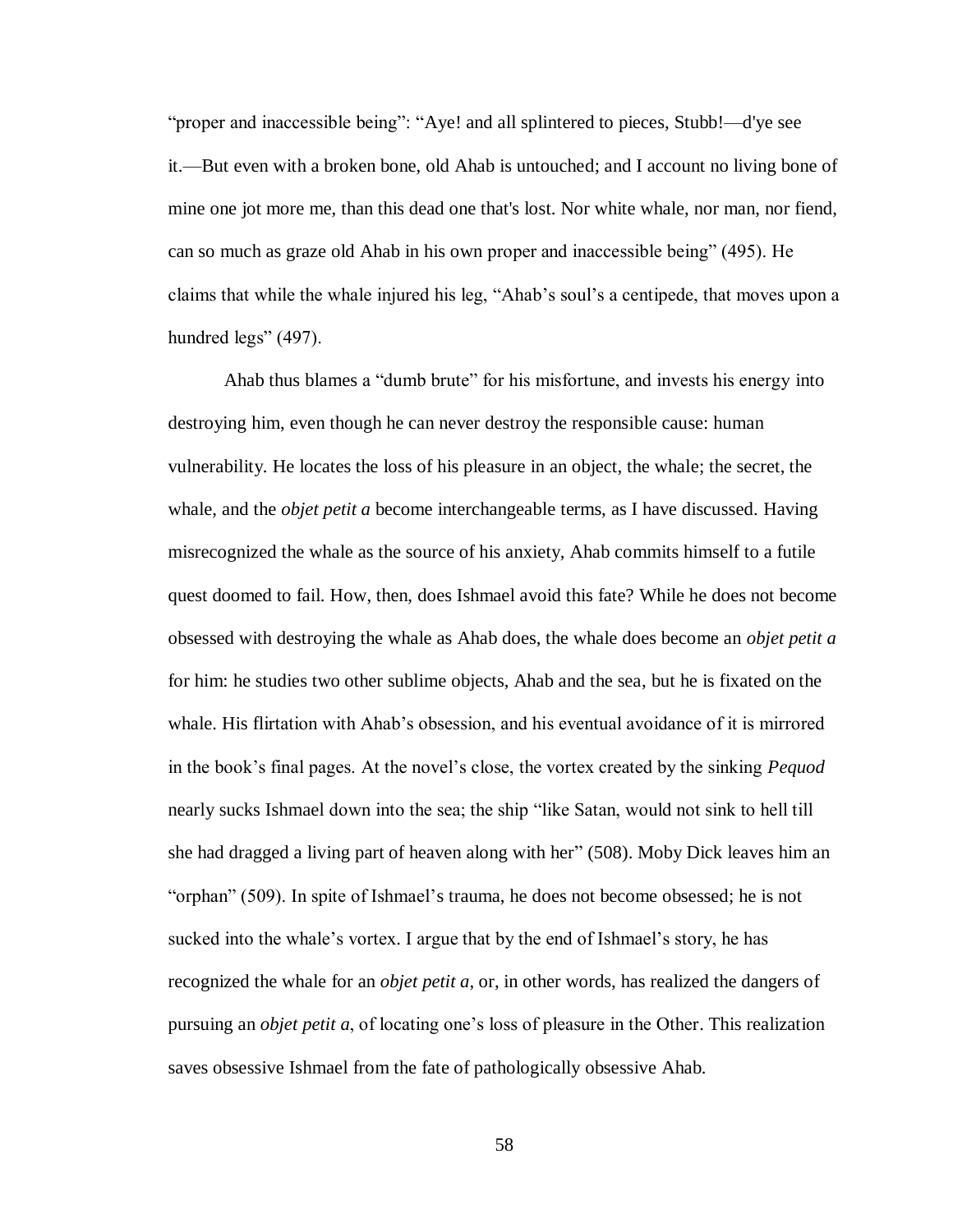"proper and inaccessible being": "Aye! and all splintered to pieces, Stubb!—d'ye see it.—But even with a broken bone, old Ahab is untouched; and I account no living bone of mine one jot more me, than this dead one that's lost. Nor white whale, nor man, nor fiend, can so much as graze old Ahab in his own proper and inaccessible being" (495). He claims that while the whale injured his leg, "Ahab's soul's a centipede, that moves upon a hundred legs" (497).

Ahab thus blames a "dumb brute" for his misfortune, and invests his energy into destroying him, even though he can never destroy the responsible cause: human vulnerability. He locates the loss of his pleasure in an object, the whale; the secret, the whale, and the *objet petit a* become interchangeable terms, as I have discussed. Having misrecognized the whale as the source of his anxiety, Ahab commits himself to a futile quest doomed to fail. How, then, does Ishmael avoid this fate? While he does not become obsessed with destroying the whale as Ahab does, the whale does become an *objet petit a* for him: he studies two other sublime objects, Ahab and the sea, but he is fixated on the whale. His flirtation with Ahab's obsession, and his eventual avoidance of it is mirrored in the book's final pages. At the novel's close, the vortex created by the sinking *Pequod* nearly sucks Ishmael down into the sea; the ship "like Satan, would not sink to hell till she had dragged a living part of heaven along with her" (508). Moby Dick leaves him an "orphan" (509). In spite of Ishmael's trauma, he does not become obsessed; he is not sucked into the whale's vortex. I argue that by the end of Ishmael's story, he has recognized the whale for an *objet petit a*, or, in other words, has realized the dangers of pursuing an *objet petit a*, of locating one's loss of pleasure in the Other. This realization saves obsessive Ishmael from the fate of pathologically obsessive Ahab.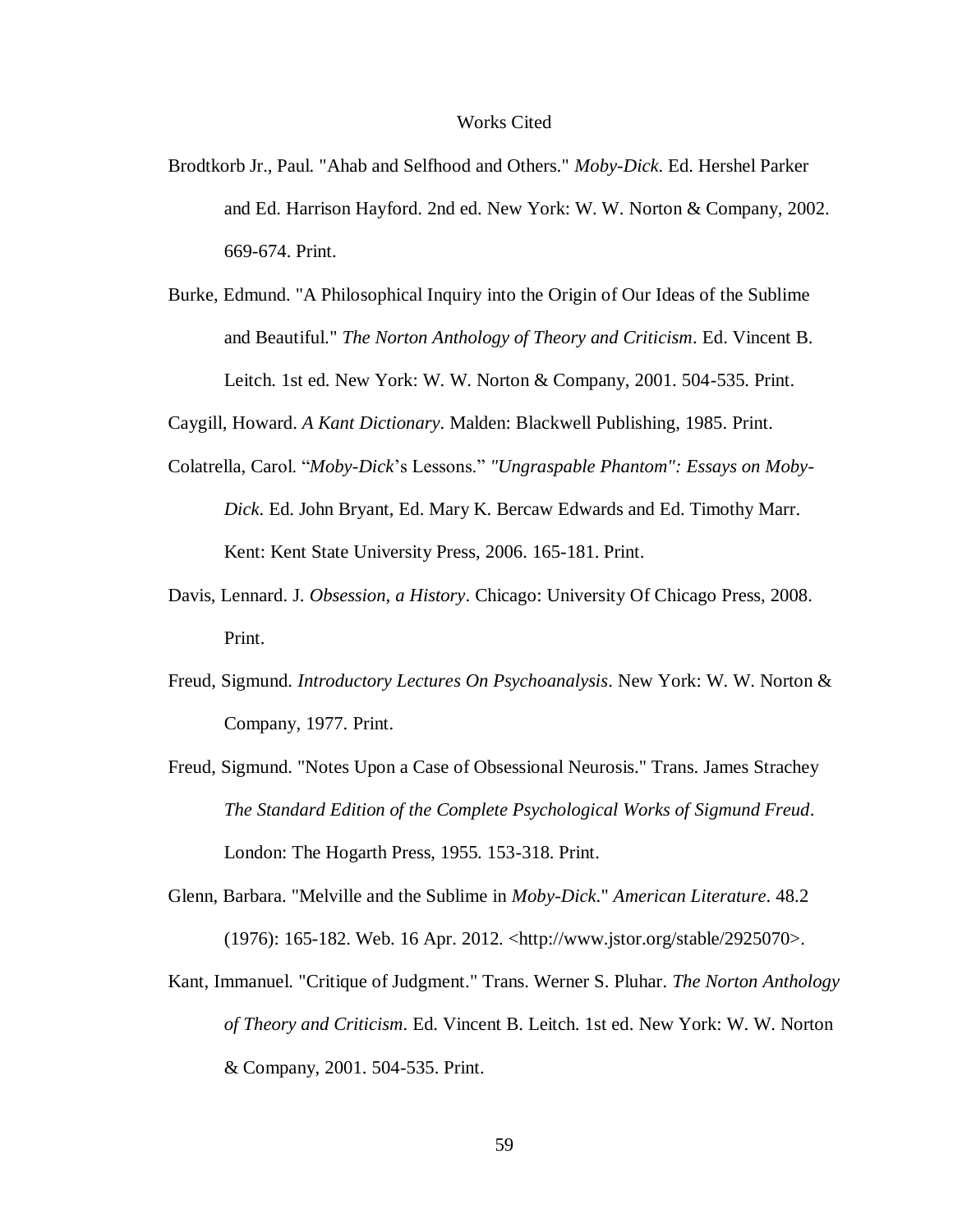# Works Cited

Brodtkorb Jr., Paul. "Ahab and Selfhood and Others." *Moby-Dick*. Ed. Hershel Parker and Ed. Harrison Hayford. 2nd ed. New York: W. W. Norton & Company, 2002. 669-674. Print.

Burke, Edmund. "A Philosophical Inquiry into the Origin of Our Ideas of the Sublime and Beautiful." *The Norton Anthology of Theory and Criticism*. Ed. Vincent B. Leitch. 1st ed. New York: W. W. Norton & Company, 2001. 504-535. Print.

Caygill, Howard. *A Kant Dictionary*. Malden: Blackwell Publishing, 1985. Print.

Colatrella, Carol. "*Moby-Dick*'s Lessons." *"Ungraspable Phantom": Essays on Moby-Dick*. Ed. John Bryant, Ed. Mary K. Bercaw Edwards and Ed. Timothy Marr. Kent: Kent State University Press, 2006. 165-181. Print.

Davis, Lennard. J. *Obsession, a History*. Chicago: University Of Chicago Press, 2008. Print.

Freud, Sigmund. *Introductory Lectures On Psychoanalysis*. New York: W. W. Norton & Company, 1977. Print.

Freud, Sigmund. "Notes Upon a Case of Obsessional Neurosis." Trans. James Strachey *The Standard Edition of the Complete Psychological Works of Sigmund Freud*. London: The Hogarth Press, 1955. 153-318. Print.

Glenn, Barbara. "Melville and the Sublime in *Moby-Dick*." *American Literature*. 48.2 (1976): 165-182. Web. 16 Apr. 2012. <http://www.jstor.org/stable/2925070>.

Kant, Immanuel. "Critique of Judgment." Trans. Werner S. Pluhar. *The Norton Anthology of Theory and Criticism*. Ed. Vincent B. Leitch. 1st ed. New York: W. W. Norton & Company, 2001. 504-535. Print.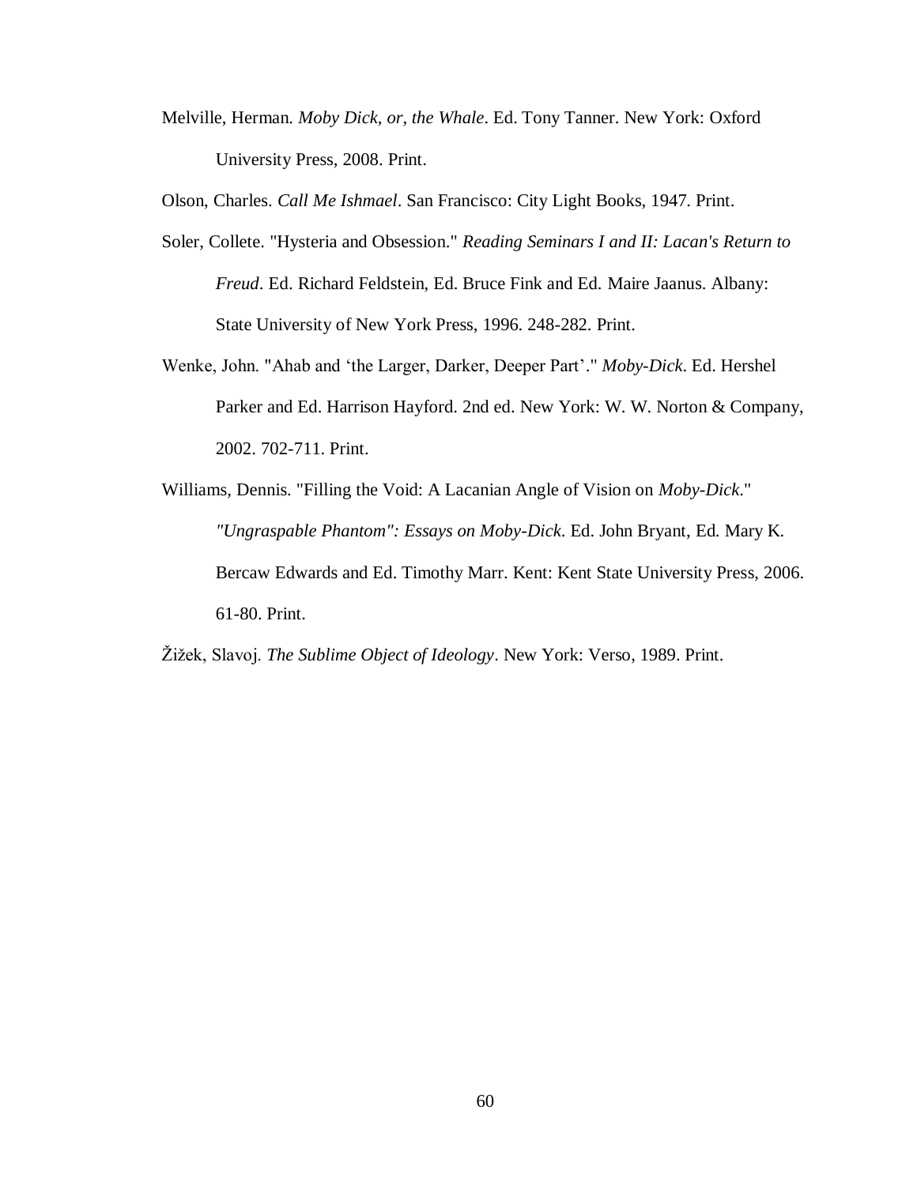Melville, Herman. *Moby Dick, or, the Whale*. Ed. Tony Tanner. New York: Oxford University Press, 2008. Print.

Olson, Charles. *Call Me Ishmael*. San Francisco: City Light Books, 1947. Print.

Soler, Collete. "Hysteria and Obsession." *Reading Seminars I and II: Lacan's Return to Freud*. Ed. Richard Feldstein, Ed. Bruce Fink and Ed. Maire Jaanus. Albany: State University of New York Press, 1996. 248-282. Print.

Wenke, John. "Ahab and 'the Larger, Darker, Deeper Part'." *Moby-Dick*. Ed. Hershel Parker and Ed. Harrison Hayford. 2nd ed. New York: W. W. Norton & Company, 2002. 702-711. Print.

Williams, Dennis. "Filling the Void: A Lacanian Angle of Vision on *Moby-Dick*." *"Ungraspable Phantom": Essays on Moby-Dick*. Ed. John Bryant, Ed. Mary K. Bercaw Edwards and Ed. Timothy Marr. Kent: Kent State University Press, 2006. 61-80. Print.

Žižek, Slavoj. *The Sublime Object of Ideology*. New York: Verso, 1989. Print.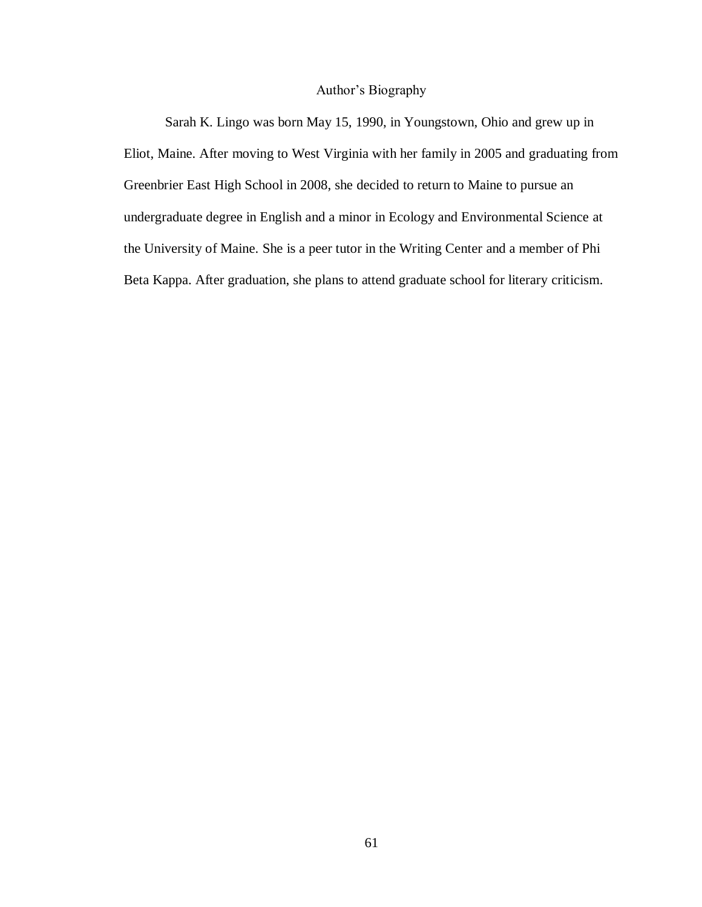# Author's Biography

Sarah K. Lingo was born May 15, 1990, in Youngstown, Ohio and grew up in Eliot, Maine. After moving to West Virginia with her family in 2005 and graduating from Greenbrier East High School in 2008, she decided to return to Maine to pursue an undergraduate degree in English and a minor in Ecology and Environmental Science at the University of Maine. She is a peer tutor in the Writing Center and a member of Phi Beta Kappa. After graduation, she plans to attend graduate school for literary criticism.